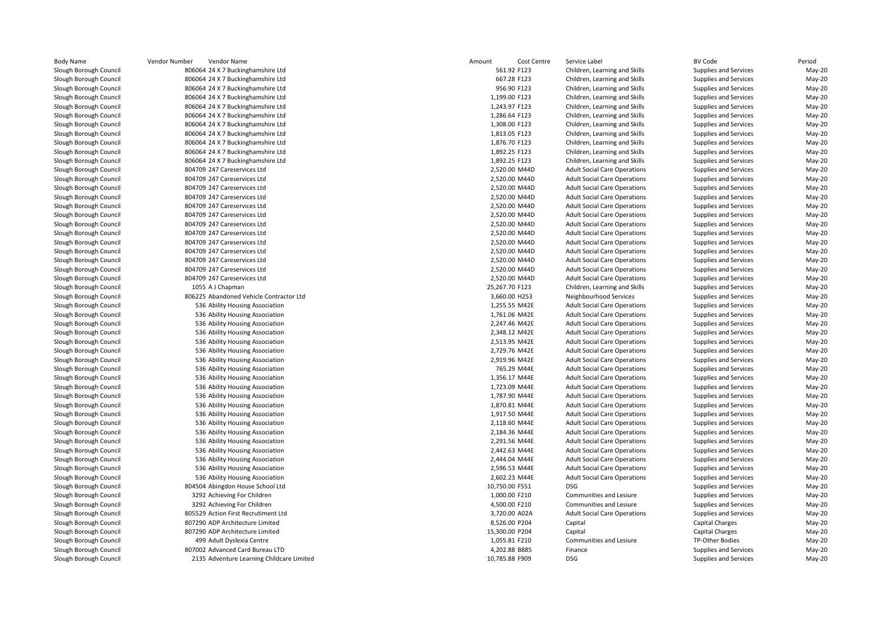| Body Name | Vendor Number | Vendor Name | Amount | Cost Centre | Service Label | BV Code | Period |
|---|---|---|---|---|---|---|---|
| Slough Borough Council | 806064 | 24 X 7 Buckinghamshire Ltd | 561.92 | F123 | Children, Learning and Skills | Supplies and Services | May-20 |
| Slough Borough Council | 806064 | 24 X 7 Buckinghamshire Ltd | 667.28 | F123 | Children, Learning and Skills | Supplies and Services | May-20 |
| Slough Borough Council | 806064 | 24 X 7 Buckinghamshire Ltd | 956.90 | F123 | Children, Learning and Skills | Supplies and Services | May-20 |
| Slough Borough Council | 806064 | 24 X 7 Buckinghamshire Ltd | 1,199.00 | F123 | Children, Learning and Skills | Supplies and Services | May-20 |
| Slough Borough Council | 806064 | 24 X 7 Buckinghamshire Ltd | 1,243.97 | F123 | Children, Learning and Skills | Supplies and Services | May-20 |
| Slough Borough Council | 806064 | 24 X 7 Buckinghamshire Ltd | 1,286.64 | F123 | Children, Learning and Skills | Supplies and Services | May-20 |
| Slough Borough Council | 806064 | 24 X 7 Buckinghamshire Ltd | 1,308.00 | F123 | Children, Learning and Skills | Supplies and Services | May-20 |
| Slough Borough Council | 806064 | 24 X 7 Buckinghamshire Ltd | 1,813.05 | F123 | Children, Learning and Skills | Supplies and Services | May-20 |
| Slough Borough Council | 806064 | 24 X 7 Buckinghamshire Ltd | 1,876.70 | F123 | Children, Learning and Skills | Supplies and Services | May-20 |
| Slough Borough Council | 806064 | 24 X 7 Buckinghamshire Ltd | 1,892.25 | F123 | Children, Learning and Skills | Supplies and Services | May-20 |
| Slough Borough Council | 806064 | 24 X 7 Buckinghamshire Ltd | 1,892.25 | F123 | Children, Learning and Skills | Supplies and Services | May-20 |
| Slough Borough Council | 804709 | 247 Careservices Ltd | 2,520.00 | M44D | Adult Social Care Operations | Supplies and Services | May-20 |
| Slough Borough Council | 804709 | 247 Careservices Ltd | 2,520.00 | M44D | Adult Social Care Operations | Supplies and Services | May-20 |
| Slough Borough Council | 804709 | 247 Careservices Ltd | 2,520.00 | M44D | Adult Social Care Operations | Supplies and Services | May-20 |
| Slough Borough Council | 804709 | 247 Careservices Ltd | 2,520.00 | M44D | Adult Social Care Operations | Supplies and Services | May-20 |
| Slough Borough Council | 804709 | 247 Careservices Ltd | 2,520.00 | M44D | Adult Social Care Operations | Supplies and Services | May-20 |
| Slough Borough Council | 804709 | 247 Careservices Ltd | 2,520.00 | M44D | Adult Social Care Operations | Supplies and Services | May-20 |
| Slough Borough Council | 804709 | 247 Careservices Ltd | 2,520.00 | M44D | Adult Social Care Operations | Supplies and Services | May-20 |
| Slough Borough Council | 804709 | 247 Careservices Ltd | 2,520.00 | M44D | Adult Social Care Operations | Supplies and Services | May-20 |
| Slough Borough Council | 804709 | 247 Careservices Ltd | 2,520.00 | M44D | Adult Social Care Operations | Supplies and Services | May-20 |
| Slough Borough Council | 804709 | 247 Careservices Ltd | 2,520.00 | M44D | Adult Social Care Operations | Supplies and Services | May-20 |
| Slough Borough Council | 804709 | 247 Careservices Ltd | 2,520.00 | M44D | Adult Social Care Operations | Supplies and Services | May-20 |
| Slough Borough Council | 804709 | 247 Careservices Ltd | 2,520.00 | M44D | Adult Social Care Operations | Supplies and Services | May-20 |
| Slough Borough Council | 804709 | 247 Careservices Ltd | 2,520.00 | M44D | Adult Social Care Operations | Supplies and Services | May-20 |
| Slough Borough Council | 1055 | A J Chapman | 25,267.70 | F123 | Children, Learning and Skills | Supplies and Services | May-20 |
| Slough Borough Council | 806225 | Abandoned Vehicle Contractor Ltd | 3,660.00 | H253 | Neighbourhood Services | Supplies and Services | May-20 |
| Slough Borough Council | 536 | Ability Housing Association | 1,255.55 | M42E | Adult Social Care Operations | Supplies and Services | May-20 |
| Slough Borough Council | 536 | Ability Housing Association | 1,761.06 | M42E | Adult Social Care Operations | Supplies and Services | May-20 |
| Slough Borough Council | 536 | Ability Housing Association | 2,247.46 | M42E | Adult Social Care Operations | Supplies and Services | May-20 |
| Slough Borough Council | 536 | Ability Housing Association | 2,348.12 | M42E | Adult Social Care Operations | Supplies and Services | May-20 |
| Slough Borough Council | 536 | Ability Housing Association | 2,513.95 | M42E | Adult Social Care Operations | Supplies and Services | May-20 |
| Slough Borough Council | 536 | Ability Housing Association | 2,729.76 | M42E | Adult Social Care Operations | Supplies and Services | May-20 |
| Slough Borough Council | 536 | Ability Housing Association | 2,919.96 | M42E | Adult Social Care Operations | Supplies and Services | May-20 |
| Slough Borough Council | 536 | Ability Housing Association | 765.29 | M44E | Adult Social Care Operations | Supplies and Services | May-20 |
| Slough Borough Council | 536 | Ability Housing Association | 1,356.17 | M44E | Adult Social Care Operations | Supplies and Services | May-20 |
| Slough Borough Council | 536 | Ability Housing Association | 1,723.09 | M44E | Adult Social Care Operations | Supplies and Services | May-20 |
| Slough Borough Council | 536 | Ability Housing Association | 1,787.90 | M44E | Adult Social Care Operations | Supplies and Services | May-20 |
| Slough Borough Council | 536 | Ability Housing Association | 1,870.81 | M44E | Adult Social Care Operations | Supplies and Services | May-20 |
| Slough Borough Council | 536 | Ability Housing Association | 1,917.50 | M44E | Adult Social Care Operations | Supplies and Services | May-20 |
| Slough Borough Council | 536 | Ability Housing Association | 2,118.60 | M44E | Adult Social Care Operations | Supplies and Services | May-20 |
| Slough Borough Council | 536 | Ability Housing Association | 2,184.36 | M44E | Adult Social Care Operations | Supplies and Services | May-20 |
| Slough Borough Council | 536 | Ability Housing Association | 2,291.56 | M44E | Adult Social Care Operations | Supplies and Services | May-20 |
| Slough Borough Council | 536 | Ability Housing Association | 2,442.63 | M44E | Adult Social Care Operations | Supplies and Services | May-20 |
| Slough Borough Council | 536 | Ability Housing Association | 2,444.04 | M44E | Adult Social Care Operations | Supplies and Services | May-20 |
| Slough Borough Council | 536 | Ability Housing Association | 2,596.53 | M44E | Adult Social Care Operations | Supplies and Services | May-20 |
| Slough Borough Council | 536 | Ability Housing Association | 2,602.23 | M44E | Adult Social Care Operations | Supplies and Services | May-20 |
| Slough Borough Council | 804504 | Abingdon House School Ltd | 10,750.00 | F551 | DSG | Supplies and Services | May-20 |
| Slough Borough Council | 3292 | Achieving For Children | 1,000.00 | F210 | Communities and Lesiure | Supplies and Services | May-20 |
| Slough Borough Council | 3292 | Achieving For Children | 4,500.00 | F210 | Communities and Lesiure | Supplies and Services | May-20 |
| Slough Borough Council | 805529 | Action First Recrutiment Ltd | 3,720.00 | A02A | Adult Social Care Operations | Supplies and Services | May-20 |
| Slough Borough Council | 807290 | ADP Architecture Limited | 8,526.00 | P204 | Capital | Capital Charges | May-20 |
| Slough Borough Council | 807290 | ADP Architecture Limited | 15,300.00 | P204 | Capital | Capital Charges | May-20 |
| Slough Borough Council | 499 | Adult Dyslexia Centre | 1,055.81 | F210 | Communities and Lesiure | TP-Other Bodies | May-20 |
| Slough Borough Council | 807002 | Advanced Card Bureau LTD | 4,202.88 | B885 | Finance | Supplies and Services | May-20 |
| Slough Borough Council | 2135 | Adventure Learning Childcare Limited | 10,785.88 | F909 | DSG | Supplies and Services | May-20 |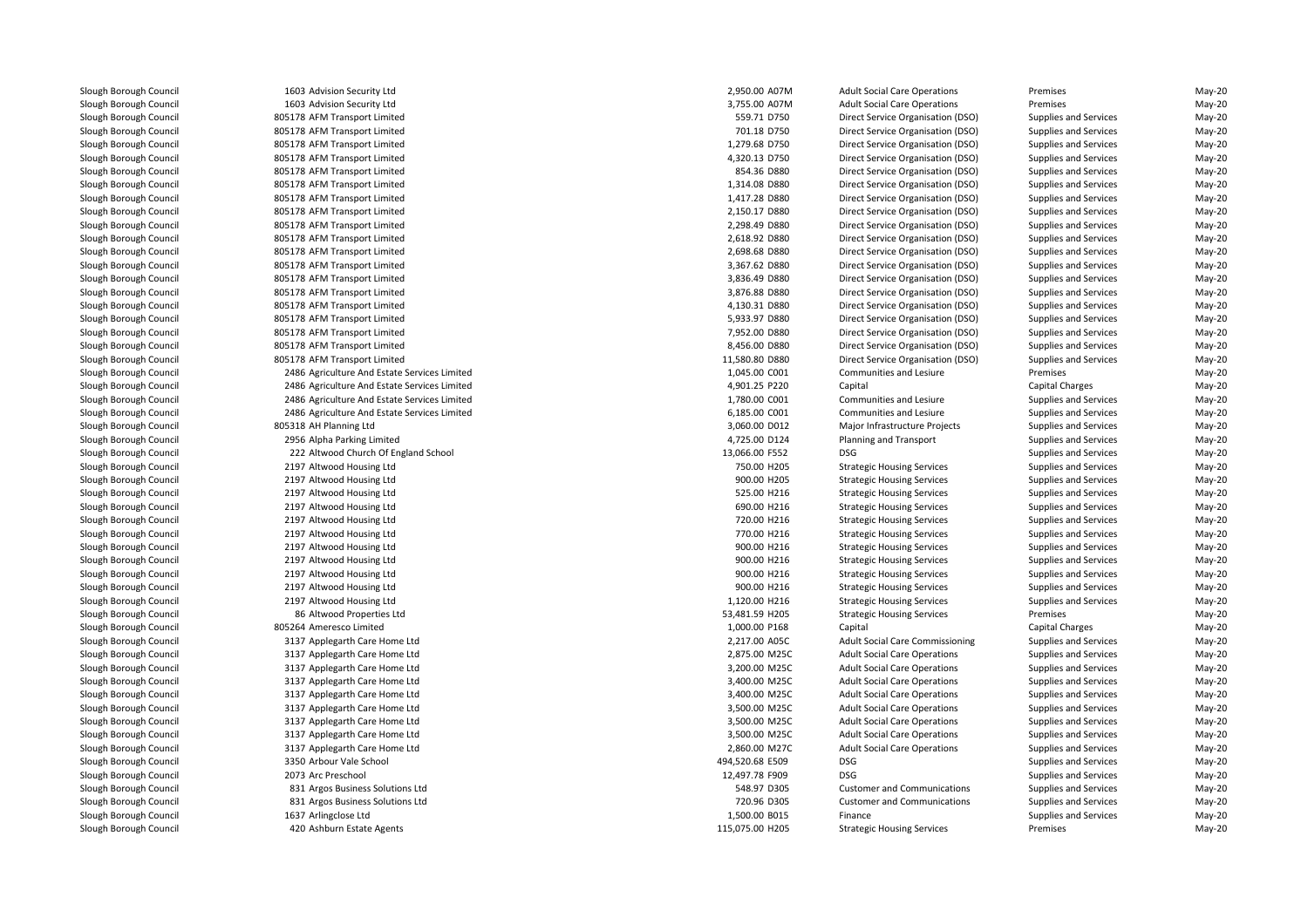| | | | | | | |
|---|---|---|---|---|---|---|
| Slough Borough Council | 1603 Advision Security Ltd | 2,950.00 A07M | Adult Social Care Operations | Premises | May-20 |
| Slough Borough Council | 1603 Advision Security Ltd | 3,755.00 A07M | Adult Social Care Operations | Premises | May-20 |
| Slough Borough Council | 805178 AFM Transport Limited | 559.71 D750 | Direct Service Organisation (DSO) | Supplies and Services | May-20 |
| Slough Borough Council | 805178 AFM Transport Limited | 701.18 D750 | Direct Service Organisation (DSO) | Supplies and Services | May-20 |
| Slough Borough Council | 805178 AFM Transport Limited | 1,279.68 D750 | Direct Service Organisation (DSO) | Supplies and Services | May-20 |
| Slough Borough Council | 805178 AFM Transport Limited | 4,320.13 D750 | Direct Service Organisation (DSO) | Supplies and Services | May-20 |
| Slough Borough Council | 805178 AFM Transport Limited | 854.36 D880 | Direct Service Organisation (DSO) | Supplies and Services | May-20 |
| Slough Borough Council | 805178 AFM Transport Limited | 1,314.08 D880 | Direct Service Organisation (DSO) | Supplies and Services | May-20 |
| Slough Borough Council | 805178 AFM Transport Limited | 1,417.28 D880 | Direct Service Organisation (DSO) | Supplies and Services | May-20 |
| Slough Borough Council | 805178 AFM Transport Limited | 2,150.17 D880 | Direct Service Organisation (DSO) | Supplies and Services | May-20 |
| Slough Borough Council | 805178 AFM Transport Limited | 2,298.49 D880 | Direct Service Organisation (DSO) | Supplies and Services | May-20 |
| Slough Borough Council | 805178 AFM Transport Limited | 2,618.92 D880 | Direct Service Organisation (DSO) | Supplies and Services | May-20 |
| Slough Borough Council | 805178 AFM Transport Limited | 2,698.68 D880 | Direct Service Organisation (DSO) | Supplies and Services | May-20 |
| Slough Borough Council | 805178 AFM Transport Limited | 3,367.62 D880 | Direct Service Organisation (DSO) | Supplies and Services | May-20 |
| Slough Borough Council | 805178 AFM Transport Limited | 3,836.49 D880 | Direct Service Organisation (DSO) | Supplies and Services | May-20 |
| Slough Borough Council | 805178 AFM Transport Limited | 3,876.88 D880 | Direct Service Organisation (DSO) | Supplies and Services | May-20 |
| Slough Borough Council | 805178 AFM Transport Limited | 4,130.31 D880 | Direct Service Organisation (DSO) | Supplies and Services | May-20 |
| Slough Borough Council | 805178 AFM Transport Limited | 5,933.97 D880 | Direct Service Organisation (DSO) | Supplies and Services | May-20 |
| Slough Borough Council | 805178 AFM Transport Limited | 7,952.00 D880 | Direct Service Organisation (DSO) | Supplies and Services | May-20 |
| Slough Borough Council | 805178 AFM Transport Limited | 8,456.00 D880 | Direct Service Organisation (DSO) | Supplies and Services | May-20 |
| Slough Borough Council | 805178 AFM Transport Limited | 11,580.80 D880 | Direct Service Organisation (DSO) | Supplies and Services | May-20 |
| Slough Borough Council | 2486 Agriculture And Estate Services Limited | 1,045.00 C001 | Communities and Lesiure | Premises | May-20 |
| Slough Borough Council | 2486 Agriculture And Estate Services Limited | 4,901.25 P220 | Capital | Capital Charges | May-20 |
| Slough Borough Council | 2486 Agriculture And Estate Services Limited | 1,780.00 C001 | Communities and Lesiure | Supplies and Services | May-20 |
| Slough Borough Council | 2486 Agriculture And Estate Services Limited | 6,185.00 C001 | Communities and Lesiure | Supplies and Services | May-20 |
| Slough Borough Council | 805318 AH Planning Ltd | 3,060.00 D012 | Major Infrastructure Projects | Supplies and Services | May-20 |
| Slough Borough Council | 2956 Alpha Parking Limited | 4,725.00 D124 | Planning and Transport | Supplies and Services | May-20 |
| Slough Borough Council | 222 Altwood Church Of England School | 13,066.00 F552 | DSG | Supplies and Services | May-20 |
| Slough Borough Council | 2197 Altwood Housing Ltd | 750.00 H205 | Strategic Housing Services | Supplies and Services | May-20 |
| Slough Borough Council | 2197 Altwood Housing Ltd | 900.00 H205 | Strategic Housing Services | Supplies and Services | May-20 |
| Slough Borough Council | 2197 Altwood Housing Ltd | 525.00 H216 | Strategic Housing Services | Supplies and Services | May-20 |
| Slough Borough Council | 2197 Altwood Housing Ltd | 690.00 H216 | Strategic Housing Services | Supplies and Services | May-20 |
| Slough Borough Council | 2197 Altwood Housing Ltd | 720.00 H216 | Strategic Housing Services | Supplies and Services | May-20 |
| Slough Borough Council | 2197 Altwood Housing Ltd | 770.00 H216 | Strategic Housing Services | Supplies and Services | May-20 |
| Slough Borough Council | 2197 Altwood Housing Ltd | 900.00 H216 | Strategic Housing Services | Supplies and Services | May-20 |
| Slough Borough Council | 2197 Altwood Housing Ltd | 900.00 H216 | Strategic Housing Services | Supplies and Services | May-20 |
| Slough Borough Council | 2197 Altwood Housing Ltd | 900.00 H216 | Strategic Housing Services | Supplies and Services | May-20 |
| Slough Borough Council | 2197 Altwood Housing Ltd | 900.00 H216 | Strategic Housing Services | Supplies and Services | May-20 |
| Slough Borough Council | 2197 Altwood Housing Ltd | 1,120.00 H216 | Strategic Housing Services | Supplies and Services | May-20 |
| Slough Borough Council | 86 Altwood Properties Ltd | 53,481.59 H205 | Strategic Housing Services | Premises | May-20 |
| Slough Borough Council | 805264 Ameresco Limited | 1,000.00 P168 | Capital | Capital Charges | May-20 |
| Slough Borough Council | 3137 Applegarth Care Home Ltd | 2,217.00 A05C | Adult Social Care Commissioning | Supplies and Services | May-20 |
| Slough Borough Council | 3137 Applegarth Care Home Ltd | 2,875.00 M25C | Adult Social Care Operations | Supplies and Services | May-20 |
| Slough Borough Council | 3137 Applegarth Care Home Ltd | 3,200.00 M25C | Adult Social Care Operations | Supplies and Services | May-20 |
| Slough Borough Council | 3137 Applegarth Care Home Ltd | 3,400.00 M25C | Adult Social Care Operations | Supplies and Services | May-20 |
| Slough Borough Council | 3137 Applegarth Care Home Ltd | 3,400.00 M25C | Adult Social Care Operations | Supplies and Services | May-20 |
| Slough Borough Council | 3137 Applegarth Care Home Ltd | 3,500.00 M25C | Adult Social Care Operations | Supplies and Services | May-20 |
| Slough Borough Council | 3137 Applegarth Care Home Ltd | 3,500.00 M25C | Adult Social Care Operations | Supplies and Services | May-20 |
| Slough Borough Council | 3137 Applegarth Care Home Ltd | 3,500.00 M25C | Adult Social Care Operations | Supplies and Services | May-20 |
| Slough Borough Council | 3137 Applegarth Care Home Ltd | 2,860.00 M27C | Adult Social Care Operations | Supplies and Services | May-20 |
| Slough Borough Council | 3350 Arbour Vale School | 494,520.68 E509 | DSG | Supplies and Services | May-20 |
| Slough Borough Council | 2073 Arc Preschool | 12,497.78 F909 | DSG | Supplies and Services | May-20 |
| Slough Borough Council | 831 Argos Business Solutions Ltd | 548.97 D305 | Customer and Communications | Supplies and Services | May-20 |
| Slough Borough Council | 831 Argos Business Solutions Ltd | 720.96 D305 | Customer and Communications | Supplies and Services | May-20 |
| Slough Borough Council | 1637 Arlingclose Ltd | 1,500.00 B015 | Finance | Supplies and Services | May-20 |
| Slough Borough Council | 420 Ashburn Estate Agents | 115,075.00 H205 | Strategic Housing Services | Premises | May-20 |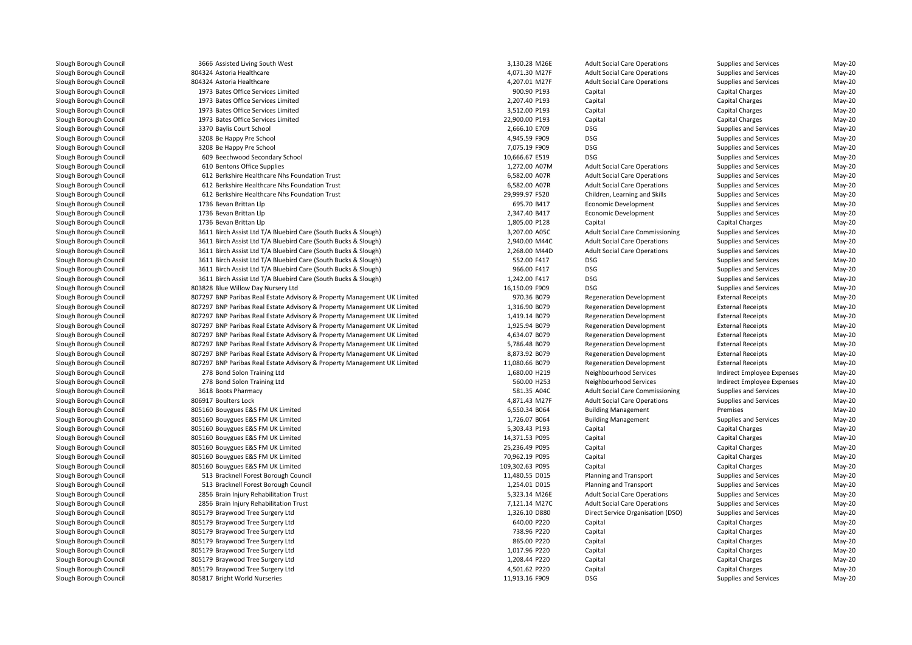| | | | | | |
|---|---|---|---|---|---|
| Slough Borough Council | 3666 Assisted Living South West | 3,130.28 M26E | Adult Social Care Operations | Supplies and Services | May-20 |
| Slough Borough Council | 804324 Astoria Healthcare | 4,071.30 M27F | Adult Social Care Operations | Supplies and Services | May-20 |
| Slough Borough Council | 804324 Astoria Healthcare | 4,207.01 M27F | Adult Social Care Operations | Supplies and Services | May-20 |
| Slough Borough Council | 1973 Bates Office Services Limited | 900.90 P193 | Capital | Capital Charges | May-20 |
| Slough Borough Council | 1973 Bates Office Services Limited | 2,207.40 P193 | Capital | Capital Charges | May-20 |
| Slough Borough Council | 1973 Bates Office Services Limited | 3,512.00 P193 | Capital | Capital Charges | May-20 |
| Slough Borough Council | 1973 Bates Office Services Limited | 22,900.00 P193 | Capital | Capital Charges | May-20 |
| Slough Borough Council | 3370 Baylis Court School | 2,666.10 E709 | DSG | Supplies and Services | May-20 |
| Slough Borough Council | 3208 Be Happy Pre School | 4,945.59 F909 | DSG | Supplies and Services | May-20 |
| Slough Borough Council | 3208 Be Happy Pre School | 7,075.19 F909 | DSG | Supplies and Services | May-20 |
| Slough Borough Council | 609 Beechwood Secondary School | 10,666.67 E519 | DSG | Supplies and Services | May-20 |
| Slough Borough Council | 610 Bentons Office Supplies | 1,272.00 A07M | Adult Social Care Operations | Supplies and Services | May-20 |
| Slough Borough Council | 612 Berkshire Healthcare Nhs Foundation Trust | 6,582.00 A07R | Adult Social Care Operations | Supplies and Services | May-20 |
| Slough Borough Council | 612 Berkshire Healthcare Nhs Foundation Trust | 6,582.00 A07R | Adult Social Care Operations | Supplies and Services | May-20 |
| Slough Borough Council | 612 Berkshire Healthcare Nhs Foundation Trust | 29,999.97 F520 | Children, Learning and Skills | Supplies and Services | May-20 |
| Slough Borough Council | 1736 Bevan Brittan Llp | 695.70 B417 | Economic Development | Supplies and Services | May-20 |
| Slough Borough Council | 1736 Bevan Brittan Llp | 2,347.40 B417 | Economic Development | Supplies and Services | May-20 |
| Slough Borough Council | 1736 Bevan Brittan Llp | 1,805.00 P128 | Capital | Capital Charges | May-20 |
| Slough Borough Council | 3611 Birch Assist Ltd T/A Bluebird Care (South Bucks & Slough) | 3,207.00 A05C | Adult Social Care Commissioning | Supplies and Services | May-20 |
| Slough Borough Council | 3611 Birch Assist Ltd T/A Bluebird Care (South Bucks & Slough) | 2,940.00 M44C | Adult Social Care Operations | Supplies and Services | May-20 |
| Slough Borough Council | 3611 Birch Assist Ltd T/A Bluebird Care (South Bucks & Slough) | 2,268.00 M44D | Adult Social Care Operations | Supplies and Services | May-20 |
| Slough Borough Council | 3611 Birch Assist Ltd T/A Bluebird Care (South Bucks & Slough) | 552.00 F417 | DSG | Supplies and Services | May-20 |
| Slough Borough Council | 3611 Birch Assist Ltd T/A Bluebird Care (South Bucks & Slough) | 966.00 F417 | DSG | Supplies and Services | May-20 |
| Slough Borough Council | 3611 Birch Assist Ltd T/A Bluebird Care (South Bucks & Slough) | 1,242.00 F417 | DSG | Supplies and Services | May-20 |
| Slough Borough Council | 803828 Blue Willow Day Nursery Ltd | 16,150.09 F909 | DSG | Supplies and Services | May-20 |
| Slough Borough Council | 807297 BNP Paribas Real Estate Advisory & Property Management UK Limited | 970.36 B079 | Regeneration Development | External Receipts | May-20 |
| Slough Borough Council | 807297 BNP Paribas Real Estate Advisory & Property Management UK Limited | 1,316.90 B079 | Regeneration Development | External Receipts | May-20 |
| Slough Borough Council | 807297 BNP Paribas Real Estate Advisory & Property Management UK Limited | 1,419.14 B079 | Regeneration Development | External Receipts | May-20 |
| Slough Borough Council | 807297 BNP Paribas Real Estate Advisory & Property Management UK Limited | 1,925.94 B079 | Regeneration Development | External Receipts | May-20 |
| Slough Borough Council | 807297 BNP Paribas Real Estate Advisory & Property Management UK Limited | 4,634.07 B079 | Regeneration Development | External Receipts | May-20 |
| Slough Borough Council | 807297 BNP Paribas Real Estate Advisory & Property Management UK Limited | 5,786.48 B079 | Regeneration Development | External Receipts | May-20 |
| Slough Borough Council | 807297 BNP Paribas Real Estate Advisory & Property Management UK Limited | 8,873.92 B079 | Regeneration Development | External Receipts | May-20 |
| Slough Borough Council | 807297 BNP Paribas Real Estate Advisory & Property Management UK Limited | 11,080.66 B079 | Regeneration Development | External Receipts | May-20 |
| Slough Borough Council | 278 Bond Solon Training Ltd | 1,680.00 H219 | Neighbourhood Services | Indirect Employee Expenses | May-20 |
| Slough Borough Council | 278 Bond Solon Training Ltd | 560.00 H253 | Neighbourhood Services | Indirect Employee Expenses | May-20 |
| Slough Borough Council | 3618 Boots Pharmacy | 581.35 A04C | Adult Social Care Commissioning | Supplies and Services | May-20 |
| Slough Borough Council | 806917 Boulters Lock | 4,871.43 M27F | Adult Social Care Operations | Supplies and Services | May-20 |
| Slough Borough Council | 805160 Bouygues E&S FM UK Limited | 6,550.34 B064 | Building Management | Premises | May-20 |
| Slough Borough Council | 805160 Bouygues E&S FM UK Limited | 1,726.07 B064 | Building Management | Supplies and Services | May-20 |
| Slough Borough Council | 805160 Bouygues E&S FM UK Limited | 5,303.43 P193 | Capital | Capital Charges | May-20 |
| Slough Borough Council | 805160 Bouygues E&S FM UK Limited | 14,371.53 P095 | Capital | Capital Charges | May-20 |
| Slough Borough Council | 805160 Bouygues E&S FM UK Limited | 25,236.49 P095 | Capital | Capital Charges | May-20 |
| Slough Borough Council | 805160 Bouygues E&S FM UK Limited | 70,962.19 P095 | Capital | Capital Charges | May-20 |
| Slough Borough Council | 805160 Bouygues E&S FM UK Limited | 109,302.63 P095 | Capital | Capital Charges | May-20 |
| Slough Borough Council | 513 Bracknell Forest Borough Council | 11,480.55 D015 | Planning and Transport | Supplies and Services | May-20 |
| Slough Borough Council | 513 Bracknell Forest Borough Council | 1,254.01 D015 | Planning and Transport | Supplies and Services | May-20 |
| Slough Borough Council | 2856 Brain Injury Rehabilitation Trust | 5,323.14 M26E | Adult Social Care Operations | Supplies and Services | May-20 |
| Slough Borough Council | 2856 Brain Injury Rehabilitation Trust | 7,121.14 M27C | Adult Social Care Operations | Supplies and Services | May-20 |
| Slough Borough Council | 805179 Braywood Tree Surgery Ltd | 1,326.10 D880 | Direct Service Organisation (DSO) | Supplies and Services | May-20 |
| Slough Borough Council | 805179 Braywood Tree Surgery Ltd | 640.00 P220 | Capital | Capital Charges | May-20 |
| Slough Borough Council | 805179 Braywood Tree Surgery Ltd | 738.96 P220 | Capital | Capital Charges | May-20 |
| Slough Borough Council | 805179 Braywood Tree Surgery Ltd | 865.00 P220 | Capital | Capital Charges | May-20 |
| Slough Borough Council | 805179 Braywood Tree Surgery Ltd | 1,017.96 P220 | Capital | Capital Charges | May-20 |
| Slough Borough Council | 805179 Braywood Tree Surgery Ltd | 1,208.44 P220 | Capital | Capital Charges | May-20 |
| Slough Borough Council | 805179 Braywood Tree Surgery Ltd | 4,501.62 P220 | Capital | Capital Charges | May-20 |
| Slough Borough Council | 805817 Bright World Nurseries | 11,913.16 F909 | DSG | Supplies and Services | May-20 |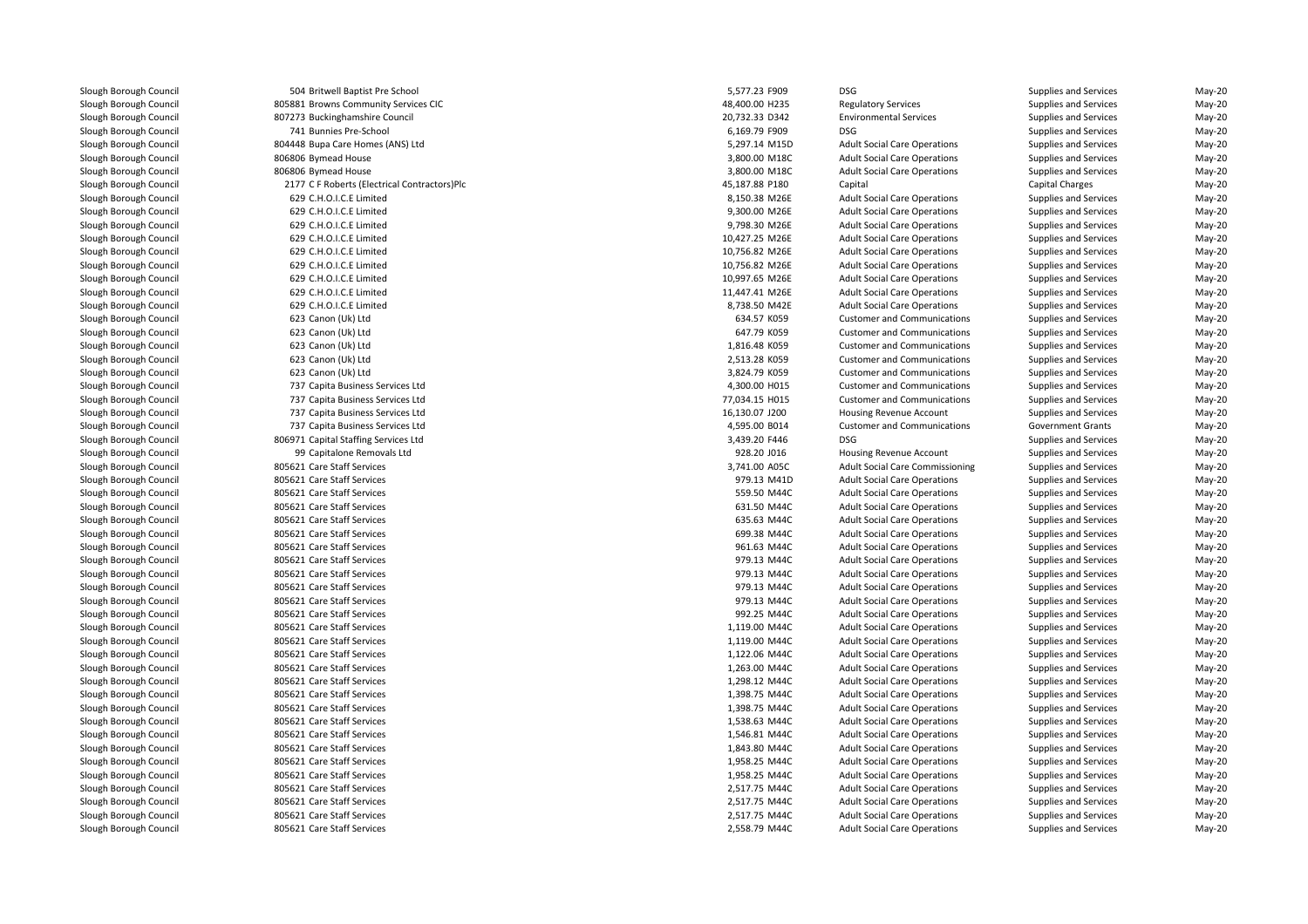| | | | | | | |
|---|---|---|---|---|---|---|
| Slough Borough Council | 504 Britwell Baptist Pre School | 5,577.23 F909 | DSG | Supplies and Services | May-20 |
| Slough Borough Council | 805881 Browns Community Services CIC | 48,400.00 H235 | Regulatory Services | Supplies and Services | May-20 |
| Slough Borough Council | 807273 Buckinghamshire Council | 20,732.33 D342 | Environmental Services | Supplies and Services | May-20 |
| Slough Borough Council | 741 Bunnies Pre-School | 6,169.79 F909 | DSG | Supplies and Services | May-20 |
| Slough Borough Council | 804448 Bupa Care Homes (ANS) Ltd | 5,297.14 M15D | Adult Social Care Operations | Supplies and Services | May-20 |
| Slough Borough Council | 806806 Bymead House | 3,800.00 M18C | Adult Social Care Operations | Supplies and Services | May-20 |
| Slough Borough Council | 806806 Bymead House | 3,800.00 M18C | Adult Social Care Operations | Supplies and Services | May-20 |
| Slough Borough Council | 2177 C F Roberts (Electrical Contractors)Plc | 45,187.88 P180 | Capital | Capital Charges | May-20 |
| Slough Borough Council | 629 C.H.O.I.C.E Limited | 8,150.38 M26E | Adult Social Care Operations | Supplies and Services | May-20 |
| Slough Borough Council | 629 C.H.O.I.C.E Limited | 9,300.00 M26E | Adult Social Care Operations | Supplies and Services | May-20 |
| Slough Borough Council | 629 C.H.O.I.C.E Limited | 9,798.30 M26E | Adult Social Care Operations | Supplies and Services | May-20 |
| Slough Borough Council | 629 C.H.O.I.C.E Limited | 10,427.25 M26E | Adult Social Care Operations | Supplies and Services | May-20 |
| Slough Borough Council | 629 C.H.O.I.C.E Limited | 10,756.82 M26E | Adult Social Care Operations | Supplies and Services | May-20 |
| Slough Borough Council | 629 C.H.O.I.C.E Limited | 10,756.82 M26E | Adult Social Care Operations | Supplies and Services | May-20 |
| Slough Borough Council | 629 C.H.O.I.C.E Limited | 10,997.65 M26E | Adult Social Care Operations | Supplies and Services | May-20 |
| Slough Borough Council | 629 C.H.O.I.C.E Limited | 11,447.41 M26E | Adult Social Care Operations | Supplies and Services | May-20 |
| Slough Borough Council | 629 C.H.O.I.C.E Limited | 8,738.50 M42E | Adult Social Care Operations | Supplies and Services | May-20 |
| Slough Borough Council | 623 Canon (Uk) Ltd | 634.57 K059 | Customer and Communications | Supplies and Services | May-20 |
| Slough Borough Council | 623 Canon (Uk) Ltd | 647.79 K059 | Customer and Communications | Supplies and Services | May-20 |
| Slough Borough Council | 623 Canon (Uk) Ltd | 1,816.48 K059 | Customer and Communications | Supplies and Services | May-20 |
| Slough Borough Council | 623 Canon (Uk) Ltd | 2,513.28 K059 | Customer and Communications | Supplies and Services | May-20 |
| Slough Borough Council | 623 Canon (Uk) Ltd | 3,824.79 K059 | Customer and Communications | Supplies and Services | May-20 |
| Slough Borough Council | 737 Capita Business Services Ltd | 4,300.00 H015 | Customer and Communications | Supplies and Services | May-20 |
| Slough Borough Council | 737 Capita Business Services Ltd | 77,034.15 H015 | Customer and Communications | Supplies and Services | May-20 |
| Slough Borough Council | 737 Capita Business Services Ltd | 16,130.07 J200 | Housing Revenue Account | Supplies and Services | May-20 |
| Slough Borough Council | 737 Capita Business Services Ltd | 4,595.00 B014 | Customer and Communications | Government Grants | May-20 |
| Slough Borough Council | 806971 Capital Staffing Services Ltd | 3,439.20 F446 | DSG | Supplies and Services | May-20 |
| Slough Borough Council | 99 Capitalone Removals Ltd | 928.20 J016 | Housing Revenue Account | Supplies and Services | May-20 |
| Slough Borough Council | 805621 Care Staff Services | 3,741.00 A05C | Adult Social Care Commissioning | Supplies and Services | May-20 |
| Slough Borough Council | 805621 Care Staff Services | 979.13 M41D | Adult Social Care Operations | Supplies and Services | May-20 |
| Slough Borough Council | 805621 Care Staff Services | 559.50 M44C | Adult Social Care Operations | Supplies and Services | May-20 |
| Slough Borough Council | 805621 Care Staff Services | 631.50 M44C | Adult Social Care Operations | Supplies and Services | May-20 |
| Slough Borough Council | 805621 Care Staff Services | 635.63 M44C | Adult Social Care Operations | Supplies and Services | May-20 |
| Slough Borough Council | 805621 Care Staff Services | 699.38 M44C | Adult Social Care Operations | Supplies and Services | May-20 |
| Slough Borough Council | 805621 Care Staff Services | 961.63 M44C | Adult Social Care Operations | Supplies and Services | May-20 |
| Slough Borough Council | 805621 Care Staff Services | 979.13 M44C | Adult Social Care Operations | Supplies and Services | May-20 |
| Slough Borough Council | 805621 Care Staff Services | 979.13 M44C | Adult Social Care Operations | Supplies and Services | May-20 |
| Slough Borough Council | 805621 Care Staff Services | 979.13 M44C | Adult Social Care Operations | Supplies and Services | May-20 |
| Slough Borough Council | 805621 Care Staff Services | 979.13 M44C | Adult Social Care Operations | Supplies and Services | May-20 |
| Slough Borough Council | 805621 Care Staff Services | 992.25 M44C | Adult Social Care Operations | Supplies and Services | May-20 |
| Slough Borough Council | 805621 Care Staff Services | 1,119.00 M44C | Adult Social Care Operations | Supplies and Services | May-20 |
| Slough Borough Council | 805621 Care Staff Services | 1,119.00 M44C | Adult Social Care Operations | Supplies and Services | May-20 |
| Slough Borough Council | 805621 Care Staff Services | 1,122.06 M44C | Adult Social Care Operations | Supplies and Services | May-20 |
| Slough Borough Council | 805621 Care Staff Services | 1,263.00 M44C | Adult Social Care Operations | Supplies and Services | May-20 |
| Slough Borough Council | 805621 Care Staff Services | 1,298.12 M44C | Adult Social Care Operations | Supplies and Services | May-20 |
| Slough Borough Council | 805621 Care Staff Services | 1,398.75 M44C | Adult Social Care Operations | Supplies and Services | May-20 |
| Slough Borough Council | 805621 Care Staff Services | 1,398.75 M44C | Adult Social Care Operations | Supplies and Services | May-20 |
| Slough Borough Council | 805621 Care Staff Services | 1,538.63 M44C | Adult Social Care Operations | Supplies and Services | May-20 |
| Slough Borough Council | 805621 Care Staff Services | 1,546.81 M44C | Adult Social Care Operations | Supplies and Services | May-20 |
| Slough Borough Council | 805621 Care Staff Services | 1,843.80 M44C | Adult Social Care Operations | Supplies and Services | May-20 |
| Slough Borough Council | 805621 Care Staff Services | 1,958.25 M44C | Adult Social Care Operations | Supplies and Services | May-20 |
| Slough Borough Council | 805621 Care Staff Services | 1,958.25 M44C | Adult Social Care Operations | Supplies and Services | May-20 |
| Slough Borough Council | 805621 Care Staff Services | 2,517.75 M44C | Adult Social Care Operations | Supplies and Services | May-20 |
| Slough Borough Council | 805621 Care Staff Services | 2,517.75 M44C | Adult Social Care Operations | Supplies and Services | May-20 |
| Slough Borough Council | 805621 Care Staff Services | 2,517.75 M44C | Adult Social Care Operations | Supplies and Services | May-20 |
| Slough Borough Council | 805621 Care Staff Services | 2,558.79 M44C | Adult Social Care Operations | Supplies and Services | May-20 |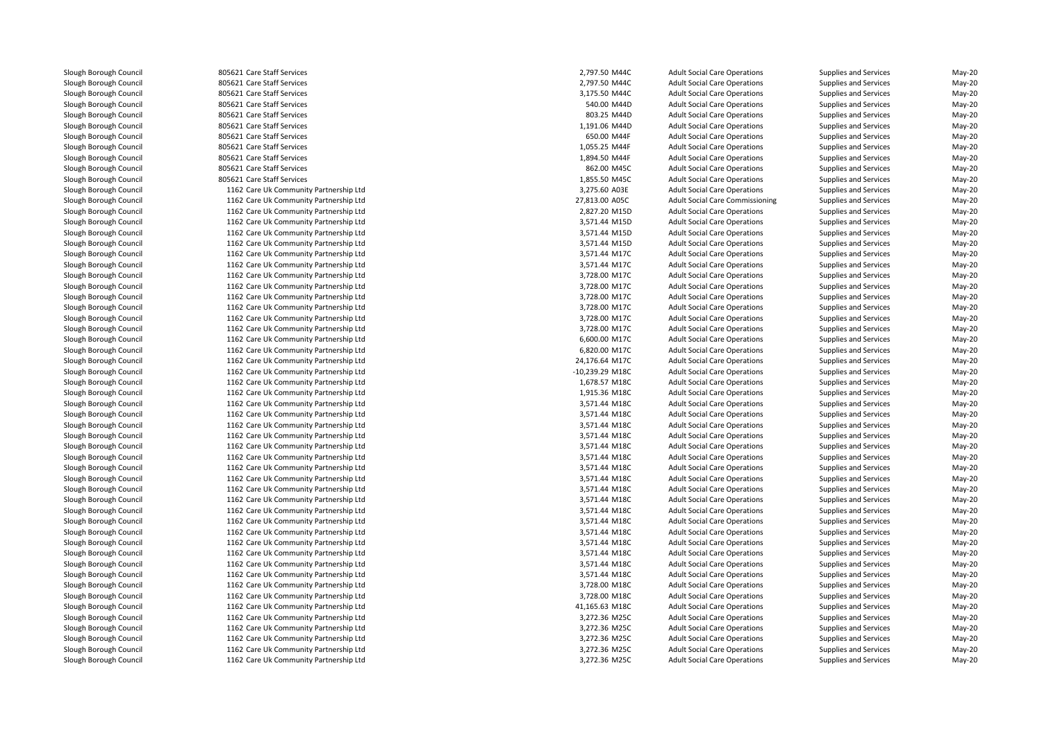| | | | | | | | |
|---|---|---|---|---|---|---|---|
| Slough Borough Council | 805621 Care Staff Services | 2,797.50 | M44C | Adult Social Care Operations | Supplies and Services | May-20 |
| Slough Borough Council | 805621 Care Staff Services | 2,797.50 | M44C | Adult Social Care Operations | Supplies and Services | May-20 |
| Slough Borough Council | 805621 Care Staff Services | 3,175.50 | M44C | Adult Social Care Operations | Supplies and Services | May-20 |
| Slough Borough Council | 805621 Care Staff Services | 540.00 | M44D | Adult Social Care Operations | Supplies and Services | May-20 |
| Slough Borough Council | 805621 Care Staff Services | 803.25 | M44D | Adult Social Care Operations | Supplies and Services | May-20 |
| Slough Borough Council | 805621 Care Staff Services | 1,191.06 | M44D | Adult Social Care Operations | Supplies and Services | May-20 |
| Slough Borough Council | 805621 Care Staff Services | 650.00 | M44F | Adult Social Care Operations | Supplies and Services | May-20 |
| Slough Borough Council | 805621 Care Staff Services | 1,055.25 | M44F | Adult Social Care Operations | Supplies and Services | May-20 |
| Slough Borough Council | 805621 Care Staff Services | 1,894.50 | M44F | Adult Social Care Operations | Supplies and Services | May-20 |
| Slough Borough Council | 805621 Care Staff Services | 862.00 | M45C | Adult Social Care Operations | Supplies and Services | May-20 |
| Slough Borough Council | 805621 Care Staff Services | 1,855.50 | M45C | Adult Social Care Operations | Supplies and Services | May-20 |
| Slough Borough Council | 1162 Care Uk Community Partnership Ltd | 3,275.60 | A03E | Adult Social Care Operations | Supplies and Services | May-20 |
| Slough Borough Council | 1162 Care Uk Community Partnership Ltd | 27,813.00 | A05C | Adult Social Care Commissioning | Supplies and Services | May-20 |
| Slough Borough Council | 1162 Care Uk Community Partnership Ltd | 2,827.20 | M15D | Adult Social Care Operations | Supplies and Services | May-20 |
| Slough Borough Council | 1162 Care Uk Community Partnership Ltd | 3,571.44 | M15D | Adult Social Care Operations | Supplies and Services | May-20 |
| Slough Borough Council | 1162 Care Uk Community Partnership Ltd | 3,571.44 | M15D | Adult Social Care Operations | Supplies and Services | May-20 |
| Slough Borough Council | 1162 Care Uk Community Partnership Ltd | 3,571.44 | M15D | Adult Social Care Operations | Supplies and Services | May-20 |
| Slough Borough Council | 1162 Care Uk Community Partnership Ltd | 3,571.44 | M17C | Adult Social Care Operations | Supplies and Services | May-20 |
| Slough Borough Council | 1162 Care Uk Community Partnership Ltd | 3,571.44 | M17C | Adult Social Care Operations | Supplies and Services | May-20 |
| Slough Borough Council | 1162 Care Uk Community Partnership Ltd | 3,728.00 | M17C | Adult Social Care Operations | Supplies and Services | May-20 |
| Slough Borough Council | 1162 Care Uk Community Partnership Ltd | 3,728.00 | M17C | Adult Social Care Operations | Supplies and Services | May-20 |
| Slough Borough Council | 1162 Care Uk Community Partnership Ltd | 3,728.00 | M17C | Adult Social Care Operations | Supplies and Services | May-20 |
| Slough Borough Council | 1162 Care Uk Community Partnership Ltd | 3,728.00 | M17C | Adult Social Care Operations | Supplies and Services | May-20 |
| Slough Borough Council | 1162 Care Uk Community Partnership Ltd | 3,728.00 | M17C | Adult Social Care Operations | Supplies and Services | May-20 |
| Slough Borough Council | 1162 Care Uk Community Partnership Ltd | 3,728.00 | M17C | Adult Social Care Operations | Supplies and Services | May-20 |
| Slough Borough Council | 1162 Care Uk Community Partnership Ltd | 6,600.00 | M17C | Adult Social Care Operations | Supplies and Services | May-20 |
| Slough Borough Council | 1162 Care Uk Community Partnership Ltd | 6,820.00 | M17C | Adult Social Care Operations | Supplies and Services | May-20 |
| Slough Borough Council | 1162 Care Uk Community Partnership Ltd | 24,176.64 | M17C | Adult Social Care Operations | Supplies and Services | May-20 |
| Slough Borough Council | 1162 Care Uk Community Partnership Ltd | -10,239.29 | M18C | Adult Social Care Operations | Supplies and Services | May-20 |
| Slough Borough Council | 1162 Care Uk Community Partnership Ltd | 1,678.57 | M18C | Adult Social Care Operations | Supplies and Services | May-20 |
| Slough Borough Council | 1162 Care Uk Community Partnership Ltd | 1,915.36 | M18C | Adult Social Care Operations | Supplies and Services | May-20 |
| Slough Borough Council | 1162 Care Uk Community Partnership Ltd | 3,571.44 | M18C | Adult Social Care Operations | Supplies and Services | May-20 |
| Slough Borough Council | 1162 Care Uk Community Partnership Ltd | 3,571.44 | M18C | Adult Social Care Operations | Supplies and Services | May-20 |
| Slough Borough Council | 1162 Care Uk Community Partnership Ltd | 3,571.44 | M18C | Adult Social Care Operations | Supplies and Services | May-20 |
| Slough Borough Council | 1162 Care Uk Community Partnership Ltd | 3,571.44 | M18C | Adult Social Care Operations | Supplies and Services | May-20 |
| Slough Borough Council | 1162 Care Uk Community Partnership Ltd | 3,571.44 | M18C | Adult Social Care Operations | Supplies and Services | May-20 |
| Slough Borough Council | 1162 Care Uk Community Partnership Ltd | 3,571.44 | M18C | Adult Social Care Operations | Supplies and Services | May-20 |
| Slough Borough Council | 1162 Care Uk Community Partnership Ltd | 3,571.44 | M18C | Adult Social Care Operations | Supplies and Services | May-20 |
| Slough Borough Council | 1162 Care Uk Community Partnership Ltd | 3,571.44 | M18C | Adult Social Care Operations | Supplies and Services | May-20 |
| Slough Borough Council | 1162 Care Uk Community Partnership Ltd | 3,571.44 | M18C | Adult Social Care Operations | Supplies and Services | May-20 |
| Slough Borough Council | 1162 Care Uk Community Partnership Ltd | 3,571.44 | M18C | Adult Social Care Operations | Supplies and Services | May-20 |
| Slough Borough Council | 1162 Care Uk Community Partnership Ltd | 3,571.44 | M18C | Adult Social Care Operations | Supplies and Services | May-20 |
| Slough Borough Council | 1162 Care Uk Community Partnership Ltd | 3,571.44 | M18C | Adult Social Care Operations | Supplies and Services | May-20 |
| Slough Borough Council | 1162 Care Uk Community Partnership Ltd | 3,571.44 | M18C | Adult Social Care Operations | Supplies and Services | May-20 |
| Slough Borough Council | 1162 Care Uk Community Partnership Ltd | 3,571.44 | M18C | Adult Social Care Operations | Supplies and Services | May-20 |
| Slough Borough Council | 1162 Care Uk Community Partnership Ltd | 3,571.44 | M18C | Adult Social Care Operations | Supplies and Services | May-20 |
| Slough Borough Council | 1162 Care Uk Community Partnership Ltd | 3,571.44 | M18C | Adult Social Care Operations | Supplies and Services | May-20 |
| Slough Borough Council | 1162 Care Uk Community Partnership Ltd | 3,728.00 | M18C | Adult Social Care Operations | Supplies and Services | May-20 |
| Slough Borough Council | 1162 Care Uk Community Partnership Ltd | 3,728.00 | M18C | Adult Social Care Operations | Supplies and Services | May-20 |
| Slough Borough Council | 1162 Care Uk Community Partnership Ltd | 41,165.63 | M18C | Adult Social Care Operations | Supplies and Services | May-20 |
| Slough Borough Council | 1162 Care Uk Community Partnership Ltd | 3,272.36 | M25C | Adult Social Care Operations | Supplies and Services | May-20 |
| Slough Borough Council | 1162 Care Uk Community Partnership Ltd | 3,272.36 | M25C | Adult Social Care Operations | Supplies and Services | May-20 |
| Slough Borough Council | 1162 Care Uk Community Partnership Ltd | 3,272.36 | M25C | Adult Social Care Operations | Supplies and Services | May-20 |
| Slough Borough Council | 1162 Care Uk Community Partnership Ltd | 3,272.36 | M25C | Adult Social Care Operations | Supplies and Services | May-20 |
| Slough Borough Council | 1162 Care Uk Community Partnership Ltd | 3,272.36 | M25C | Adult Social Care Operations | Supplies and Services | May-20 |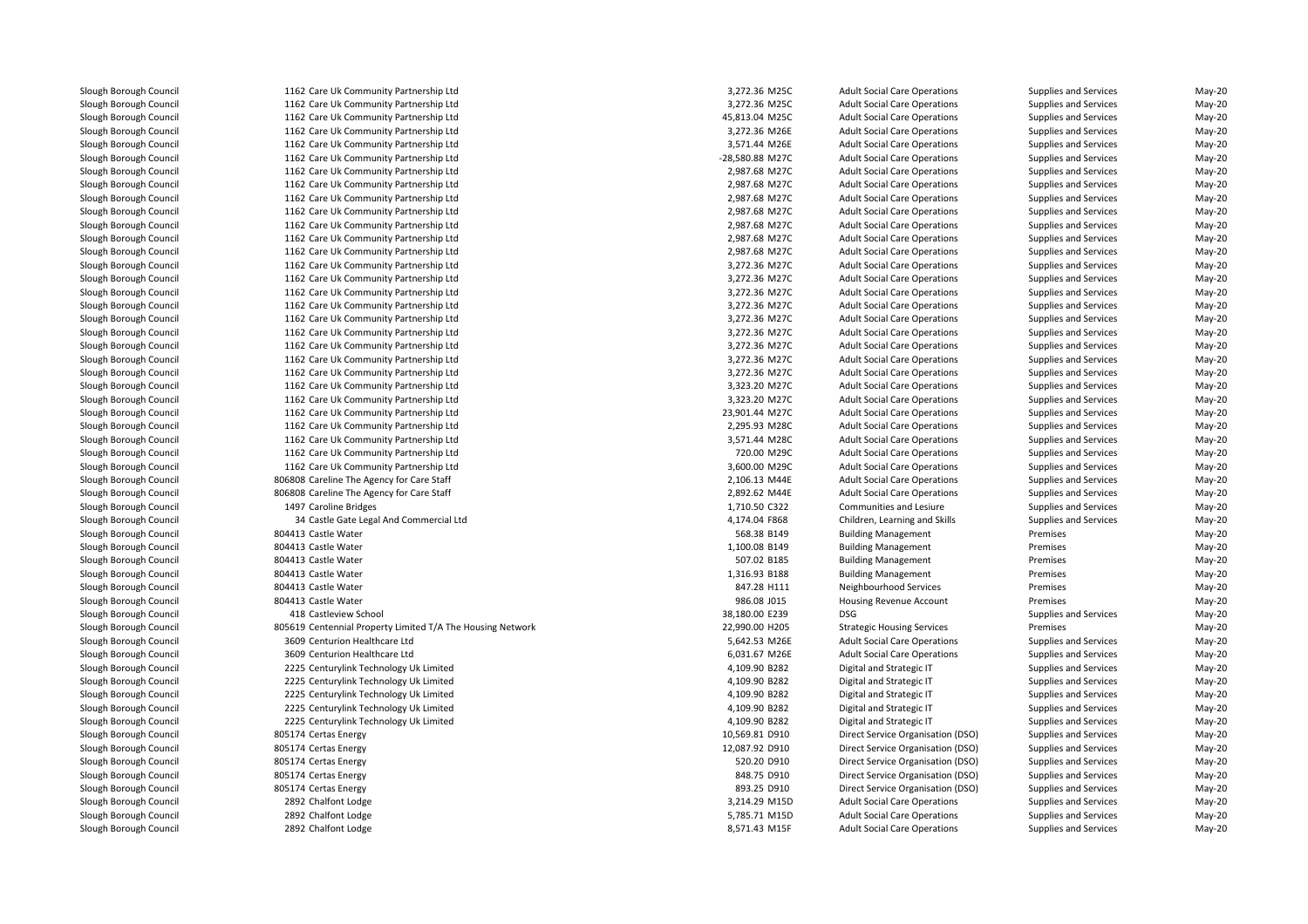| | | | | | | |
|---|---|---|---|---|---|---|
| Slough Borough Council | 1162 Care Uk Community Partnership Ltd | 3,272.36 M25C | Adult Social Care Operations | Supplies and Services | May-20 |
| Slough Borough Council | 1162 Care Uk Community Partnership Ltd | 3,272.36 M25C | Adult Social Care Operations | Supplies and Services | May-20 |
| Slough Borough Council | 1162 Care Uk Community Partnership Ltd | 45,813.04 M25C | Adult Social Care Operations | Supplies and Services | May-20 |
| Slough Borough Council | 1162 Care Uk Community Partnership Ltd | 3,272.36 M26E | Adult Social Care Operations | Supplies and Services | May-20 |
| Slough Borough Council | 1162 Care Uk Community Partnership Ltd | 3,571.44 M26E | Adult Social Care Operations | Supplies and Services | May-20 |
| Slough Borough Council | 1162 Care Uk Community Partnership Ltd | -28,580.88 M27C | Adult Social Care Operations | Supplies and Services | May-20 |
| Slough Borough Council | 1162 Care Uk Community Partnership Ltd | 2,987.68 M27C | Adult Social Care Operations | Supplies and Services | May-20 |
| Slough Borough Council | 1162 Care Uk Community Partnership Ltd | 2,987.68 M27C | Adult Social Care Operations | Supplies and Services | May-20 |
| Slough Borough Council | 1162 Care Uk Community Partnership Ltd | 2,987.68 M27C | Adult Social Care Operations | Supplies and Services | May-20 |
| Slough Borough Council | 1162 Care Uk Community Partnership Ltd | 2,987.68 M27C | Adult Social Care Operations | Supplies and Services | May-20 |
| Slough Borough Council | 1162 Care Uk Community Partnership Ltd | 2,987.68 M27C | Adult Social Care Operations | Supplies and Services | May-20 |
| Slough Borough Council | 1162 Care Uk Community Partnership Ltd | 2,987.68 M27C | Adult Social Care Operations | Supplies and Services | May-20 |
| Slough Borough Council | 1162 Care Uk Community Partnership Ltd | 2,987.68 M27C | Adult Social Care Operations | Supplies and Services | May-20 |
| Slough Borough Council | 1162 Care Uk Community Partnership Ltd | 3,272.36 M27C | Adult Social Care Operations | Supplies and Services | May-20 |
| Slough Borough Council | 1162 Care Uk Community Partnership Ltd | 3,272.36 M27C | Adult Social Care Operations | Supplies and Services | May-20 |
| Slough Borough Council | 1162 Care Uk Community Partnership Ltd | 3,272.36 M27C | Adult Social Care Operations | Supplies and Services | May-20 |
| Slough Borough Council | 1162 Care Uk Community Partnership Ltd | 3,272.36 M27C | Adult Social Care Operations | Supplies and Services | May-20 |
| Slough Borough Council | 1162 Care Uk Community Partnership Ltd | 3,272.36 M27C | Adult Social Care Operations | Supplies and Services | May-20 |
| Slough Borough Council | 1162 Care Uk Community Partnership Ltd | 3,272.36 M27C | Adult Social Care Operations | Supplies and Services | May-20 |
| Slough Borough Council | 1162 Care Uk Community Partnership Ltd | 3,272.36 M27C | Adult Social Care Operations | Supplies and Services | May-20 |
| Slough Borough Council | 1162 Care Uk Community Partnership Ltd | 3,272.36 M27C | Adult Social Care Operations | Supplies and Services | May-20 |
| Slough Borough Council | 1162 Care Uk Community Partnership Ltd | 3,272.36 M27C | Adult Social Care Operations | Supplies and Services | May-20 |
| Slough Borough Council | 1162 Care Uk Community Partnership Ltd | 3,323.20 M27C | Adult Social Care Operations | Supplies and Services | May-20 |
| Slough Borough Council | 1162 Care Uk Community Partnership Ltd | 3,323.20 M27C | Adult Social Care Operations | Supplies and Services | May-20 |
| Slough Borough Council | 1162 Care Uk Community Partnership Ltd | 23,901.44 M27C | Adult Social Care Operations | Supplies and Services | May-20 |
| Slough Borough Council | 1162 Care Uk Community Partnership Ltd | 2,295.93 M28C | Adult Social Care Operations | Supplies and Services | May-20 |
| Slough Borough Council | 1162 Care Uk Community Partnership Ltd | 3,571.44 M28C | Adult Social Care Operations | Supplies and Services | May-20 |
| Slough Borough Council | 1162 Care Uk Community Partnership Ltd | 720.00 M29C | Adult Social Care Operations | Supplies and Services | May-20 |
| Slough Borough Council | 1162 Care Uk Community Partnership Ltd | 3,600.00 M29C | Adult Social Care Operations | Supplies and Services | May-20 |
| Slough Borough Council | 806808 Careline The Agency for Care Staff | 2,106.13 M44E | Adult Social Care Operations | Supplies and Services | May-20 |
| Slough Borough Council | 806808 Careline The Agency for Care Staff | 2,892.62 M44E | Adult Social Care Operations | Supplies and Services | May-20 |
| Slough Borough Council | 1497 Caroline Bridges | 1,710.50 C322 | Communities and Lesiure | Supplies and Services | May-20 |
| Slough Borough Council | 34 Castle Gate Legal And Commercial Ltd | 4,174.04 F868 | Children, Learning and Skills | Supplies and Services | May-20 |
| Slough Borough Council | 804413 Castle Water | 568.38 B149 | Building Management | Premises | May-20 |
| Slough Borough Council | 804413 Castle Water | 1,100.08 B149 | Building Management | Premises | May-20 |
| Slough Borough Council | 804413 Castle Water | 507.02 B185 | Building Management | Premises | May-20 |
| Slough Borough Council | 804413 Castle Water | 1,316.93 B188 | Building Management | Premises | May-20 |
| Slough Borough Council | 804413 Castle Water | 847.28 H111 | Neighbourhood Services | Premises | May-20 |
| Slough Borough Council | 804413 Castle Water | 986.08 J015 | Housing Revenue Account | Premises | May-20 |
| Slough Borough Council | 418 Castleview School | 38,180.00 E239 | DSG | Supplies and Services | May-20 |
| Slough Borough Council | 805619 Centennial Property Limited T/A The Housing Network | 22,990.00 H205 | Strategic Housing Services | Premises | May-20 |
| Slough Borough Council | 3609 Centurion Healthcare Ltd | 5,642.53 M26E | Adult Social Care Operations | Supplies and Services | May-20 |
| Slough Borough Council | 3609 Centurion Healthcare Ltd | 6,031.67 M26E | Adult Social Care Operations | Supplies and Services | May-20 |
| Slough Borough Council | 2225 Centurylink Technology Uk Limited | 4,109.90 B282 | Digital and Strategic IT | Supplies and Services | May-20 |
| Slough Borough Council | 2225 Centurylink Technology Uk Limited | 4,109.90 B282 | Digital and Strategic IT | Supplies and Services | May-20 |
| Slough Borough Council | 2225 Centurylink Technology Uk Limited | 4,109.90 B282 | Digital and Strategic IT | Supplies and Services | May-20 |
| Slough Borough Council | 2225 Centurylink Technology Uk Limited | 4,109.90 B282 | Digital and Strategic IT | Supplies and Services | May-20 |
| Slough Borough Council | 2225 Centurylink Technology Uk Limited | 4,109.90 B282 | Digital and Strategic IT | Supplies and Services | May-20 |
| Slough Borough Council | 805174 Certas Energy | 10,569.81 D910 | Direct Service Organisation (DSO) | Supplies and Services | May-20 |
| Slough Borough Council | 805174 Certas Energy | 12,087.92 D910 | Direct Service Organisation (DSO) | Supplies and Services | May-20 |
| Slough Borough Council | 805174 Certas Energy | 520.20 D910 | Direct Service Organisation (DSO) | Supplies and Services | May-20 |
| Slough Borough Council | 805174 Certas Energy | 848.75 D910 | Direct Service Organisation (DSO) | Supplies and Services | May-20 |
| Slough Borough Council | 805174 Certas Energy | 893.25 D910 | Direct Service Organisation (DSO) | Supplies and Services | May-20 |
| Slough Borough Council | 2892 Chalfont Lodge | 3,214.29 M15D | Adult Social Care Operations | Supplies and Services | May-20 |
| Slough Borough Council | 2892 Chalfont Lodge | 5,785.71 M15D | Adult Social Care Operations | Supplies and Services | May-20 |
| Slough Borough Council | 2892 Chalfont Lodge | 8,571.43 M15F | Adult Social Care Operations | Supplies and Services | May-20 |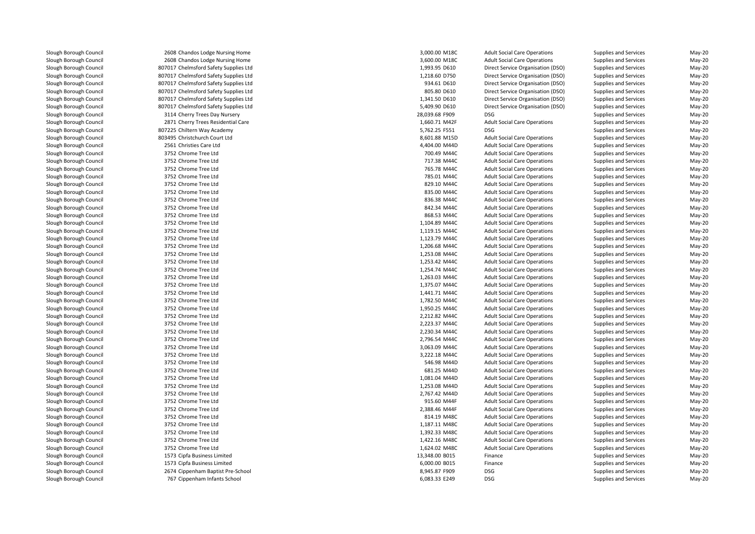| | | | | | | |
|---|---|---|---|---|---|---|
| Slough Borough Council | 2608 Chandos Lodge Nursing Home | 3,000.00 M18C | Adult Social Care Operations | Supplies and Services | May-20 |
| Slough Borough Council | 2608 Chandos Lodge Nursing Home | 3,600.00 M18C | Adult Social Care Operations | Supplies and Services | May-20 |
| Slough Borough Council | 807017 Chelmsford Safety Supplies Ltd | 1,993.95 D610 | Direct Service Organisation (DSO) | Supplies and Services | May-20 |
| Slough Borough Council | 807017 Chelmsford Safety Supplies Ltd | 1,218.60 D750 | Direct Service Organisation (DSO) | Supplies and Services | May-20 |
| Slough Borough Council | 807017 Chelmsford Safety Supplies Ltd | 934.61 D610 | Direct Service Organisation (DSO) | Supplies and Services | May-20 |
| Slough Borough Council | 807017 Chelmsford Safety Supplies Ltd | 805.80 D610 | Direct Service Organisation (DSO) | Supplies and Services | May-20 |
| Slough Borough Council | 807017 Chelmsford Safety Supplies Ltd | 1,341.50 D610 | Direct Service Organisation (DSO) | Supplies and Services | May-20 |
| Slough Borough Council | 807017 Chelmsford Safety Supplies Ltd | 5,409.90 D610 | Direct Service Organisation (DSO) | Supplies and Services | May-20 |
| Slough Borough Council | 3114 Cherry Trees Day Nursery | 28,039.68 F909 | DSG | Supplies and Services | May-20 |
| Slough Borough Council | 2871 Cherry Trees Residential Care | 1,660.71 M42F | Adult Social Care Operations | Supplies and Services | May-20 |
| Slough Borough Council | 807225 Chiltern Way Academy | 5,762.25 F551 | DSG | Supplies and Services | May-20 |
| Slough Borough Council | 803495 Christchurch Court Ltd | 8,601.88 M15D | Adult Social Care Operations | Supplies and Services | May-20 |
| Slough Borough Council | 2561 Christies Care Ltd | 4,404.00 M44D | Adult Social Care Operations | Supplies and Services | May-20 |
| Slough Borough Council | 3752 Chrome Tree Ltd | 700.49 M44C | Adult Social Care Operations | Supplies and Services | May-20 |
| Slough Borough Council | 3752 Chrome Tree Ltd | 717.38 M44C | Adult Social Care Operations | Supplies and Services | May-20 |
| Slough Borough Council | 3752 Chrome Tree Ltd | 765.78 M44C | Adult Social Care Operations | Supplies and Services | May-20 |
| Slough Borough Council | 3752 Chrome Tree Ltd | 785.01 M44C | Adult Social Care Operations | Supplies and Services | May-20 |
| Slough Borough Council | 3752 Chrome Tree Ltd | 829.10 M44C | Adult Social Care Operations | Supplies and Services | May-20 |
| Slough Borough Council | 3752 Chrome Tree Ltd | 835.00 M44C | Adult Social Care Operations | Supplies and Services | May-20 |
| Slough Borough Council | 3752 Chrome Tree Ltd | 836.38 M44C | Adult Social Care Operations | Supplies and Services | May-20 |
| Slough Borough Council | 3752 Chrome Tree Ltd | 842.34 M44C | Adult Social Care Operations | Supplies and Services | May-20 |
| Slough Borough Council | 3752 Chrome Tree Ltd | 868.53 M44C | Adult Social Care Operations | Supplies and Services | May-20 |
| Slough Borough Council | 3752 Chrome Tree Ltd | 1,104.89 M44C | Adult Social Care Operations | Supplies and Services | May-20 |
| Slough Borough Council | 3752 Chrome Tree Ltd | 1,119.15 M44C | Adult Social Care Operations | Supplies and Services | May-20 |
| Slough Borough Council | 3752 Chrome Tree Ltd | 1,123.79 M44C | Adult Social Care Operations | Supplies and Services | May-20 |
| Slough Borough Council | 3752 Chrome Tree Ltd | 1,206.68 M44C | Adult Social Care Operations | Supplies and Services | May-20 |
| Slough Borough Council | 3752 Chrome Tree Ltd | 1,253.08 M44C | Adult Social Care Operations | Supplies and Services | May-20 |
| Slough Borough Council | 3752 Chrome Tree Ltd | 1,253.42 M44C | Adult Social Care Operations | Supplies and Services | May-20 |
| Slough Borough Council | 3752 Chrome Tree Ltd | 1,254.74 M44C | Adult Social Care Operations | Supplies and Services | May-20 |
| Slough Borough Council | 3752 Chrome Tree Ltd | 1,263.03 M44C | Adult Social Care Operations | Supplies and Services | May-20 |
| Slough Borough Council | 3752 Chrome Tree Ltd | 1,375.07 M44C | Adult Social Care Operations | Supplies and Services | May-20 |
| Slough Borough Council | 3752 Chrome Tree Ltd | 1,441.71 M44C | Adult Social Care Operations | Supplies and Services | May-20 |
| Slough Borough Council | 3752 Chrome Tree Ltd | 1,782.50 M44C | Adult Social Care Operations | Supplies and Services | May-20 |
| Slough Borough Council | 3752 Chrome Tree Ltd | 1,950.25 M44C | Adult Social Care Operations | Supplies and Services | May-20 |
| Slough Borough Council | 3752 Chrome Tree Ltd | 2,212.82 M44C | Adult Social Care Operations | Supplies and Services | May-20 |
| Slough Borough Council | 3752 Chrome Tree Ltd | 2,223.37 M44C | Adult Social Care Operations | Supplies and Services | May-20 |
| Slough Borough Council | 3752 Chrome Tree Ltd | 2,230.34 M44C | Adult Social Care Operations | Supplies and Services | May-20 |
| Slough Borough Council | 3752 Chrome Tree Ltd | 2,796.54 M44C | Adult Social Care Operations | Supplies and Services | May-20 |
| Slough Borough Council | 3752 Chrome Tree Ltd | 3,063.09 M44C | Adult Social Care Operations | Supplies and Services | May-20 |
| Slough Borough Council | 3752 Chrome Tree Ltd | 3,222.18 M44C | Adult Social Care Operations | Supplies and Services | May-20 |
| Slough Borough Council | 3752 Chrome Tree Ltd | 546.98 M44D | Adult Social Care Operations | Supplies and Services | May-20 |
| Slough Borough Council | 3752 Chrome Tree Ltd | 681.25 M44D | Adult Social Care Operations | Supplies and Services | May-20 |
| Slough Borough Council | 3752 Chrome Tree Ltd | 1,081.04 M44D | Adult Social Care Operations | Supplies and Services | May-20 |
| Slough Borough Council | 3752 Chrome Tree Ltd | 1,253.08 M44D | Adult Social Care Operations | Supplies and Services | May-20 |
| Slough Borough Council | 3752 Chrome Tree Ltd | 2,767.42 M44D | Adult Social Care Operations | Supplies and Services | May-20 |
| Slough Borough Council | 3752 Chrome Tree Ltd | 915.60 M44F | Adult Social Care Operations | Supplies and Services | May-20 |
| Slough Borough Council | 3752 Chrome Tree Ltd | 2,388.46 M44F | Adult Social Care Operations | Supplies and Services | May-20 |
| Slough Borough Council | 3752 Chrome Tree Ltd | 814.19 M48C | Adult Social Care Operations | Supplies and Services | May-20 |
| Slough Borough Council | 3752 Chrome Tree Ltd | 1,187.11 M48C | Adult Social Care Operations | Supplies and Services | May-20 |
| Slough Borough Council | 3752 Chrome Tree Ltd | 1,392.33 M48C | Adult Social Care Operations | Supplies and Services | May-20 |
| Slough Borough Council | 3752 Chrome Tree Ltd | 1,422.16 M48C | Adult Social Care Operations | Supplies and Services | May-20 |
| Slough Borough Council | 3752 Chrome Tree Ltd | 1,624.02 M48C | Adult Social Care Operations | Supplies and Services | May-20 |
| Slough Borough Council | 1573 Cipfa Business Limited | 13,348.00 B015 | Finance | Supplies and Services | May-20 |
| Slough Borough Council | 1573 Cipfa Business Limited | 6,000.00 B015 | Finance | Supplies and Services | May-20 |
| Slough Borough Council | 2674 Cippenham Baptist Pre-School | 8,945.87 F909 | DSG | Supplies and Services | May-20 |
| Slough Borough Council | 767 Cippenham Infants School | 6,083.33 E249 | DSG | Supplies and Services | May-20 |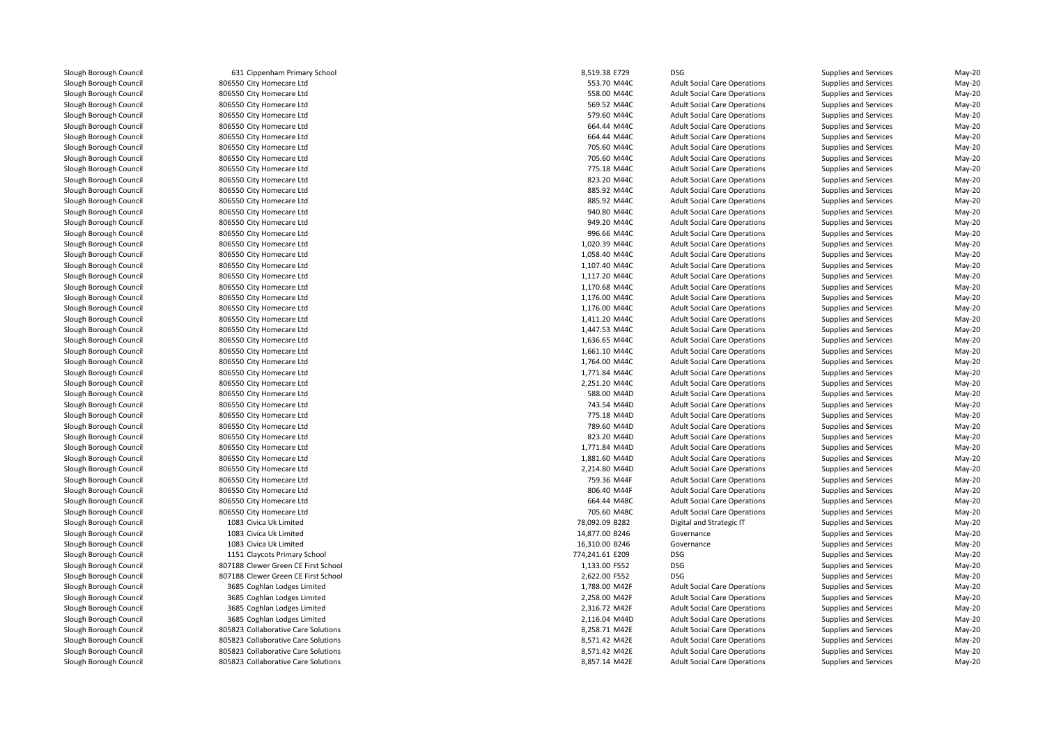| | | | | | | |
|---|---|---|---|---|---|---|
| Slough Borough Council | 631 Cippenham Primary School | 8,519.38 | E729 | DSG | Supplies and Services | May-20 |
| Slough Borough Council | 806550 City Homecare Ltd | 553.70 | M44C | Adult Social Care Operations | Supplies and Services | May-20 |
| Slough Borough Council | 806550 City Homecare Ltd | 558.00 | M44C | Adult Social Care Operations | Supplies and Services | May-20 |
| Slough Borough Council | 806550 City Homecare Ltd | 569.52 | M44C | Adult Social Care Operations | Supplies and Services | May-20 |
| Slough Borough Council | 806550 City Homecare Ltd | 579.60 | M44C | Adult Social Care Operations | Supplies and Services | May-20 |
| Slough Borough Council | 806550 City Homecare Ltd | 664.44 | M44C | Adult Social Care Operations | Supplies and Services | May-20 |
| Slough Borough Council | 806550 City Homecare Ltd | 664.44 | M44C | Adult Social Care Operations | Supplies and Services | May-20 |
| Slough Borough Council | 806550 City Homecare Ltd | 705.60 | M44C | Adult Social Care Operations | Supplies and Services | May-20 |
| Slough Borough Council | 806550 City Homecare Ltd | 705.60 | M44C | Adult Social Care Operations | Supplies and Services | May-20 |
| Slough Borough Council | 806550 City Homecare Ltd | 775.18 | M44C | Adult Social Care Operations | Supplies and Services | May-20 |
| Slough Borough Council | 806550 City Homecare Ltd | 823.20 | M44C | Adult Social Care Operations | Supplies and Services | May-20 |
| Slough Borough Council | 806550 City Homecare Ltd | 885.92 | M44C | Adult Social Care Operations | Supplies and Services | May-20 |
| Slough Borough Council | 806550 City Homecare Ltd | 885.92 | M44C | Adult Social Care Operations | Supplies and Services | May-20 |
| Slough Borough Council | 806550 City Homecare Ltd | 940.80 | M44C | Adult Social Care Operations | Supplies and Services | May-20 |
| Slough Borough Council | 806550 City Homecare Ltd | 949.20 | M44C | Adult Social Care Operations | Supplies and Services | May-20 |
| Slough Borough Council | 806550 City Homecare Ltd | 996.66 | M44C | Adult Social Care Operations | Supplies and Services | May-20 |
| Slough Borough Council | 806550 City Homecare Ltd | 1,020.39 | M44C | Adult Social Care Operations | Supplies and Services | May-20 |
| Slough Borough Council | 806550 City Homecare Ltd | 1,058.40 | M44C | Adult Social Care Operations | Supplies and Services | May-20 |
| Slough Borough Council | 806550 City Homecare Ltd | 1,107.40 | M44C | Adult Social Care Operations | Supplies and Services | May-20 |
| Slough Borough Council | 806550 City Homecare Ltd | 1,117.20 | M44C | Adult Social Care Operations | Supplies and Services | May-20 |
| Slough Borough Council | 806550 City Homecare Ltd | 1,170.68 | M44C | Adult Social Care Operations | Supplies and Services | May-20 |
| Slough Borough Council | 806550 City Homecare Ltd | 1,176.00 | M44C | Adult Social Care Operations | Supplies and Services | May-20 |
| Slough Borough Council | 806550 City Homecare Ltd | 1,176.00 | M44C | Adult Social Care Operations | Supplies and Services | May-20 |
| Slough Borough Council | 806550 City Homecare Ltd | 1,411.20 | M44C | Adult Social Care Operations | Supplies and Services | May-20 |
| Slough Borough Council | 806550 City Homecare Ltd | 1,447.53 | M44C | Adult Social Care Operations | Supplies and Services | May-20 |
| Slough Borough Council | 806550 City Homecare Ltd | 1,636.65 | M44C | Adult Social Care Operations | Supplies and Services | May-20 |
| Slough Borough Council | 806550 City Homecare Ltd | 1,661.10 | M44C | Adult Social Care Operations | Supplies and Services | May-20 |
| Slough Borough Council | 806550 City Homecare Ltd | 1,764.00 | M44C | Adult Social Care Operations | Supplies and Services | May-20 |
| Slough Borough Council | 806550 City Homecare Ltd | 1,771.84 | M44C | Adult Social Care Operations | Supplies and Services | May-20 |
| Slough Borough Council | 806550 City Homecare Ltd | 2,251.20 | M44C | Adult Social Care Operations | Supplies and Services | May-20 |
| Slough Borough Council | 806550 City Homecare Ltd | 588.00 | M44D | Adult Social Care Operations | Supplies and Services | May-20 |
| Slough Borough Council | 806550 City Homecare Ltd | 743.54 | M44D | Adult Social Care Operations | Supplies and Services | May-20 |
| Slough Borough Council | 806550 City Homecare Ltd | 775.18 | M44D | Adult Social Care Operations | Supplies and Services | May-20 |
| Slough Borough Council | 806550 City Homecare Ltd | 789.60 | M44D | Adult Social Care Operations | Supplies and Services | May-20 |
| Slough Borough Council | 806550 City Homecare Ltd | 823.20 | M44D | Adult Social Care Operations | Supplies and Services | May-20 |
| Slough Borough Council | 806550 City Homecare Ltd | 1,771.84 | M44D | Adult Social Care Operations | Supplies and Services | May-20 |
| Slough Borough Council | 806550 City Homecare Ltd | 1,881.60 | M44D | Adult Social Care Operations | Supplies and Services | May-20 |
| Slough Borough Council | 806550 City Homecare Ltd | 2,214.80 | M44D | Adult Social Care Operations | Supplies and Services | May-20 |
| Slough Borough Council | 806550 City Homecare Ltd | 759.36 | M44F | Adult Social Care Operations | Supplies and Services | May-20 |
| Slough Borough Council | 806550 City Homecare Ltd | 806.40 | M44F | Adult Social Care Operations | Supplies and Services | May-20 |
| Slough Borough Council | 806550 City Homecare Ltd | 664.44 | M48C | Adult Social Care Operations | Supplies and Services | May-20 |
| Slough Borough Council | 806550 City Homecare Ltd | 705.60 | M48C | Adult Social Care Operations | Supplies and Services | May-20 |
| Slough Borough Council | 1083 Civica Uk Limited | 78,092.09 | B282 | Digital and Strategic IT | Supplies and Services | May-20 |
| Slough Borough Council | 1083 Civica Uk Limited | 14,877.00 | B246 | Governance | Supplies and Services | May-20 |
| Slough Borough Council | 1083 Civica Uk Limited | 16,310.00 | B246 | Governance | Supplies and Services | May-20 |
| Slough Borough Council | 1151 Claycots Primary School | 774,241.61 | E209 | DSG | Supplies and Services | May-20 |
| Slough Borough Council | 807188 Clewer Green CE First School | 1,133.00 | F552 | DSG | Supplies and Services | May-20 |
| Slough Borough Council | 807188 Clewer Green CE First School | 2,622.00 | F552 | DSG | Supplies and Services | May-20 |
| Slough Borough Council | 3685 Coghlan Lodges Limited | 1,788.00 | M42F | Adult Social Care Operations | Supplies and Services | May-20 |
| Slough Borough Council | 3685 Coghlan Lodges Limited | 2,258.00 | M42F | Adult Social Care Operations | Supplies and Services | May-20 |
| Slough Borough Council | 3685 Coghlan Lodges Limited | 2,316.72 | M42F | Adult Social Care Operations | Supplies and Services | May-20 |
| Slough Borough Council | 3685 Coghlan Lodges Limited | 2,116.04 | M44D | Adult Social Care Operations | Supplies and Services | May-20 |
| Slough Borough Council | 805823 Collaborative Care Solutions | 8,258.71 | M42E | Adult Social Care Operations | Supplies and Services | May-20 |
| Slough Borough Council | 805823 Collaborative Care Solutions | 8,571.42 | M42E | Adult Social Care Operations | Supplies and Services | May-20 |
| Slough Borough Council | 805823 Collaborative Care Solutions | 8,571.42 | M42E | Adult Social Care Operations | Supplies and Services | May-20 |
| Slough Borough Council | 805823 Collaborative Care Solutions | 8,857.14 | M42E | Adult Social Care Operations | Supplies and Services | May-20 |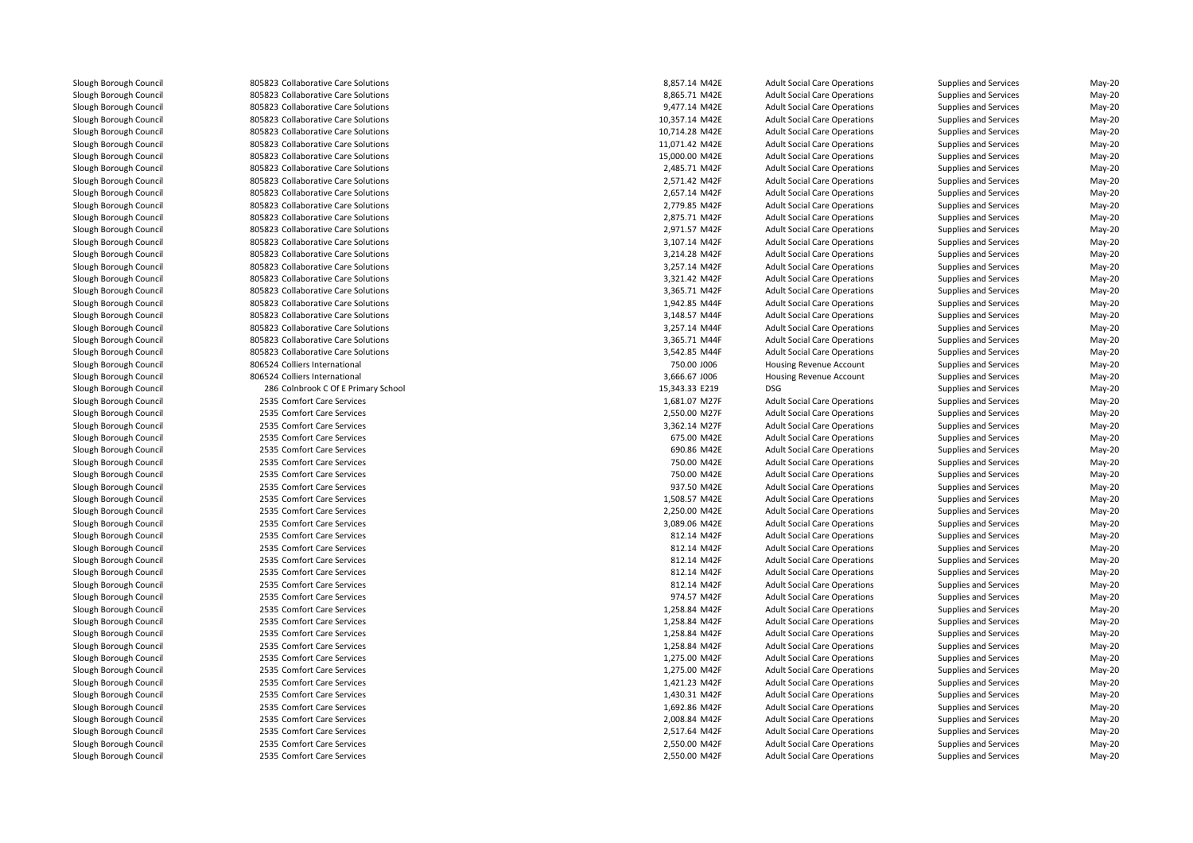| | | | | | | | |
|---|---|---|---|---|---|---|---|
| Slough Borough Council | 805823 | Collaborative Care Solutions | 8,857.14 | M42E | Adult Social Care Operations | Supplies and Services | May-20 |
| Slough Borough Council | 805823 | Collaborative Care Solutions | 8,865.71 | M42E | Adult Social Care Operations | Supplies and Services | May-20 |
| Slough Borough Council | 805823 | Collaborative Care Solutions | 9,477.14 | M42E | Adult Social Care Operations | Supplies and Services | May-20 |
| Slough Borough Council | 805823 | Collaborative Care Solutions | 10,357.14 | M42E | Adult Social Care Operations | Supplies and Services | May-20 |
| Slough Borough Council | 805823 | Collaborative Care Solutions | 10,714.28 | M42E | Adult Social Care Operations | Supplies and Services | May-20 |
| Slough Borough Council | 805823 | Collaborative Care Solutions | 11,071.42 | M42E | Adult Social Care Operations | Supplies and Services | May-20 |
| Slough Borough Council | 805823 | Collaborative Care Solutions | 15,000.00 | M42E | Adult Social Care Operations | Supplies and Services | May-20 |
| Slough Borough Council | 805823 | Collaborative Care Solutions | 2,485.71 | M42F | Adult Social Care Operations | Supplies and Services | May-20 |
| Slough Borough Council | 805823 | Collaborative Care Solutions | 2,571.42 | M42F | Adult Social Care Operations | Supplies and Services | May-20 |
| Slough Borough Council | 805823 | Collaborative Care Solutions | 2,657.14 | M42F | Adult Social Care Operations | Supplies and Services | May-20 |
| Slough Borough Council | 805823 | Collaborative Care Solutions | 2,779.85 | M42F | Adult Social Care Operations | Supplies and Services | May-20 |
| Slough Borough Council | 805823 | Collaborative Care Solutions | 2,875.71 | M42F | Adult Social Care Operations | Supplies and Services | May-20 |
| Slough Borough Council | 805823 | Collaborative Care Solutions | 2,971.57 | M42F | Adult Social Care Operations | Supplies and Services | May-20 |
| Slough Borough Council | 805823 | Collaborative Care Solutions | 3,107.14 | M42F | Adult Social Care Operations | Supplies and Services | May-20 |
| Slough Borough Council | 805823 | Collaborative Care Solutions | 3,214.28 | M42F | Adult Social Care Operations | Supplies and Services | May-20 |
| Slough Borough Council | 805823 | Collaborative Care Solutions | 3,257.14 | M42F | Adult Social Care Operations | Supplies and Services | May-20 |
| Slough Borough Council | 805823 | Collaborative Care Solutions | 3,321.42 | M42F | Adult Social Care Operations | Supplies and Services | May-20 |
| Slough Borough Council | 805823 | Collaborative Care Solutions | 3,365.71 | M42F | Adult Social Care Operations | Supplies and Services | May-20 |
| Slough Borough Council | 805823 | Collaborative Care Solutions | 1,942.85 | M44F | Adult Social Care Operations | Supplies and Services | May-20 |
| Slough Borough Council | 805823 | Collaborative Care Solutions | 3,148.57 | M44F | Adult Social Care Operations | Supplies and Services | May-20 |
| Slough Borough Council | 805823 | Collaborative Care Solutions | 3,257.14 | M44F | Adult Social Care Operations | Supplies and Services | May-20 |
| Slough Borough Council | 805823 | Collaborative Care Solutions | 3,365.71 | M44F | Adult Social Care Operations | Supplies and Services | May-20 |
| Slough Borough Council | 805823 | Collaborative Care Solutions | 3,542.85 | M44F | Adult Social Care Operations | Supplies and Services | May-20 |
| Slough Borough Council | 806524 | Colliers International | 750.00 | J006 | Housing Revenue Account | Supplies and Services | May-20 |
| Slough Borough Council | 806524 | Colliers International | 3,666.67 | J006 | Housing Revenue Account | Supplies and Services | May-20 |
| Slough Borough Council | 286 | Colnbrook C Of E Primary School | 15,343.33 | E219 | DSG | Supplies and Services | May-20 |
| Slough Borough Council | 2535 | Comfort Care Services | 1,681.07 | M27F | Adult Social Care Operations | Supplies and Services | May-20 |
| Slough Borough Council | 2535 | Comfort Care Services | 2,550.00 | M27F | Adult Social Care Operations | Supplies and Services | May-20 |
| Slough Borough Council | 2535 | Comfort Care Services | 3,362.14 | M27F | Adult Social Care Operations | Supplies and Services | May-20 |
| Slough Borough Council | 2535 | Comfort Care Services | 675.00 | M42E | Adult Social Care Operations | Supplies and Services | May-20 |
| Slough Borough Council | 2535 | Comfort Care Services | 690.86 | M42E | Adult Social Care Operations | Supplies and Services | May-20 |
| Slough Borough Council | 2535 | Comfort Care Services | 750.00 | M42E | Adult Social Care Operations | Supplies and Services | May-20 |
| Slough Borough Council | 2535 | Comfort Care Services | 750.00 | M42E | Adult Social Care Operations | Supplies and Services | May-20 |
| Slough Borough Council | 2535 | Comfort Care Services | 937.50 | M42E | Adult Social Care Operations | Supplies and Services | May-20 |
| Slough Borough Council | 2535 | Comfort Care Services | 1,508.57 | M42E | Adult Social Care Operations | Supplies and Services | May-20 |
| Slough Borough Council | 2535 | Comfort Care Services | 2,250.00 | M42E | Adult Social Care Operations | Supplies and Services | May-20 |
| Slough Borough Council | 2535 | Comfort Care Services | 3,089.06 | M42E | Adult Social Care Operations | Supplies and Services | May-20 |
| Slough Borough Council | 2535 | Comfort Care Services | 812.14 | M42F | Adult Social Care Operations | Supplies and Services | May-20 |
| Slough Borough Council | 2535 | Comfort Care Services | 812.14 | M42F | Adult Social Care Operations | Supplies and Services | May-20 |
| Slough Borough Council | 2535 | Comfort Care Services | 812.14 | M42F | Adult Social Care Operations | Supplies and Services | May-20 |
| Slough Borough Council | 2535 | Comfort Care Services | 812.14 | M42F | Adult Social Care Operations | Supplies and Services | May-20 |
| Slough Borough Council | 2535 | Comfort Care Services | 812.14 | M42F | Adult Social Care Operations | Supplies and Services | May-20 |
| Slough Borough Council | 2535 | Comfort Care Services | 974.57 | M42F | Adult Social Care Operations | Supplies and Services | May-20 |
| Slough Borough Council | 2535 | Comfort Care Services | 1,258.84 | M42F | Adult Social Care Operations | Supplies and Services | May-20 |
| Slough Borough Council | 2535 | Comfort Care Services | 1,258.84 | M42F | Adult Social Care Operations | Supplies and Services | May-20 |
| Slough Borough Council | 2535 | Comfort Care Services | 1,258.84 | M42F | Adult Social Care Operations | Supplies and Services | May-20 |
| Slough Borough Council | 2535 | Comfort Care Services | 1,258.84 | M42F | Adult Social Care Operations | Supplies and Services | May-20 |
| Slough Borough Council | 2535 | Comfort Care Services | 1,275.00 | M42F | Adult Social Care Operations | Supplies and Services | May-20 |
| Slough Borough Council | 2535 | Comfort Care Services | 1,275.00 | M42F | Adult Social Care Operations | Supplies and Services | May-20 |
| Slough Borough Council | 2535 | Comfort Care Services | 1,421.23 | M42F | Adult Social Care Operations | Supplies and Services | May-20 |
| Slough Borough Council | 2535 | Comfort Care Services | 1,430.31 | M42F | Adult Social Care Operations | Supplies and Services | May-20 |
| Slough Borough Council | 2535 | Comfort Care Services | 1,692.86 | M42F | Adult Social Care Operations | Supplies and Services | May-20 |
| Slough Borough Council | 2535 | Comfort Care Services | 2,008.84 | M42F | Adult Social Care Operations | Supplies and Services | May-20 |
| Slough Borough Council | 2535 | Comfort Care Services | 2,517.64 | M42F | Adult Social Care Operations | Supplies and Services | May-20 |
| Slough Borough Council | 2535 | Comfort Care Services | 2,550.00 | M42F | Adult Social Care Operations | Supplies and Services | May-20 |
| Slough Borough Council | 2535 | Comfort Care Services | 2,550.00 | M42F | Adult Social Care Operations | Supplies and Services | May-20 |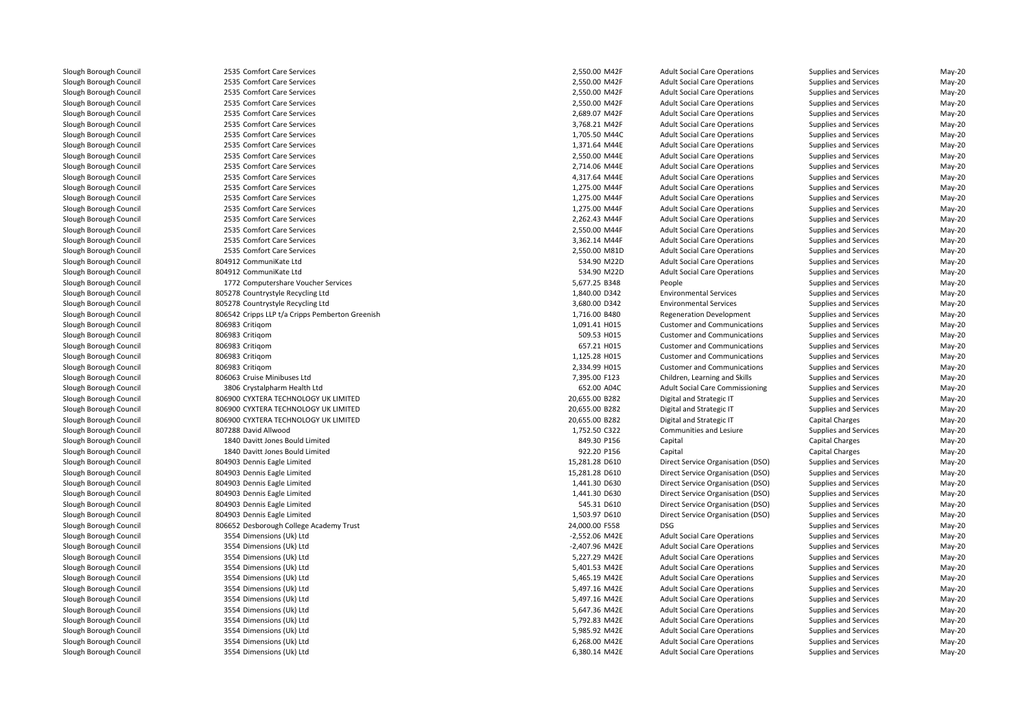| | | | | | | |
|---|---|---|---|---|---|---|
| Slough Borough Council | 2535 Comfort Care Services | 2,550.00 M42F | Adult Social Care Operations | Supplies and Services | May-20 |
| Slough Borough Council | 2535 Comfort Care Services | 2,550.00 M42F | Adult Social Care Operations | Supplies and Services | May-20 |
| Slough Borough Council | 2535 Comfort Care Services | 2,550.00 M42F | Adult Social Care Operations | Supplies and Services | May-20 |
| Slough Borough Council | 2535 Comfort Care Services | 2,550.00 M42F | Adult Social Care Operations | Supplies and Services | May-20 |
| Slough Borough Council | 2535 Comfort Care Services | 2,689.07 M42F | Adult Social Care Operations | Supplies and Services | May-20 |
| Slough Borough Council | 2535 Comfort Care Services | 3,768.21 M42F | Adult Social Care Operations | Supplies and Services | May-20 |
| Slough Borough Council | 2535 Comfort Care Services | 1,705.50 M44C | Adult Social Care Operations | Supplies and Services | May-20 |
| Slough Borough Council | 2535 Comfort Care Services | 1,371.64 M44E | Adult Social Care Operations | Supplies and Services | May-20 |
| Slough Borough Council | 2535 Comfort Care Services | 2,550.00 M44E | Adult Social Care Operations | Supplies and Services | May-20 |
| Slough Borough Council | 2535 Comfort Care Services | 2,714.06 M44E | Adult Social Care Operations | Supplies and Services | May-20 |
| Slough Borough Council | 2535 Comfort Care Services | 4,317.64 M44E | Adult Social Care Operations | Supplies and Services | May-20 |
| Slough Borough Council | 2535 Comfort Care Services | 1,275.00 M44F | Adult Social Care Operations | Supplies and Services | May-20 |
| Slough Borough Council | 2535 Comfort Care Services | 1,275.00 M44F | Adult Social Care Operations | Supplies and Services | May-20 |
| Slough Borough Council | 2535 Comfort Care Services | 1,275.00 M44F | Adult Social Care Operations | Supplies and Services | May-20 |
| Slough Borough Council | 2535 Comfort Care Services | 2,262.43 M44F | Adult Social Care Operations | Supplies and Services | May-20 |
| Slough Borough Council | 2535 Comfort Care Services | 2,550.00 M44F | Adult Social Care Operations | Supplies and Services | May-20 |
| Slough Borough Council | 2535 Comfort Care Services | 3,362.14 M44F | Adult Social Care Operations | Supplies and Services | May-20 |
| Slough Borough Council | 2535 Comfort Care Services | 2,550.00 M81D | Adult Social Care Operations | Supplies and Services | May-20 |
| Slough Borough Council | 804912 CommuniKate Ltd | 534.90 M22D | Adult Social Care Operations | Supplies and Services | May-20 |
| Slough Borough Council | 804912 CommuniKate Ltd | 534.90 M22D | Adult Social Care Operations | Supplies and Services | May-20 |
| Slough Borough Council | 1772 Computershare Voucher Services | 5,677.25 B348 | People | Supplies and Services | May-20 |
| Slough Borough Council | 805278 Countrystyle Recycling Ltd | 1,840.00 D342 | Environmental Services | Supplies and Services | May-20 |
| Slough Borough Council | 805278 Countrystyle Recycling Ltd | 3,680.00 D342 | Environmental Services | Supplies and Services | May-20 |
| Slough Borough Council | 806542 Cripps LLP t/a Cripps Pemberton Greenish | 1,716.00 B480 | Regeneration Development | Supplies and Services | May-20 |
| Slough Borough Council | 806983 Critiqom | 1,091.41 H015 | Customer and Communications | Supplies and Services | May-20 |
| Slough Borough Council | 806983 Critiqom | 509.53 H015 | Customer and Communications | Supplies and Services | May-20 |
| Slough Borough Council | 806983 Critiqom | 657.21 H015 | Customer and Communications | Supplies and Services | May-20 |
| Slough Borough Council | 806983 Critiqom | 1,125.28 H015 | Customer and Communications | Supplies and Services | May-20 |
| Slough Borough Council | 806983 Critiqom | 2,334.99 H015 | Customer and Communications | Supplies and Services | May-20 |
| Slough Borough Council | 806063 Cruise Minibuses Ltd | 7,395.00 F123 | Children, Learning and Skills | Supplies and Services | May-20 |
| Slough Borough Council | 3806 Crystalpharm Health Ltd | 652.00 A04C | Adult Social Care Commissioning | Supplies and Services | May-20 |
| Slough Borough Council | 806900 CYXTERA TECHNOLOGY UK LIMITED | 20,655.00 B282 | Digital and Strategic IT | Supplies and Services | May-20 |
| Slough Borough Council | 806900 CYXTERA TECHNOLOGY UK LIMITED | 20,655.00 B282 | Digital and Strategic IT | Supplies and Services | May-20 |
| Slough Borough Council | 806900 CYXTERA TECHNOLOGY UK LIMITED | 20,655.00 B282 | Digital and Strategic IT | Capital Charges | May-20 |
| Slough Borough Council | 807288 David Allwood | 1,752.50 C322 | Communities and Lesiure | Supplies and Services | May-20 |
| Slough Borough Council | 1840 Davitt Jones Bould Limited | 849.30 P156 | Capital | Capital Charges | May-20 |
| Slough Borough Council | 1840 Davitt Jones Bould Limited | 922.20 P156 | Capital | Capital Charges | May-20 |
| Slough Borough Council | 804903 Dennis Eagle Limited | 15,281.28 D610 | Direct Service Organisation (DSO) | Supplies and Services | May-20 |
| Slough Borough Council | 804903 Dennis Eagle Limited | 15,281.28 D610 | Direct Service Organisation (DSO) | Supplies and Services | May-20 |
| Slough Borough Council | 804903 Dennis Eagle Limited | 1,441.30 D630 | Direct Service Organisation (DSO) | Supplies and Services | May-20 |
| Slough Borough Council | 804903 Dennis Eagle Limited | 1,441.30 D630 | Direct Service Organisation (DSO) | Supplies and Services | May-20 |
| Slough Borough Council | 804903 Dennis Eagle Limited | 545.31 D610 | Direct Service Organisation (DSO) | Supplies and Services | May-20 |
| Slough Borough Council | 804903 Dennis Eagle Limited | 1,503.97 D610 | Direct Service Organisation (DSO) | Supplies and Services | May-20 |
| Slough Borough Council | 806652 Desborough College Academy Trust | 24,000.00 F558 | DSG | Supplies and Services | May-20 |
| Slough Borough Council | 3554 Dimensions (Uk) Ltd | -2,552.06 M42E | Adult Social Care Operations | Supplies and Services | May-20 |
| Slough Borough Council | 3554 Dimensions (Uk) Ltd | -2,407.96 M42E | Adult Social Care Operations | Supplies and Services | May-20 |
| Slough Borough Council | 3554 Dimensions (Uk) Ltd | 5,227.29 M42E | Adult Social Care Operations | Supplies and Services | May-20 |
| Slough Borough Council | 3554 Dimensions (Uk) Ltd | 5,401.53 M42E | Adult Social Care Operations | Supplies and Services | May-20 |
| Slough Borough Council | 3554 Dimensions (Uk) Ltd | 5,465.19 M42E | Adult Social Care Operations | Supplies and Services | May-20 |
| Slough Borough Council | 3554 Dimensions (Uk) Ltd | 5,497.16 M42E | Adult Social Care Operations | Supplies and Services | May-20 |
| Slough Borough Council | 3554 Dimensions (Uk) Ltd | 5,497.16 M42E | Adult Social Care Operations | Supplies and Services | May-20 |
| Slough Borough Council | 3554 Dimensions (Uk) Ltd | 5,647.36 M42E | Adult Social Care Operations | Supplies and Services | May-20 |
| Slough Borough Council | 3554 Dimensions (Uk) Ltd | 5,792.83 M42E | Adult Social Care Operations | Supplies and Services | May-20 |
| Slough Borough Council | 3554 Dimensions (Uk) Ltd | 5,985.92 M42E | Adult Social Care Operations | Supplies and Services | May-20 |
| Slough Borough Council | 3554 Dimensions (Uk) Ltd | 6,268.00 M42E | Adult Social Care Operations | Supplies and Services | May-20 |
| Slough Borough Council | 3554 Dimensions (Uk) Ltd | 6,380.14 M42E | Adult Social Care Operations | Supplies and Services | May-20 |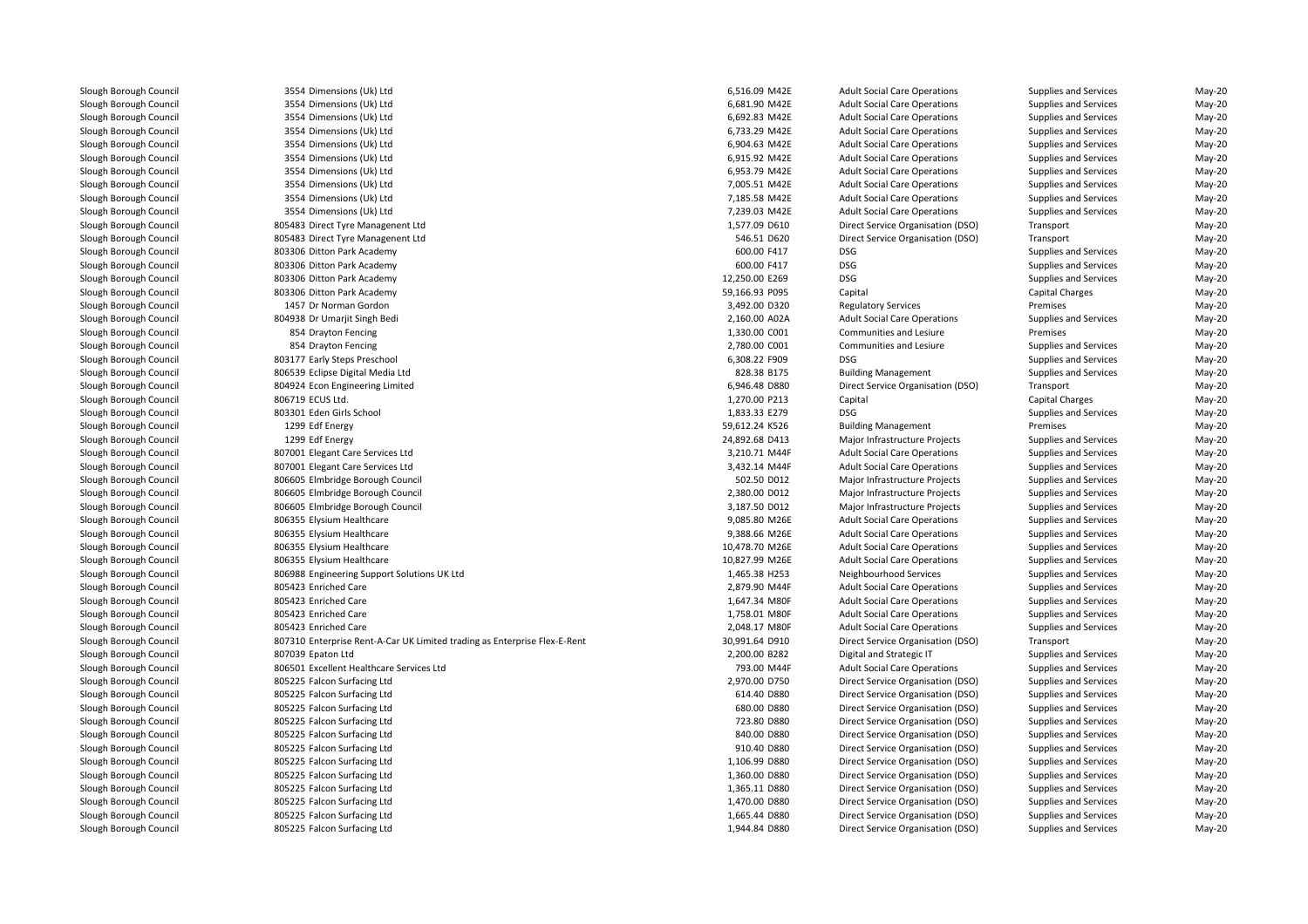| | | | | | | |
|---|---|---|---|---|---|---|
| Slough Borough Council | 3554 Dimensions (Uk) Ltd | 6,516.09 M42E | Adult Social Care Operations | Supplies and Services | May-20 |
| Slough Borough Council | 3554 Dimensions (Uk) Ltd | 6,681.90 M42E | Adult Social Care Operations | Supplies and Services | May-20 |
| Slough Borough Council | 3554 Dimensions (Uk) Ltd | 6,692.83 M42E | Adult Social Care Operations | Supplies and Services | May-20 |
| Slough Borough Council | 3554 Dimensions (Uk) Ltd | 6,733.29 M42E | Adult Social Care Operations | Supplies and Services | May-20 |
| Slough Borough Council | 3554 Dimensions (Uk) Ltd | 6,904.63 M42E | Adult Social Care Operations | Supplies and Services | May-20 |
| Slough Borough Council | 3554 Dimensions (Uk) Ltd | 6,915.92 M42E | Adult Social Care Operations | Supplies and Services | May-20 |
| Slough Borough Council | 3554 Dimensions (Uk) Ltd | 6,953.79 M42E | Adult Social Care Operations | Supplies and Services | May-20 |
| Slough Borough Council | 3554 Dimensions (Uk) Ltd | 7,005.51 M42E | Adult Social Care Operations | Supplies and Services | May-20 |
| Slough Borough Council | 3554 Dimensions (Uk) Ltd | 7,185.58 M42E | Adult Social Care Operations | Supplies and Services | May-20 |
| Slough Borough Council | 3554 Dimensions (Uk) Ltd | 7,239.03 M42E | Adult Social Care Operations | Supplies and Services | May-20 |
| Slough Borough Council | 805483 Direct Tyre Management Ltd | 1,577.09 D610 | Direct Service Organisation (DSO) | Transport | May-20 |
| Slough Borough Council | 805483 Direct Tyre Management Ltd | 546.51 D620 | Direct Service Organisation (DSO) | Transport | May-20 |
| Slough Borough Council | 803306 Ditton Park Academy | 600.00 F417 | DSG | Supplies and Services | May-20 |
| Slough Borough Council | 803306 Ditton Park Academy | 600.00 F417 | DSG | Supplies and Services | May-20 |
| Slough Borough Council | 803306 Ditton Park Academy | 12,250.00 E269 | DSG | Supplies and Services | May-20 |
| Slough Borough Council | 803306 Ditton Park Academy | 59,166.93 P095 | Capital | Capital Charges | May-20 |
| Slough Borough Council | 1457 Dr Norman Gordon | 3,492.00 D320 | Regulatory Services | Premises | May-20 |
| Slough Borough Council | 804938 Dr Umarjit Singh Bedi | 2,160.00 A02A | Adult Social Care Operations | Supplies and Services | May-20 |
| Slough Borough Council | 854 Drayton Fencing | 1,330.00 C001 | Communities and Lesiure | Premises | May-20 |
| Slough Borough Council | 854 Drayton Fencing | 2,780.00 C001 | Communities and Lesiure | Supplies and Services | May-20 |
| Slough Borough Council | 803177 Early Steps Preschool | 6,308.22 F909 | DSG | Supplies and Services | May-20 |
| Slough Borough Council | 806539 Eclipse Digital Media Ltd | 828.38 B175 | Building Management | Supplies and Services | May-20 |
| Slough Borough Council | 804924 Econ Engineering Limited | 6,946.48 D880 | Direct Service Organisation (DSO) | Transport | May-20 |
| Slough Borough Council | 806719 ECUS Ltd. | 1,270.00 P213 | Capital | Capital Charges | May-20 |
| Slough Borough Council | 803301 Eden Girls School | 1,833.33 E279 | DSG | Supplies and Services | May-20 |
| Slough Borough Council | 1299 Edf Energy | 59,612.24 K526 | Building Management | Premises | May-20 |
| Slough Borough Council | 1299 Edf Energy | 24,892.68 D413 | Major Infrastructure Projects | Supplies and Services | May-20 |
| Slough Borough Council | 807001 Elegant Care Services Ltd | 3,210.71 M44F | Adult Social Care Operations | Supplies and Services | May-20 |
| Slough Borough Council | 807001 Elegant Care Services Ltd | 3,432.14 M44F | Adult Social Care Operations | Supplies and Services | May-20 |
| Slough Borough Council | 806605 Elmbridge Borough Council | 502.50 D012 | Major Infrastructure Projects | Supplies and Services | May-20 |
| Slough Borough Council | 806605 Elmbridge Borough Council | 2,380.00 D012 | Major Infrastructure Projects | Supplies and Services | May-20 |
| Slough Borough Council | 806605 Elmbridge Borough Council | 3,187.50 D012 | Major Infrastructure Projects | Supplies and Services | May-20 |
| Slough Borough Council | 806355 Elysium Healthcare | 9,085.80 M26E | Adult Social Care Operations | Supplies and Services | May-20 |
| Slough Borough Council | 806355 Elysium Healthcare | 9,388.66 M26E | Adult Social Care Operations | Supplies and Services | May-20 |
| Slough Borough Council | 806355 Elysium Healthcare | 10,478.70 M26E | Adult Social Care Operations | Supplies and Services | May-20 |
| Slough Borough Council | 806355 Elysium Healthcare | 10,827.99 M26E | Adult Social Care Operations | Supplies and Services | May-20 |
| Slough Borough Council | 806988 Engineering Support Solutions UK Ltd | 1,465.38 H253 | Neighbourhood Services | Supplies and Services | May-20 |
| Slough Borough Council | 805423 Enriched Care | 2,879.90 M44F | Adult Social Care Operations | Supplies and Services | May-20 |
| Slough Borough Council | 805423 Enriched Care | 1,647.34 M80F | Adult Social Care Operations | Supplies and Services | May-20 |
| Slough Borough Council | 805423 Enriched Care | 1,758.01 M80F | Adult Social Care Operations | Supplies and Services | May-20 |
| Slough Borough Council | 805423 Enriched Care | 2,048.17 M80F | Adult Social Care Operations | Supplies and Services | May-20 |
| Slough Borough Council | 807310 Enterprise Rent-A-Car UK Limited trading as Enterprise Flex-E-Rent | 30,991.64 D910 | Direct Service Organisation (DSO) | Transport | May-20 |
| Slough Borough Council | 807039 Epaton Ltd | 2,200.00 B282 | Digital and Strategic IT | Supplies and Services | May-20 |
| Slough Borough Council | 806501 Excellent Healthcare Services Ltd | 793.00 M44F | Adult Social Care Operations | Supplies and Services | May-20 |
| Slough Borough Council | 805225 Falcon Surfacing Ltd | 2,970.00 D750 | Direct Service Organisation (DSO) | Supplies and Services | May-20 |
| Slough Borough Council | 805225 Falcon Surfacing Ltd | 614.40 D880 | Direct Service Organisation (DSO) | Supplies and Services | May-20 |
| Slough Borough Council | 805225 Falcon Surfacing Ltd | 680.00 D880 | Direct Service Organisation (DSO) | Supplies and Services | May-20 |
| Slough Borough Council | 805225 Falcon Surfacing Ltd | 723.80 D880 | Direct Service Organisation (DSO) | Supplies and Services | May-20 |
| Slough Borough Council | 805225 Falcon Surfacing Ltd | 840.00 D880 | Direct Service Organisation (DSO) | Supplies and Services | May-20 |
| Slough Borough Council | 805225 Falcon Surfacing Ltd | 910.40 D880 | Direct Service Organisation (DSO) | Supplies and Services | May-20 |
| Slough Borough Council | 805225 Falcon Surfacing Ltd | 1,106.99 D880 | Direct Service Organisation (DSO) | Supplies and Services | May-20 |
| Slough Borough Council | 805225 Falcon Surfacing Ltd | 1,360.00 D880 | Direct Service Organisation (DSO) | Supplies and Services | May-20 |
| Slough Borough Council | 805225 Falcon Surfacing Ltd | 1,365.11 D880 | Direct Service Organisation (DSO) | Supplies and Services | May-20 |
| Slough Borough Council | 805225 Falcon Surfacing Ltd | 1,470.00 D880 | Direct Service Organisation (DSO) | Supplies and Services | May-20 |
| Slough Borough Council | 805225 Falcon Surfacing Ltd | 1,665.44 D880 | Direct Service Organisation (DSO) | Supplies and Services | May-20 |
| Slough Borough Council | 805225 Falcon Surfacing Ltd | 1,944.84 D880 | Direct Service Organisation (DSO) | Supplies and Services | May-20 |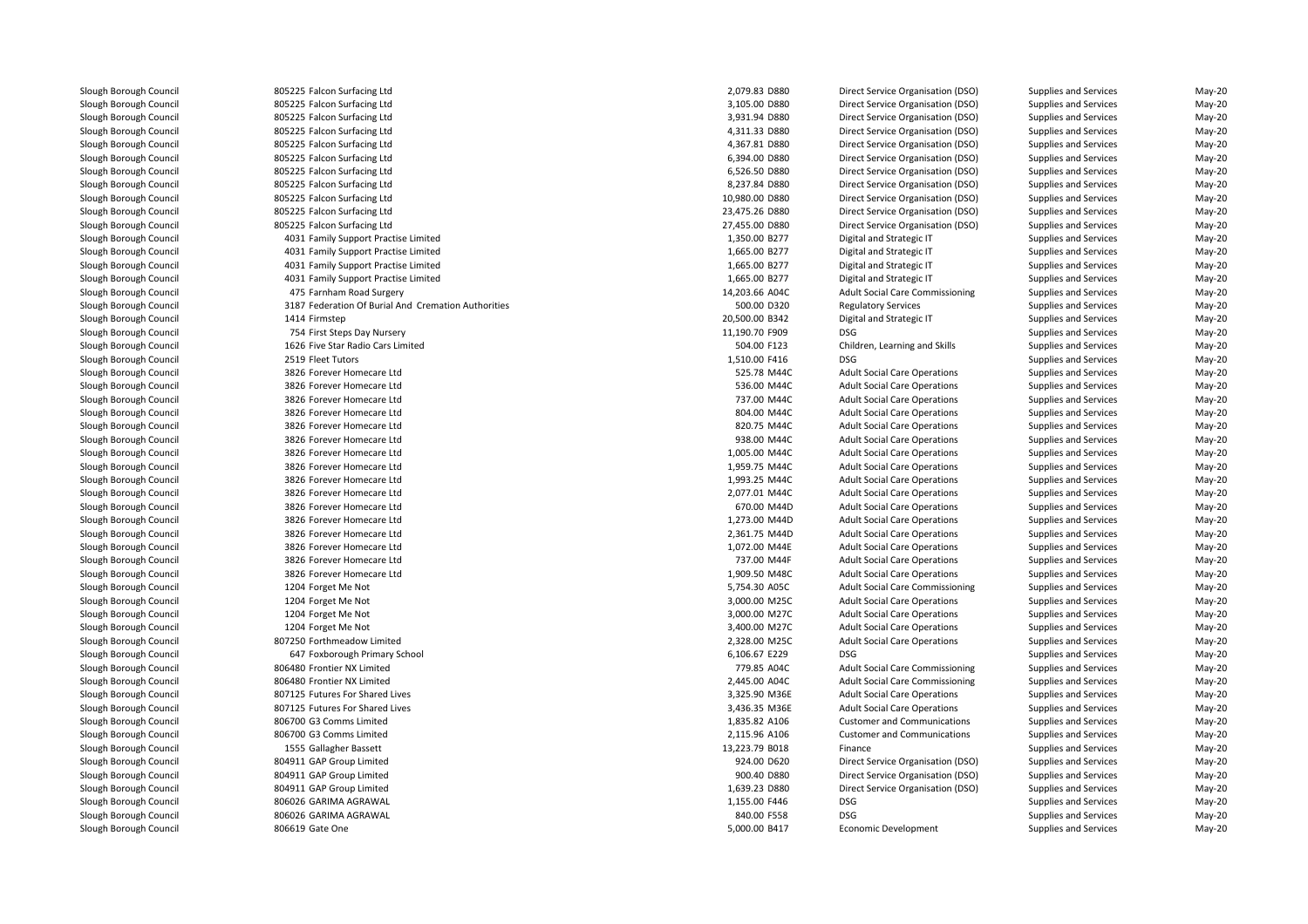| | | | | | | | |
|---|---|---|---|---|---|---|---|
| Slough Borough Council | 805225 | Falcon Surfacing Ltd | 2,079.83 | D880 | Direct Service Organisation (DSO) | Supplies and Services | May-20 |
| Slough Borough Council | 805225 | Falcon Surfacing Ltd | 3,105.00 | D880 | Direct Service Organisation (DSO) | Supplies and Services | May-20 |
| Slough Borough Council | 805225 | Falcon Surfacing Ltd | 3,931.94 | D880 | Direct Service Organisation (DSO) | Supplies and Services | May-20 |
| Slough Borough Council | 805225 | Falcon Surfacing Ltd | 4,311.33 | D880 | Direct Service Organisation (DSO) | Supplies and Services | May-20 |
| Slough Borough Council | 805225 | Falcon Surfacing Ltd | 4,367.81 | D880 | Direct Service Organisation (DSO) | Supplies and Services | May-20 |
| Slough Borough Council | 805225 | Falcon Surfacing Ltd | 6,394.00 | D880 | Direct Service Organisation (DSO) | Supplies and Services | May-20 |
| Slough Borough Council | 805225 | Falcon Surfacing Ltd | 6,526.50 | D880 | Direct Service Organisation (DSO) | Supplies and Services | May-20 |
| Slough Borough Council | 805225 | Falcon Surfacing Ltd | 8,237.84 | D880 | Direct Service Organisation (DSO) | Supplies and Services | May-20 |
| Slough Borough Council | 805225 | Falcon Surfacing Ltd | 10,980.00 | D880 | Direct Service Organisation (DSO) | Supplies and Services | May-20 |
| Slough Borough Council | 805225 | Falcon Surfacing Ltd | 23,475.26 | D880 | Direct Service Organisation (DSO) | Supplies and Services | May-20 |
| Slough Borough Council | 805225 | Falcon Surfacing Ltd | 27,455.00 | D880 | Direct Service Organisation (DSO) | Supplies and Services | May-20 |
| Slough Borough Council | 4031 | Family Support Practise Limited | 1,350.00 | B277 | Digital and Strategic IT | Supplies and Services | May-20 |
| Slough Borough Council | 4031 | Family Support Practise Limited | 1,665.00 | B277 | Digital and Strategic IT | Supplies and Services | May-20 |
| Slough Borough Council | 4031 | Family Support Practise Limited | 1,665.00 | B277 | Digital and Strategic IT | Supplies and Services | May-20 |
| Slough Borough Council | 4031 | Family Support Practise Limited | 1,665.00 | B277 | Digital and Strategic IT | Supplies and Services | May-20 |
| Slough Borough Council | 475 | Farnham Road Surgery | 14,203.66 | A04C | Adult Social Care Commissioning | Supplies and Services | May-20 |
| Slough Borough Council | 3187 | Federation Of Burial And Cremation Authorities | 500.00 | D320 | Regulatory Services | Supplies and Services | May-20 |
| Slough Borough Council | 1414 | Firmstep | 20,500.00 | B342 | Digital and Strategic IT | Supplies and Services | May-20 |
| Slough Borough Council | 754 | First Steps Day Nursery | 11,190.70 | F909 | DSG | Supplies and Services | May-20 |
| Slough Borough Council | 1626 | Five Star Radio Cars Limited | 504.00 | F123 | Children, Learning and Skills | Supplies and Services | May-20 |
| Slough Borough Council | 2519 | Fleet Tutors | 1,510.00 | F416 | DSG | Supplies and Services | May-20 |
| Slough Borough Council | 3826 | Forever Homecare Ltd | 525.78 | M44C | Adult Social Care Operations | Supplies and Services | May-20 |
| Slough Borough Council | 3826 | Forever Homecare Ltd | 536.00 | M44C | Adult Social Care Operations | Supplies and Services | May-20 |
| Slough Borough Council | 3826 | Forever Homecare Ltd | 737.00 | M44C | Adult Social Care Operations | Supplies and Services | May-20 |
| Slough Borough Council | 3826 | Forever Homecare Ltd | 804.00 | M44C | Adult Social Care Operations | Supplies and Services | May-20 |
| Slough Borough Council | 3826 | Forever Homecare Ltd | 820.75 | M44C | Adult Social Care Operations | Supplies and Services | May-20 |
| Slough Borough Council | 3826 | Forever Homecare Ltd | 938.00 | M44C | Adult Social Care Operations | Supplies and Services | May-20 |
| Slough Borough Council | 3826 | Forever Homecare Ltd | 1,005.00 | M44C | Adult Social Care Operations | Supplies and Services | May-20 |
| Slough Borough Council | 3826 | Forever Homecare Ltd | 1,959.75 | M44C | Adult Social Care Operations | Supplies and Services | May-20 |
| Slough Borough Council | 3826 | Forever Homecare Ltd | 1,993.25 | M44C | Adult Social Care Operations | Supplies and Services | May-20 |
| Slough Borough Council | 3826 | Forever Homecare Ltd | 2,077.01 | M44C | Adult Social Care Operations | Supplies and Services | May-20 |
| Slough Borough Council | 3826 | Forever Homecare Ltd | 670.00 | M44D | Adult Social Care Operations | Supplies and Services | May-20 |
| Slough Borough Council | 3826 | Forever Homecare Ltd | 1,273.00 | M44D | Adult Social Care Operations | Supplies and Services | May-20 |
| Slough Borough Council | 3826 | Forever Homecare Ltd | 2,361.75 | M44D | Adult Social Care Operations | Supplies and Services | May-20 |
| Slough Borough Council | 3826 | Forever Homecare Ltd | 1,072.00 | M44E | Adult Social Care Operations | Supplies and Services | May-20 |
| Slough Borough Council | 3826 | Forever Homecare Ltd | 737.00 | M44F | Adult Social Care Operations | Supplies and Services | May-20 |
| Slough Borough Council | 3826 | Forever Homecare Ltd | 1,909.50 | M48C | Adult Social Care Operations | Supplies and Services | May-20 |
| Slough Borough Council | 1204 | Forget Me Not | 5,754.30 | A05C | Adult Social Care Commissioning | Supplies and Services | May-20 |
| Slough Borough Council | 1204 | Forget Me Not | 3,000.00 | M25C | Adult Social Care Operations | Supplies and Services | May-20 |
| Slough Borough Council | 1204 | Forget Me Not | 3,000.00 | M27C | Adult Social Care Operations | Supplies and Services | May-20 |
| Slough Borough Council | 1204 | Forget Me Not | 3,400.00 | M27C | Adult Social Care Operations | Supplies and Services | May-20 |
| Slough Borough Council | 807250 | Forthmeadow Limited | 2,328.00 | M25C | Adult Social Care Operations | Supplies and Services | May-20 |
| Slough Borough Council | 647 | Foxborough Primary School | 6,106.67 | E229 | DSG | Supplies and Services | May-20 |
| Slough Borough Council | 806480 | Frontier NX Limited | 779.85 | A04C | Adult Social Care Commissioning | Supplies and Services | May-20 |
| Slough Borough Council | 806480 | Frontier NX Limited | 2,445.00 | A04C | Adult Social Care Commissioning | Supplies and Services | May-20 |
| Slough Borough Council | 807125 | Futures For Shared Lives | 3,325.90 | M36E | Adult Social Care Operations | Supplies and Services | May-20 |
| Slough Borough Council | 807125 | Futures For Shared Lives | 3,436.35 | M36E | Adult Social Care Operations | Supplies and Services | May-20 |
| Slough Borough Council | 806700 | G3 Comms Limited | 1,835.82 | A106 | Customer and Communications | Supplies and Services | May-20 |
| Slough Borough Council | 806700 | G3 Comms Limited | 2,115.96 | A106 | Customer and Communications | Supplies and Services | May-20 |
| Slough Borough Council | 1555 | Gallagher Bassett | 13,223.79 | B018 | Finance | Supplies and Services | May-20 |
| Slough Borough Council | 804911 | GAP Group Limited | 924.00 | D620 | Direct Service Organisation (DSO) | Supplies and Services | May-20 |
| Slough Borough Council | 804911 | GAP Group Limited | 900.40 | D880 | Direct Service Organisation (DSO) | Supplies and Services | May-20 |
| Slough Borough Council | 804911 | GAP Group Limited | 1,639.23 | D880 | Direct Service Organisation (DSO) | Supplies and Services | May-20 |
| Slough Borough Council | 806026 | GARIMA AGRAWAL | 1,155.00 | F446 | DSG | Supplies and Services | May-20 |
| Slough Borough Council | 806026 | GARIMA AGRAWAL | 840.00 | F558 | DSG | Supplies and Services | May-20 |
| Slough Borough Council | 806619 | Gate One | 5,000.00 | B417 | Economic Development | Supplies and Services | May-20 |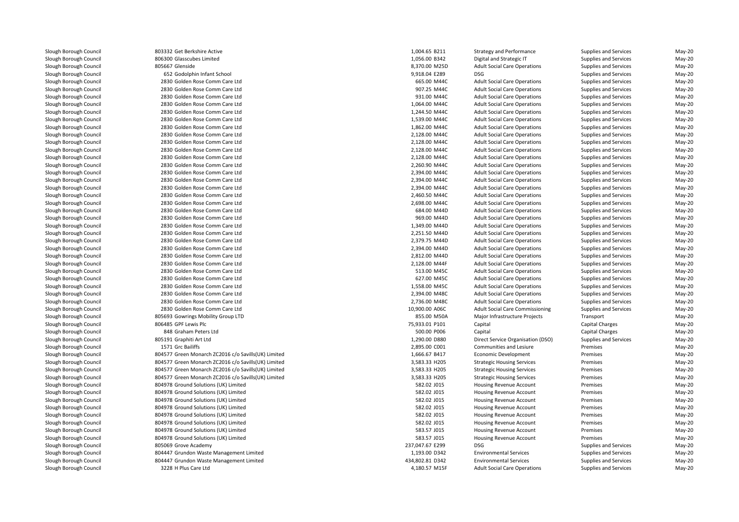| | | | | | | |
|---|---|---|---|---|---|---|
| Slough Borough Council | 803332 Get Berkshire Active | 1,004.65 B211 | Strategy and Performance | Supplies and Services | May-20 |
| Slough Borough Council | 806300 Glasscubes Limited | 1,056.00 B342 | Digital and Strategic IT | Supplies and Services | May-20 |
| Slough Borough Council | 805667 Glenside | 8,370.00 M25D | Adult Social Care Operations | Supplies and Services | May-20 |
| Slough Borough Council | 652 Godolphin Infant School | 9,918.04 E289 | DSG | Supplies and Services | May-20 |
| Slough Borough Council | 2830 Golden Rose Comm Care Ltd | 665.00 M44C | Adult Social Care Operations | Supplies and Services | May-20 |
| Slough Borough Council | 2830 Golden Rose Comm Care Ltd | 907.25 M44C | Adult Social Care Operations | Supplies and Services | May-20 |
| Slough Borough Council | 2830 Golden Rose Comm Care Ltd | 931.00 M44C | Adult Social Care Operations | Supplies and Services | May-20 |
| Slough Borough Council | 2830 Golden Rose Comm Care Ltd | 1,064.00 M44C | Adult Social Care Operations | Supplies and Services | May-20 |
| Slough Borough Council | 2830 Golden Rose Comm Care Ltd | 1,244.50 M44C | Adult Social Care Operations | Supplies and Services | May-20 |
| Slough Borough Council | 2830 Golden Rose Comm Care Ltd | 1,539.00 M44C | Adult Social Care Operations | Supplies and Services | May-20 |
| Slough Borough Council | 2830 Golden Rose Comm Care Ltd | 1,862.00 M44C | Adult Social Care Operations | Supplies and Services | May-20 |
| Slough Borough Council | 2830 Golden Rose Comm Care Ltd | 2,128.00 M44C | Adult Social Care Operations | Supplies and Services | May-20 |
| Slough Borough Council | 2830 Golden Rose Comm Care Ltd | 2,128.00 M44C | Adult Social Care Operations | Supplies and Services | May-20 |
| Slough Borough Council | 2830 Golden Rose Comm Care Ltd | 2,128.00 M44C | Adult Social Care Operations | Supplies and Services | May-20 |
| Slough Borough Council | 2830 Golden Rose Comm Care Ltd | 2,128.00 M44C | Adult Social Care Operations | Supplies and Services | May-20 |
| Slough Borough Council | 2830 Golden Rose Comm Care Ltd | 2,260.90 M44C | Adult Social Care Operations | Supplies and Services | May-20 |
| Slough Borough Council | 2830 Golden Rose Comm Care Ltd | 2,394.00 M44C | Adult Social Care Operations | Supplies and Services | May-20 |
| Slough Borough Council | 2830 Golden Rose Comm Care Ltd | 2,394.00 M44C | Adult Social Care Operations | Supplies and Services | May-20 |
| Slough Borough Council | 2830 Golden Rose Comm Care Ltd | 2,394.00 M44C | Adult Social Care Operations | Supplies and Services | May-20 |
| Slough Borough Council | 2830 Golden Rose Comm Care Ltd | 2,460.50 M44C | Adult Social Care Operations | Supplies and Services | May-20 |
| Slough Borough Council | 2830 Golden Rose Comm Care Ltd | 2,698.00 M44C | Adult Social Care Operations | Supplies and Services | May-20 |
| Slough Borough Council | 2830 Golden Rose Comm Care Ltd | 684.00 M44D | Adult Social Care Operations | Supplies and Services | May-20 |
| Slough Borough Council | 2830 Golden Rose Comm Care Ltd | 969.00 M44D | Adult Social Care Operations | Supplies and Services | May-20 |
| Slough Borough Council | 2830 Golden Rose Comm Care Ltd | 1,349.00 M44D | Adult Social Care Operations | Supplies and Services | May-20 |
| Slough Borough Council | 2830 Golden Rose Comm Care Ltd | 2,251.50 M44D | Adult Social Care Operations | Supplies and Services | May-20 |
| Slough Borough Council | 2830 Golden Rose Comm Care Ltd | 2,379.75 M44D | Adult Social Care Operations | Supplies and Services | May-20 |
| Slough Borough Council | 2830 Golden Rose Comm Care Ltd | 2,394.00 M44D | Adult Social Care Operations | Supplies and Services | May-20 |
| Slough Borough Council | 2830 Golden Rose Comm Care Ltd | 2,812.00 M44D | Adult Social Care Operations | Supplies and Services | May-20 |
| Slough Borough Council | 2830 Golden Rose Comm Care Ltd | 2,128.00 M44F | Adult Social Care Operations | Supplies and Services | May-20 |
| Slough Borough Council | 2830 Golden Rose Comm Care Ltd | 513.00 M45C | Adult Social Care Operations | Supplies and Services | May-20 |
| Slough Borough Council | 2830 Golden Rose Comm Care Ltd | 627.00 M45C | Adult Social Care Operations | Supplies and Services | May-20 |
| Slough Borough Council | 2830 Golden Rose Comm Care Ltd | 1,558.00 M45C | Adult Social Care Operations | Supplies and Services | May-20 |
| Slough Borough Council | 2830 Golden Rose Comm Care Ltd | 2,394.00 M48C | Adult Social Care Operations | Supplies and Services | May-20 |
| Slough Borough Council | 2830 Golden Rose Comm Care Ltd | 2,736.00 M48C | Adult Social Care Operations | Supplies and Services | May-20 |
| Slough Borough Council | 2830 Golden Rose Comm Care Ltd | 10,900.00 A06C | Adult Social Care Commissioning | Supplies and Services | May-20 |
| Slough Borough Council | 805693 Gowrings Mobility Group LTD | 855.00 M50A | Major Infrastructure Projects | Transport | May-20 |
| Slough Borough Council | 806485 GPF Lewis Plc | 75,933.01 P101 | Capital | Capital Charges | May-20 |
| Slough Borough Council | 848 Graham Peters Ltd | 500.00 P006 | Capital | Capital Charges | May-20 |
| Slough Borough Council | 805191 Graphiti Art Ltd | 1,290.00 D880 | Direct Service Organisation (DSO) | Supplies and Services | May-20 |
| Slough Borough Council | 1571 Grc Bailiffs | 2,895.00 C001 | Communities and Lesiure | Premises | May-20 |
| Slough Borough Council | 804577 Green Monarch ZC2016 c/o Savills(UK) Limited | 1,666.67 B417 | Economic Development | Premises | May-20 |
| Slough Borough Council | 804577 Green Monarch ZC2016 c/o Savills(UK) Limited | 3,583.33 H205 | Strategic Housing Services | Premises | May-20 |
| Slough Borough Council | 804577 Green Monarch ZC2016 c/o Savills(UK) Limited | 3,583.33 H205 | Strategic Housing Services | Premises | May-20 |
| Slough Borough Council | 804577 Green Monarch ZC2016 c/o Savills(UK) Limited | 3,583.33 H205 | Strategic Housing Services | Premises | May-20 |
| Slough Borough Council | 804978 Ground Solutions (UK) Limited | 582.02 J015 | Housing Revenue Account | Premises | May-20 |
| Slough Borough Council | 804978 Ground Solutions (UK) Limited | 582.02 J015 | Housing Revenue Account | Premises | May-20 |
| Slough Borough Council | 804978 Ground Solutions (UK) Limited | 582.02 J015 | Housing Revenue Account | Premises | May-20 |
| Slough Borough Council | 804978 Ground Solutions (UK) Limited | 582.02 J015 | Housing Revenue Account | Premises | May-20 |
| Slough Borough Council | 804978 Ground Solutions (UK) Limited | 582.02 J015 | Housing Revenue Account | Premises | May-20 |
| Slough Borough Council | 804978 Ground Solutions (UK) Limited | 582.02 J015 | Housing Revenue Account | Premises | May-20 |
| Slough Borough Council | 804978 Ground Solutions (UK) Limited | 583.57 J015 | Housing Revenue Account | Premises | May-20 |
| Slough Borough Council | 804978 Ground Solutions (UK) Limited | 583.57 J015 | Housing Revenue Account | Premises | May-20 |
| Slough Borough Council | 805069 Grove Academy | 237,047.67 E299 | DSG | Supplies and Services | May-20 |
| Slough Borough Council | 804447 Grundon Waste Management Limited | 1,193.00 D342 | Environmental Services | Supplies and Services | May-20 |
| Slough Borough Council | 804447 Grundon Waste Management Limited | 434,802.81 D342 | Environmental Services | Supplies and Services | May-20 |
| Slough Borough Council | 3228 H Plus Care Ltd | 4,180.57 M15F | Adult Social Care Operations | Supplies and Services | May-20 |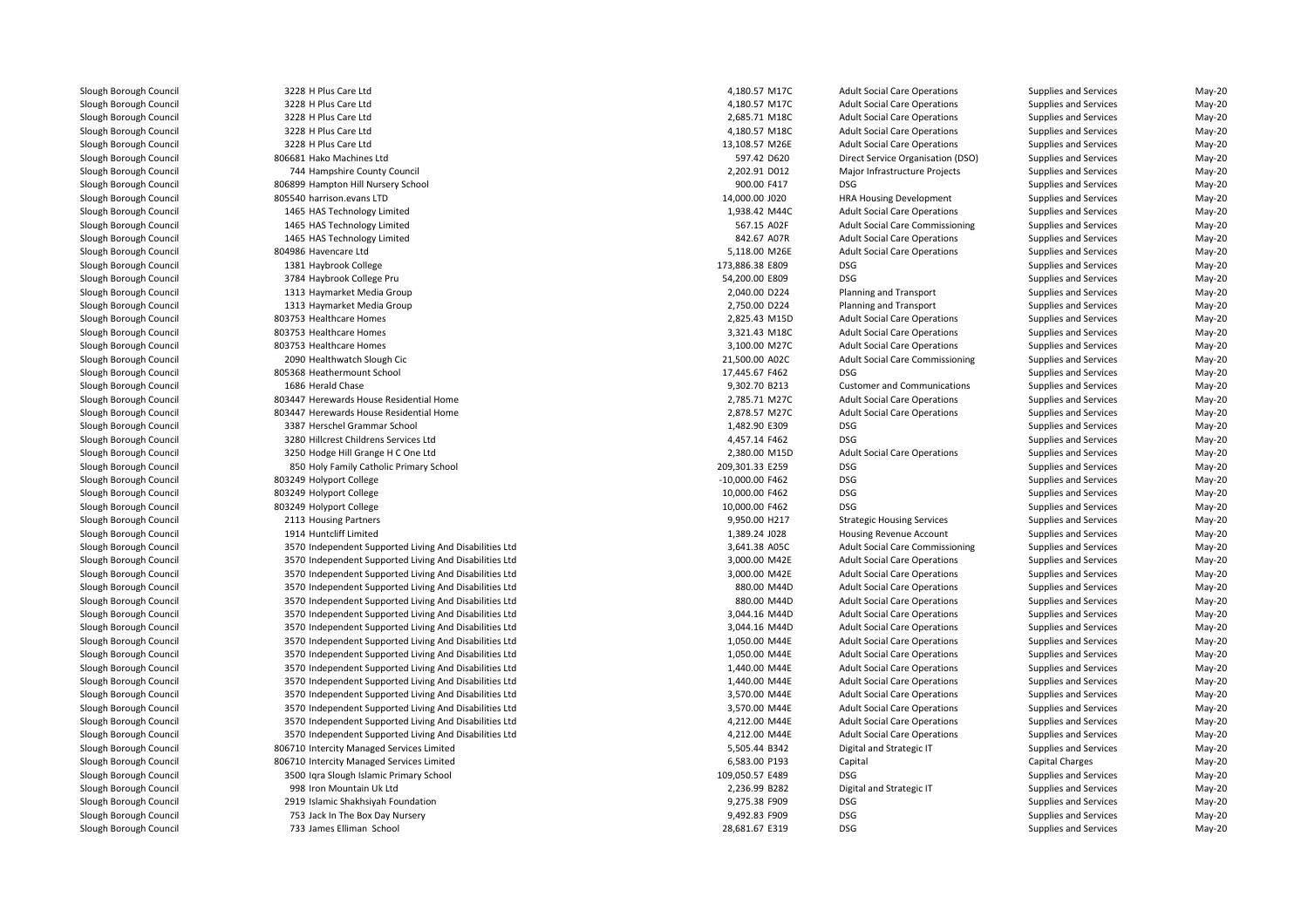| | | | | | | | |
|---|---|---|---|---|---|---|---|
| Slough Borough Council | 3228 H Plus Care Ltd | 4,180.57 | M17C | Adult Social Care Operations | Supplies and Services | May-20 |
| Slough Borough Council | 3228 H Plus Care Ltd | 4,180.57 | M17C | Adult Social Care Operations | Supplies and Services | May-20 |
| Slough Borough Council | 3228 H Plus Care Ltd | 2,685.71 | M18C | Adult Social Care Operations | Supplies and Services | May-20 |
| Slough Borough Council | 3228 H Plus Care Ltd | 4,180.57 | M18C | Adult Social Care Operations | Supplies and Services | May-20 |
| Slough Borough Council | 3228 H Plus Care Ltd | 13,108.57 | M26E | Adult Social Care Operations | Supplies and Services | May-20 |
| Slough Borough Council | 806681 Hako Machines Ltd | 597.42 | D620 | Direct Service Organisation (DSO) | Supplies and Services | May-20 |
| Slough Borough Council | 744 Hampshire County Council | 2,202.91 | D012 | Major Infrastructure Projects | Supplies and Services | May-20 |
| Slough Borough Council | 806899 Hampton Hill Nursery School | 900.00 | F417 | DSG | Supplies and Services | May-20 |
| Slough Borough Council | 805540 harrison.evans LTD | 14,000.00 | J020 | HRA Housing Development | Supplies and Services | May-20 |
| Slough Borough Council | 1465 HAS Technology Limited | 1,938.42 | M44C | Adult Social Care Operations | Supplies and Services | May-20 |
| Slough Borough Council | 1465 HAS Technology Limited | 567.15 | A02F | Adult Social Care Commissioning | Supplies and Services | May-20 |
| Slough Borough Council | 1465 HAS Technology Limited | 842.67 | A07R | Adult Social Care Operations | Supplies and Services | May-20 |
| Slough Borough Council | 804986 Havencare Ltd | 5,118.00 | M26E | Adult Social Care Operations | Supplies and Services | May-20 |
| Slough Borough Council | 1381 Haybrook College | 173,886.38 | E809 | DSG | Supplies and Services | May-20 |
| Slough Borough Council | 3784 Haybrook College Pru | 54,200.00 | E809 | DSG | Supplies and Services | May-20 |
| Slough Borough Council | 1313 Haymarket Media Group | 2,040.00 | D224 | Planning and Transport | Supplies and Services | May-20 |
| Slough Borough Council | 1313 Haymarket Media Group | 2,750.00 | D224 | Planning and Transport | Supplies and Services | May-20 |
| Slough Borough Council | 803753 Healthcare Homes | 2,825.43 | M15D | Adult Social Care Operations | Supplies and Services | May-20 |
| Slough Borough Council | 803753 Healthcare Homes | 3,321.43 | M18C | Adult Social Care Operations | Supplies and Services | May-20 |
| Slough Borough Council | 803753 Healthcare Homes | 3,100.00 | M27C | Adult Social Care Operations | Supplies and Services | May-20 |
| Slough Borough Council | 2090 Healthwatch Slough Cic | 21,500.00 | A02C | Adult Social Care Commissioning | Supplies and Services | May-20 |
| Slough Borough Council | 805368 Heathermount School | 17,445.67 | F462 | DSG | Supplies and Services | May-20 |
| Slough Borough Council | 1686 Herald Chase | 9,302.70 | B213 | Customer and Communications | Supplies and Services | May-20 |
| Slough Borough Council | 803447 Herewards House Residential Home | 2,785.71 | M27C | Adult Social Care Operations | Supplies and Services | May-20 |
| Slough Borough Council | 803447 Herewards House Residential Home | 2,878.57 | M27C | Adult Social Care Operations | Supplies and Services | May-20 |
| Slough Borough Council | 3387 Herschel Grammar School | 1,482.90 | E309 | DSG | Supplies and Services | May-20 |
| Slough Borough Council | 3280 Hillcrest Childrens Services Ltd | 4,457.14 | F462 | DSG | Supplies and Services | May-20 |
| Slough Borough Council | 3250 Hodge Hill Grange H C One Ltd | 2,380.00 | M15D | Adult Social Care Operations | Supplies and Services | May-20 |
| Slough Borough Council | 850 Holy Family Catholic Primary School | 209,301.33 | E259 | DSG | Supplies and Services | May-20 |
| Slough Borough Council | 803249 Holyport College | -10,000.00 | F462 | DSG | Supplies and Services | May-20 |
| Slough Borough Council | 803249 Holyport College | 10,000.00 | F462 | DSG | Supplies and Services | May-20 |
| Slough Borough Council | 803249 Holyport College | 10,000.00 | F462 | DSG | Supplies and Services | May-20 |
| Slough Borough Council | 2113 Housing Partners | 9,950.00 | H217 | Strategic Housing Services | Supplies and Services | May-20 |
| Slough Borough Council | 1914 Huntcliff Limited | 1,389.24 | J028 | Housing Revenue Account | Supplies and Services | May-20 |
| Slough Borough Council | 3570 Independent Supported Living And Disabilities Ltd | 3,641.38 | A05C | Adult Social Care Commissioning | Supplies and Services | May-20 |
| Slough Borough Council | 3570 Independent Supported Living And Disabilities Ltd | 3,000.00 | M42E | Adult Social Care Operations | Supplies and Services | May-20 |
| Slough Borough Council | 3570 Independent Supported Living And Disabilities Ltd | 3,000.00 | M42E | Adult Social Care Operations | Supplies and Services | May-20 |
| Slough Borough Council | 3570 Independent Supported Living And Disabilities Ltd | 880.00 | M44D | Adult Social Care Operations | Supplies and Services | May-20 |
| Slough Borough Council | 3570 Independent Supported Living And Disabilities Ltd | 880.00 | M44D | Adult Social Care Operations | Supplies and Services | May-20 |
| Slough Borough Council | 3570 Independent Supported Living And Disabilities Ltd | 3,044.16 | M44D | Adult Social Care Operations | Supplies and Services | May-20 |
| Slough Borough Council | 3570 Independent Supported Living And Disabilities Ltd | 3,044.16 | M44D | Adult Social Care Operations | Supplies and Services | May-20 |
| Slough Borough Council | 3570 Independent Supported Living And Disabilities Ltd | 1,050.00 | M44E | Adult Social Care Operations | Supplies and Services | May-20 |
| Slough Borough Council | 3570 Independent Supported Living And Disabilities Ltd | 1,050.00 | M44E | Adult Social Care Operations | Supplies and Services | May-20 |
| Slough Borough Council | 3570 Independent Supported Living And Disabilities Ltd | 1,440.00 | M44E | Adult Social Care Operations | Supplies and Services | May-20 |
| Slough Borough Council | 3570 Independent Supported Living And Disabilities Ltd | 1,440.00 | M44E | Adult Social Care Operations | Supplies and Services | May-20 |
| Slough Borough Council | 3570 Independent Supported Living And Disabilities Ltd | 3,570.00 | M44E | Adult Social Care Operations | Supplies and Services | May-20 |
| Slough Borough Council | 3570 Independent Supported Living And Disabilities Ltd | 3,570.00 | M44E | Adult Social Care Operations | Supplies and Services | May-20 |
| Slough Borough Council | 3570 Independent Supported Living And Disabilities Ltd | 4,212.00 | M44E | Adult Social Care Operations | Supplies and Services | May-20 |
| Slough Borough Council | 3570 Independent Supported Living And Disabilities Ltd | 4,212.00 | M44E | Adult Social Care Operations | Supplies and Services | May-20 |
| Slough Borough Council | 806710 Intercity Managed Services Limited | 5,505.44 | B342 | Digital and Strategic IT | Supplies and Services | May-20 |
| Slough Borough Council | 806710 Intercity Managed Services Limited | 6,583.00 | P193 | Capital | Capital Charges | May-20 |
| Slough Borough Council | 3500 Iqra Slough Islamic Primary School | 109,050.57 | E489 | DSG | Supplies and Services | May-20 |
| Slough Borough Council | 998 Iron Mountain Uk Ltd | 2,236.99 | B282 | Digital and Strategic IT | Supplies and Services | May-20 |
| Slough Borough Council | 2919 Islamic Shakhsiyah Foundation | 9,275.38 | F909 | DSG | Supplies and Services | May-20 |
| Slough Borough Council | 753 Jack In The Box Day Nursery | 9,492.83 | F909 | DSG | Supplies and Services | May-20 |
| Slough Borough Council | 733 James Elliman School | 28,681.67 | E319 | DSG | Supplies and Services | May-20 |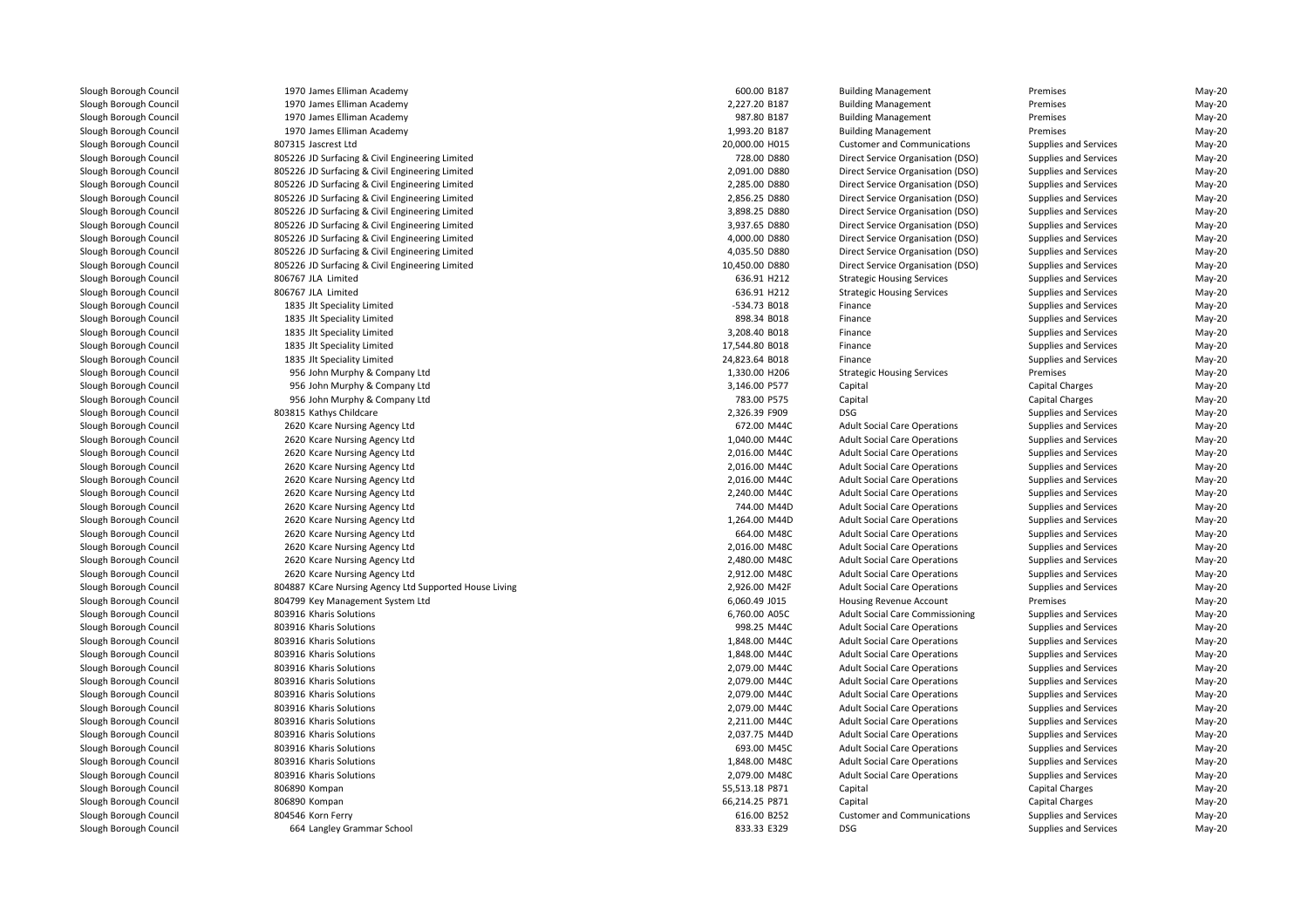| | | | | | | |
|---|---|---|---|---|---|---|
| Slough Borough Council | 1970 James Elliman Academy | 600.00 | B187 | Building Management | Premises | May-20 |
| Slough Borough Council | 1970 James Elliman Academy | 2,227.20 | B187 | Building Management | Premises | May-20 |
| Slough Borough Council | 1970 James Elliman Academy | 987.80 | B187 | Building Management | Premises | May-20 |
| Slough Borough Council | 1970 James Elliman Academy | 1,993.20 | B187 | Building Management | Premises | May-20 |
| Slough Borough Council | 807315 Jascrest Ltd | 20,000.00 | H015 | Customer and Communications | Supplies and Services | May-20 |
| Slough Borough Council | 805226 JD Surfacing & Civil Engineering Limited | 728.00 | D880 | Direct Service Organisation (DSO) | Supplies and Services | May-20 |
| Slough Borough Council | 805226 JD Surfacing & Civil Engineering Limited | 2,091.00 | D880 | Direct Service Organisation (DSO) | Supplies and Services | May-20 |
| Slough Borough Council | 805226 JD Surfacing & Civil Engineering Limited | 2,285.00 | D880 | Direct Service Organisation (DSO) | Supplies and Services | May-20 |
| Slough Borough Council | 805226 JD Surfacing & Civil Engineering Limited | 2,856.25 | D880 | Direct Service Organisation (DSO) | Supplies and Services | May-20 |
| Slough Borough Council | 805226 JD Surfacing & Civil Engineering Limited | 3,898.25 | D880 | Direct Service Organisation (DSO) | Supplies and Services | May-20 |
| Slough Borough Council | 805226 JD Surfacing & Civil Engineering Limited | 3,937.65 | D880 | Direct Service Organisation (DSO) | Supplies and Services | May-20 |
| Slough Borough Council | 805226 JD Surfacing & Civil Engineering Limited | 4,000.00 | D880 | Direct Service Organisation (DSO) | Supplies and Services | May-20 |
| Slough Borough Council | 805226 JD Surfacing & Civil Engineering Limited | 4,035.50 | D880 | Direct Service Organisation (DSO) | Supplies and Services | May-20 |
| Slough Borough Council | 805226 JD Surfacing & Civil Engineering Limited | 10,450.00 | D880 | Direct Service Organisation (DSO) | Supplies and Services | May-20 |
| Slough Borough Council | 806767 JLA Limited | 636.91 | H212 | Strategic Housing Services | Supplies and Services | May-20 |
| Slough Borough Council | 806767 JLA Limited | 636.91 | H212 | Strategic Housing Services | Supplies and Services | May-20 |
| Slough Borough Council | 1835 Jlt Speciality Limited | -534.73 | B018 | Finance | Supplies and Services | May-20 |
| Slough Borough Council | 1835 Jlt Speciality Limited | 898.34 | B018 | Finance | Supplies and Services | May-20 |
| Slough Borough Council | 1835 Jlt Speciality Limited | 3,208.40 | B018 | Finance | Supplies and Services | May-20 |
| Slough Borough Council | 1835 Jlt Speciality Limited | 17,544.80 | B018 | Finance | Supplies and Services | May-20 |
| Slough Borough Council | 1835 Jlt Speciality Limited | 24,823.64 | B018 | Finance | Supplies and Services | May-20 |
| Slough Borough Council | 956 John Murphy & Company Ltd | 1,330.00 | H206 | Strategic Housing Services | Premises | May-20 |
| Slough Borough Council | 956 John Murphy & Company Ltd | 3,146.00 | P577 | Capital | Capital Charges | May-20 |
| Slough Borough Council | 956 John Murphy & Company Ltd | 783.00 | P575 | Capital | Capital Charges | May-20 |
| Slough Borough Council | 803815 Kathys Childcare | 2,326.39 | F909 | DSG | Supplies and Services | May-20 |
| Slough Borough Council | 2620 Kcare Nursing Agency Ltd | 672.00 | M44C | Adult Social Care Operations | Supplies and Services | May-20 |
| Slough Borough Council | 2620 Kcare Nursing Agency Ltd | 1,040.00 | M44C | Adult Social Care Operations | Supplies and Services | May-20 |
| Slough Borough Council | 2620 Kcare Nursing Agency Ltd | 2,016.00 | M44C | Adult Social Care Operations | Supplies and Services | May-20 |
| Slough Borough Council | 2620 Kcare Nursing Agency Ltd | 2,016.00 | M44C | Adult Social Care Operations | Supplies and Services | May-20 |
| Slough Borough Council | 2620 Kcare Nursing Agency Ltd | 2,016.00 | M44C | Adult Social Care Operations | Supplies and Services | May-20 |
| Slough Borough Council | 2620 Kcare Nursing Agency Ltd | 2,240.00 | M44C | Adult Social Care Operations | Supplies and Services | May-20 |
| Slough Borough Council | 2620 Kcare Nursing Agency Ltd | 744.00 | M44D | Adult Social Care Operations | Supplies and Services | May-20 |
| Slough Borough Council | 2620 Kcare Nursing Agency Ltd | 1,264.00 | M44D | Adult Social Care Operations | Supplies and Services | May-20 |
| Slough Borough Council | 2620 Kcare Nursing Agency Ltd | 664.00 | M48C | Adult Social Care Operations | Supplies and Services | May-20 |
| Slough Borough Council | 2620 Kcare Nursing Agency Ltd | 2,016.00 | M48C | Adult Social Care Operations | Supplies and Services | May-20 |
| Slough Borough Council | 2620 Kcare Nursing Agency Ltd | 2,480.00 | M48C | Adult Social Care Operations | Supplies and Services | May-20 |
| Slough Borough Council | 2620 Kcare Nursing Agency Ltd | 2,912.00 | M48C | Adult Social Care Operations | Supplies and Services | May-20 |
| Slough Borough Council | 804887 KCare Nursing Agency Ltd Supported House Living | 2,926.00 | M42F | Adult Social Care Operations | Supplies and Services | May-20 |
| Slough Borough Council | 804799 Key Management System Ltd | 6,060.49 | J015 | Housing Revenue Account | Premises | May-20 |
| Slough Borough Council | 803916 Kharis Solutions | 6,760.00 | A05C | Adult Social Care Commissioning | Supplies and Services | May-20 |
| Slough Borough Council | 803916 Kharis Solutions | 998.25 | M44C | Adult Social Care Operations | Supplies and Services | May-20 |
| Slough Borough Council | 803916 Kharis Solutions | 1,848.00 | M44C | Adult Social Care Operations | Supplies and Services | May-20 |
| Slough Borough Council | 803916 Kharis Solutions | 1,848.00 | M44C | Adult Social Care Operations | Supplies and Services | May-20 |
| Slough Borough Council | 803916 Kharis Solutions | 2,079.00 | M44C | Adult Social Care Operations | Supplies and Services | May-20 |
| Slough Borough Council | 803916 Kharis Solutions | 2,079.00 | M44C | Adult Social Care Operations | Supplies and Services | May-20 |
| Slough Borough Council | 803916 Kharis Solutions | 2,079.00 | M44C | Adult Social Care Operations | Supplies and Services | May-20 |
| Slough Borough Council | 803916 Kharis Solutions | 2,079.00 | M44C | Adult Social Care Operations | Supplies and Services | May-20 |
| Slough Borough Council | 803916 Kharis Solutions | 2,211.00 | M44C | Adult Social Care Operations | Supplies and Services | May-20 |
| Slough Borough Council | 803916 Kharis Solutions | 2,037.75 | M44D | Adult Social Care Operations | Supplies and Services | May-20 |
| Slough Borough Council | 803916 Kharis Solutions | 693.00 | M45C | Adult Social Care Operations | Supplies and Services | May-20 |
| Slough Borough Council | 803916 Kharis Solutions | 1,848.00 | M48C | Adult Social Care Operations | Supplies and Services | May-20 |
| Slough Borough Council | 803916 Kharis Solutions | 2,079.00 | M48C | Adult Social Care Operations | Supplies and Services | May-20 |
| Slough Borough Council | 806890 Kompan | 55,513.18 | P871 | Capital | Capital Charges | May-20 |
| Slough Borough Council | 806890 Kompan | 66,214.25 | P871 | Capital | Capital Charges | May-20 |
| Slough Borough Council | 804546 Korn Ferry | 616.00 | B252 | Customer and Communications | Supplies and Services | May-20 |
| Slough Borough Council | 664 Langley Grammar School | 833.33 | E329 | DSG | Supplies and Services | May-20 |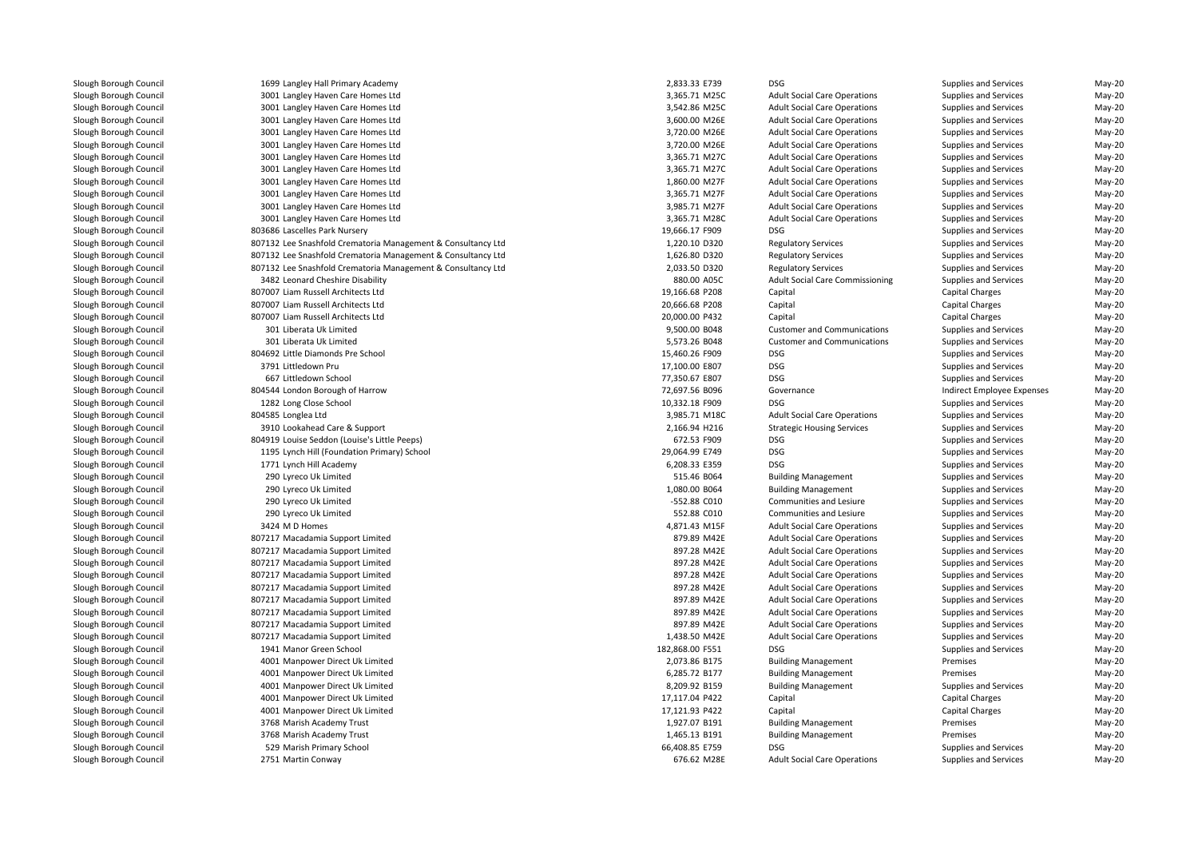| | | | | | | |
|---|---|---|---|---|---|---|
| Slough Borough Council | 1699 Langley Hall Primary Academy | 2,833.33 E739 | DSG | Supplies and Services | May-20 |
| Slough Borough Council | 3001 Langley Haven Care Homes Ltd | 3,365.71 M25C | Adult Social Care Operations | Supplies and Services | May-20 |
| Slough Borough Council | 3001 Langley Haven Care Homes Ltd | 3,542.86 M25C | Adult Social Care Operations | Supplies and Services | May-20 |
| Slough Borough Council | 3001 Langley Haven Care Homes Ltd | 3,600.00 M26E | Adult Social Care Operations | Supplies and Services | May-20 |
| Slough Borough Council | 3001 Langley Haven Care Homes Ltd | 3,720.00 M26E | Adult Social Care Operations | Supplies and Services | May-20 |
| Slough Borough Council | 3001 Langley Haven Care Homes Ltd | 3,720.00 M26E | Adult Social Care Operations | Supplies and Services | May-20 |
| Slough Borough Council | 3001 Langley Haven Care Homes Ltd | 3,365.71 M27C | Adult Social Care Operations | Supplies and Services | May-20 |
| Slough Borough Council | 3001 Langley Haven Care Homes Ltd | 3,365.71 M27C | Adult Social Care Operations | Supplies and Services | May-20 |
| Slough Borough Council | 3001 Langley Haven Care Homes Ltd | 1,860.00 M27F | Adult Social Care Operations | Supplies and Services | May-20 |
| Slough Borough Council | 3001 Langley Haven Care Homes Ltd | 3,365.71 M27F | Adult Social Care Operations | Supplies and Services | May-20 |
| Slough Borough Council | 3001 Langley Haven Care Homes Ltd | 3,985.71 M27F | Adult Social Care Operations | Supplies and Services | May-20 |
| Slough Borough Council | 3001 Langley Haven Care Homes Ltd | 3,365.71 M28C | Adult Social Care Operations | Supplies and Services | May-20 |
| Slough Borough Council | 803686 Lascelles Park Nursery | 19,666.17 F909 | DSG | Supplies and Services | May-20 |
| Slough Borough Council | 807132 Lee Snashfold Crematoria Management & Consultancy Ltd | 1,220.10 D320 | Regulatory Services | Supplies and Services | May-20 |
| Slough Borough Council | 807132 Lee Snashfold Crematoria Management & Consultancy Ltd | 1,626.80 D320 | Regulatory Services | Supplies and Services | May-20 |
| Slough Borough Council | 807132 Lee Snashfold Crematoria Management & Consultancy Ltd | 2,033.50 D320 | Regulatory Services | Supplies and Services | May-20 |
| Slough Borough Council | 3482 Leonard Cheshire Disability | 880.00 A05C | Adult Social Care Commissioning | Supplies and Services | May-20 |
| Slough Borough Council | 807007 Liam Russell Architects Ltd | 19,166.68 P208 | Capital | Capital Charges | May-20 |
| Slough Borough Council | 807007 Liam Russell Architects Ltd | 20,666.68 P208 | Capital | Capital Charges | May-20 |
| Slough Borough Council | 807007 Liam Russell Architects Ltd | 20,000.00 P432 | Capital | Capital Charges | May-20 |
| Slough Borough Council | 301 Liberata Uk Limited | 9,500.00 B048 | Customer and Communications | Supplies and Services | May-20 |
| Slough Borough Council | 301 Liberata Uk Limited | 5,573.26 B048 | Customer and Communications | Supplies and Services | May-20 |
| Slough Borough Council | 804692 Little Diamonds Pre School | 15,460.26 F909 | DSG | Supplies and Services | May-20 |
| Slough Borough Council | 3791 Littledown Pru | 17,100.00 E807 | DSG | Supplies and Services | May-20 |
| Slough Borough Council | 667 Littledown School | 77,350.67 E807 | DSG | Supplies and Services | May-20 |
| Slough Borough Council | 804544 London Borough of Harrow | 72,697.56 B096 | Governance | Indirect Employee Expenses | May-20 |
| Slough Borough Council | 1282 Long Close School | 10,332.18 F909 | DSG | Supplies and Services | May-20 |
| Slough Borough Council | 804585 Longlea Ltd | 3,985.71 M18C | Adult Social Care Operations | Supplies and Services | May-20 |
| Slough Borough Council | 3910 Lookahead Care & Support | 2,166.94 H216 | Strategic Housing Services | Supplies and Services | May-20 |
| Slough Borough Council | 804919 Louise Seddon (Louise's Little Peeps) | 672.53 F909 | DSG | Supplies and Services | May-20 |
| Slough Borough Council | 1195 Lynch Hill (Foundation Primary) School | 29,064.99 E749 | DSG | Supplies and Services | May-20 |
| Slough Borough Council | 1771 Lynch Hill Academy | 6,208.33 E359 | DSG | Supplies and Services | May-20 |
| Slough Borough Council | 290 Lyreco Uk Limited | 515.46 B064 | Building Management | Supplies and Services | May-20 |
| Slough Borough Council | 290 Lyreco Uk Limited | 1,080.00 B064 | Building Management | Supplies and Services | May-20 |
| Slough Borough Council | 290 Lyreco Uk Limited | -552.88 C010 | Communities and Lesiure | Supplies and Services | May-20 |
| Slough Borough Council | 290 Lyreco Uk Limited | 552.88 C010 | Communities and Lesiure | Supplies and Services | May-20 |
| Slough Borough Council | 3424 M D Homes | 4,871.43 M15F | Adult Social Care Operations | Supplies and Services | May-20 |
| Slough Borough Council | 807217 Macadamia Support Limited | 879.89 M42E | Adult Social Care Operations | Supplies and Services | May-20 |
| Slough Borough Council | 807217 Macadamia Support Limited | 897.28 M42E | Adult Social Care Operations | Supplies and Services | May-20 |
| Slough Borough Council | 807217 Macadamia Support Limited | 897.28 M42E | Adult Social Care Operations | Supplies and Services | May-20 |
| Slough Borough Council | 807217 Macadamia Support Limited | 897.28 M42E | Adult Social Care Operations | Supplies and Services | May-20 |
| Slough Borough Council | 807217 Macadamia Support Limited | 897.28 M42E | Adult Social Care Operations | Supplies and Services | May-20 |
| Slough Borough Council | 807217 Macadamia Support Limited | 897.89 M42E | Adult Social Care Operations | Supplies and Services | May-20 |
| Slough Borough Council | 807217 Macadamia Support Limited | 897.89 M42E | Adult Social Care Operations | Supplies and Services | May-20 |
| Slough Borough Council | 807217 Macadamia Support Limited | 897.89 M42E | Adult Social Care Operations | Supplies and Services | May-20 |
| Slough Borough Council | 807217 Macadamia Support Limited | 1,438.50 M42E | Adult Social Care Operations | Supplies and Services | May-20 |
| Slough Borough Council | 1941 Manor Green School | 182,868.00 F551 | DSG | Supplies and Services | May-20 |
| Slough Borough Council | 4001 Manpower Direct Uk Limited | 2,073.86 B175 | Building Management | Premises | May-20 |
| Slough Borough Council | 4001 Manpower Direct Uk Limited | 6,285.72 B177 | Building Management | Premises | May-20 |
| Slough Borough Council | 4001 Manpower Direct Uk Limited | 8,209.92 B159 | Building Management | Supplies and Services | May-20 |
| Slough Borough Council | 4001 Manpower Direct Uk Limited | 17,117.04 P422 | Capital | Capital Charges | May-20 |
| Slough Borough Council | 4001 Manpower Direct Uk Limited | 17,121.93 P422 | Capital | Capital Charges | May-20 |
| Slough Borough Council | 3768 Marish Academy Trust | 1,927.07 B191 | Building Management | Premises | May-20 |
| Slough Borough Council | 3768 Marish Academy Trust | 1,465.13 B191 | Building Management | Premises | May-20 |
| Slough Borough Council | 529 Marish Primary School | 66,408.85 E759 | DSG | Supplies and Services | May-20 |
| Slough Borough Council | 2751 Martin Conway | 676.62 M28E | Adult Social Care Operations | Supplies and Services | May-20 |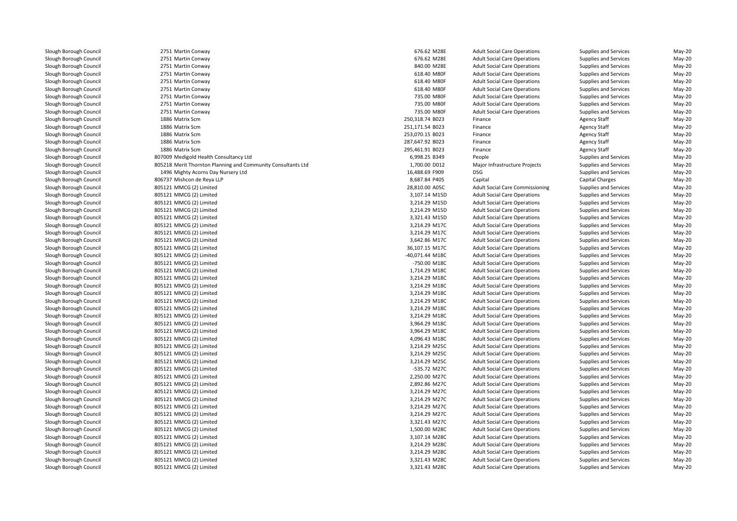| | | | | | | |
|---|---|---|---|---|---|---|
| Slough Borough Council | 2751 Martin Conway | 676.62 | M28E | Adult Social Care Operations | Supplies and Services | May-20 |
| Slough Borough Council | 2751 Martin Conway | 676.62 | M28E | Adult Social Care Operations | Supplies and Services | May-20 |
| Slough Borough Council | 2751 Martin Conway | 840.00 | M28E | Adult Social Care Operations | Supplies and Services | May-20 |
| Slough Borough Council | 2751 Martin Conway | 618.40 | M80F | Adult Social Care Operations | Supplies and Services | May-20 |
| Slough Borough Council | 2751 Martin Conway | 618.40 | M80F | Adult Social Care Operations | Supplies and Services | May-20 |
| Slough Borough Council | 2751 Martin Conway | 618.40 | M80F | Adult Social Care Operations | Supplies and Services | May-20 |
| Slough Borough Council | 2751 Martin Conway | 735.00 | M80F | Adult Social Care Operations | Supplies and Services | May-20 |
| Slough Borough Council | 2751 Martin Conway | 735.00 | M80F | Adult Social Care Operations | Supplies and Services | May-20 |
| Slough Borough Council | 2751 Martin Conway | 735.00 | M80F | Adult Social Care Operations | Supplies and Services | May-20 |
| Slough Borough Council | 1886 Matrix Scm | 250,318.74 | B023 | Finance | Agency Staff | May-20 |
| Slough Borough Council | 1886 Matrix Scm | 251,171.54 | B023 | Finance | Agency Staff | May-20 |
| Slough Borough Council | 1886 Matrix Scm | 253,070.15 | B023 | Finance | Agency Staff | May-20 |
| Slough Borough Council | 1886 Matrix Scm | 287,647.92 | B023 | Finance | Agency Staff | May-20 |
| Slough Borough Council | 1886 Matrix Scm | 295,461.91 | B023 | Finance | Agency Staff | May-20 |
| Slough Borough Council | 807009 Medigold Health Consultancy Ltd | 6,998.25 | B349 | People | Supplies and Services | May-20 |
| Slough Borough Council | 805218 Merit Thornton Planning and Community Consultants Ltd | 1,700.00 | D012 | Major Infrastructure Projects | Supplies and Services | May-20 |
| Slough Borough Council | 1496 Mighty Acorns Day Nursery Ltd | 16,488.69 | F909 | DSG | Supplies and Services | May-20 |
| Slough Borough Council | 806737 Mishcon de Reya LLP | 8,687.84 | P405 | Capital | Capital Charges | May-20 |
| Slough Borough Council | 805121 MMCG (2) Limited | 28,810.00 | A05C | Adult Social Care Commissioning | Supplies and Services | May-20 |
| Slough Borough Council | 805121 MMCG (2) Limited | 3,107.14 | M15D | Adult Social Care Operations | Supplies and Services | May-20 |
| Slough Borough Council | 805121 MMCG (2) Limited | 3,214.29 | M15D | Adult Social Care Operations | Supplies and Services | May-20 |
| Slough Borough Council | 805121 MMCG (2) Limited | 3,214.29 | M15D | Adult Social Care Operations | Supplies and Services | May-20 |
| Slough Borough Council | 805121 MMCG (2) Limited | 3,321.43 | M15D | Adult Social Care Operations | Supplies and Services | May-20 |
| Slough Borough Council | 805121 MMCG (2) Limited | 3,214.29 | M17C | Adult Social Care Operations | Supplies and Services | May-20 |
| Slough Borough Council | 805121 MMCG (2) Limited | 3,214.29 | M17C | Adult Social Care Operations | Supplies and Services | May-20 |
| Slough Borough Council | 805121 MMCG (2) Limited | 3,642.86 | M17C | Adult Social Care Operations | Supplies and Services | May-20 |
| Slough Borough Council | 805121 MMCG (2) Limited | 36,107.15 | M17C | Adult Social Care Operations | Supplies and Services | May-20 |
| Slough Borough Council | 805121 MMCG (2) Limited | -40,071.44 | M18C | Adult Social Care Operations | Supplies and Services | May-20 |
| Slough Borough Council | 805121 MMCG (2) Limited | -750.00 | M18C | Adult Social Care Operations | Supplies and Services | May-20 |
| Slough Borough Council | 805121 MMCG (2) Limited | 1,714.29 | M18C | Adult Social Care Operations | Supplies and Services | May-20 |
| Slough Borough Council | 805121 MMCG (2) Limited | 3,214.29 | M18C | Adult Social Care Operations | Supplies and Services | May-20 |
| Slough Borough Council | 805121 MMCG (2) Limited | 3,214.29 | M18C | Adult Social Care Operations | Supplies and Services | May-20 |
| Slough Borough Council | 805121 MMCG (2) Limited | 3,214.29 | M18C | Adult Social Care Operations | Supplies and Services | May-20 |
| Slough Borough Council | 805121 MMCG (2) Limited | 3,214.29 | M18C | Adult Social Care Operations | Supplies and Services | May-20 |
| Slough Borough Council | 805121 MMCG (2) Limited | 3,214.29 | M18C | Adult Social Care Operations | Supplies and Services | May-20 |
| Slough Borough Council | 805121 MMCG (2) Limited | 3,214.29 | M18C | Adult Social Care Operations | Supplies and Services | May-20 |
| Slough Borough Council | 805121 MMCG (2) Limited | 3,964.29 | M18C | Adult Social Care Operations | Supplies and Services | May-20 |
| Slough Borough Council | 805121 MMCG (2) Limited | 3,964.29 | M18C | Adult Social Care Operations | Supplies and Services | May-20 |
| Slough Borough Council | 805121 MMCG (2) Limited | 4,096.43 | M18C | Adult Social Care Operations | Supplies and Services | May-20 |
| Slough Borough Council | 805121 MMCG (2) Limited | 3,214.29 | M25C | Adult Social Care Operations | Supplies and Services | May-20 |
| Slough Borough Council | 805121 MMCG (2) Limited | 3,214.29 | M25C | Adult Social Care Operations | Supplies and Services | May-20 |
| Slough Borough Council | 805121 MMCG (2) Limited | 3,214.29 | M25C | Adult Social Care Operations | Supplies and Services | May-20 |
| Slough Borough Council | 805121 MMCG (2) Limited | -535.72 | M27C | Adult Social Care Operations | Supplies and Services | May-20 |
| Slough Borough Council | 805121 MMCG (2) Limited | 2,250.00 | M27C | Adult Social Care Operations | Supplies and Services | May-20 |
| Slough Borough Council | 805121 MMCG (2) Limited | 2,892.86 | M27C | Adult Social Care Operations | Supplies and Services | May-20 |
| Slough Borough Council | 805121 MMCG (2) Limited | 3,214.29 | M27C | Adult Social Care Operations | Supplies and Services | May-20 |
| Slough Borough Council | 805121 MMCG (2) Limited | 3,214.29 | M27C | Adult Social Care Operations | Supplies and Services | May-20 |
| Slough Borough Council | 805121 MMCG (2) Limited | 3,214.29 | M27C | Adult Social Care Operations | Supplies and Services | May-20 |
| Slough Borough Council | 805121 MMCG (2) Limited | 3,214.29 | M27C | Adult Social Care Operations | Supplies and Services | May-20 |
| Slough Borough Council | 805121 MMCG (2) Limited | 3,321.43 | M27C | Adult Social Care Operations | Supplies and Services | May-20 |
| Slough Borough Council | 805121 MMCG (2) Limited | 1,500.00 | M28C | Adult Social Care Operations | Supplies and Services | May-20 |
| Slough Borough Council | 805121 MMCG (2) Limited | 3,107.14 | M28C | Adult Social Care Operations | Supplies and Services | May-20 |
| Slough Borough Council | 805121 MMCG (2) Limited | 3,214.29 | M28C | Adult Social Care Operations | Supplies and Services | May-20 |
| Slough Borough Council | 805121 MMCG (2) Limited | 3,214.29 | M28C | Adult Social Care Operations | Supplies and Services | May-20 |
| Slough Borough Council | 805121 MMCG (2) Limited | 3,321.43 | M28C | Adult Social Care Operations | Supplies and Services | May-20 |
| Slough Borough Council | 805121 MMCG (2) Limited | 3,321.43 | M28C | Adult Social Care Operations | Supplies and Services | May-20 |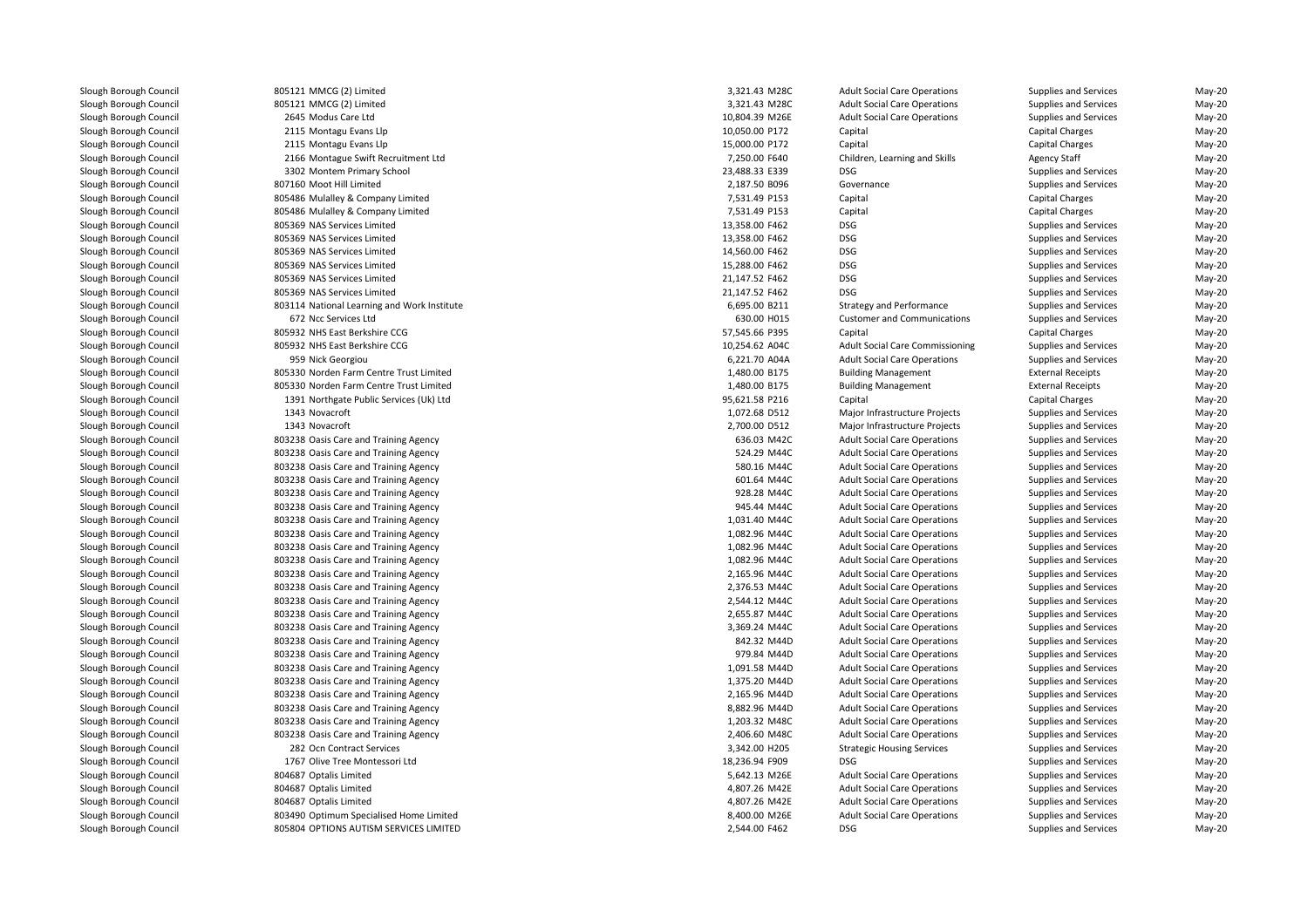| | | | | | | |
|---|---|---|---|---|---|---|
| Slough Borough Council | 805121 MMCG (2) Limited | 3,321.43 | M28C | Adult Social Care Operations | Supplies and Services | May-20 |
| Slough Borough Council | 805121 MMCG (2) Limited | 3,321.43 | M28C | Adult Social Care Operations | Supplies and Services | May-20 |
| Slough Borough Council | 2645 Modus Care Ltd | 10,804.39 | M26E | Adult Social Care Operations | Supplies and Services | May-20 |
| Slough Borough Council | 2115 Montagu Evans Llp | 10,050.00 | P172 | Capital | Capital Charges | May-20 |
| Slough Borough Council | 2115 Montagu Evans Llp | 15,000.00 | P172 | Capital | Capital Charges | May-20 |
| Slough Borough Council | 2166 Montague Swift Recruitment Ltd | 7,250.00 | F640 | Children, Learning and Skills | Agency Staff | May-20 |
| Slough Borough Council | 3302 Montem Primary School | 23,488.33 | E339 | DSG | Supplies and Services | May-20 |
| Slough Borough Council | 807160 Moot Hill Limited | 2,187.50 | B096 | Governance | Supplies and Services | May-20 |
| Slough Borough Council | 805486 Mulalley & Company Limited | 7,531.49 | P153 | Capital | Capital Charges | May-20 |
| Slough Borough Council | 805486 Mulalley & Company Limited | 7,531.49 | P153 | Capital | Capital Charges | May-20 |
| Slough Borough Council | 805369 NAS Services Limited | 13,358.00 | F462 | DSG | Supplies and Services | May-20 |
| Slough Borough Council | 805369 NAS Services Limited | 13,358.00 | F462 | DSG | Supplies and Services | May-20 |
| Slough Borough Council | 805369 NAS Services Limited | 14,560.00 | F462 | DSG | Supplies and Services | May-20 |
| Slough Borough Council | 805369 NAS Services Limited | 15,288.00 | F462 | DSG | Supplies and Services | May-20 |
| Slough Borough Council | 805369 NAS Services Limited | 21,147.52 | F462 | DSG | Supplies and Services | May-20 |
| Slough Borough Council | 805369 NAS Services Limited | 21,147.52 | F462 | DSG | Supplies and Services | May-20 |
| Slough Borough Council | 803114 National Learning and Work Institute | 6,695.00 | B211 | Strategy and Performance | Supplies and Services | May-20 |
| Slough Borough Council | 672 Ncc Services Ltd | 630.00 | H015 | Customer and Communications | Supplies and Services | May-20 |
| Slough Borough Council | 805932 NHS East Berkshire CCG | 57,545.66 | P395 | Capital | Capital Charges | May-20 |
| Slough Borough Council | 805932 NHS East Berkshire CCG | 10,254.62 | A04C | Adult Social Care Commissioning | Supplies and Services | May-20 |
| Slough Borough Council | 959 Nick Georgiou | 6,221.70 | A04A | Adult Social Care Operations | Supplies and Services | May-20 |
| Slough Borough Council | 805330 Norden Farm Centre Trust Limited | 1,480.00 | B175 | Building Management | External Receipts | May-20 |
| Slough Borough Council | 805330 Norden Farm Centre Trust Limited | 1,480.00 | B175 | Building Management | External Receipts | May-20 |
| Slough Borough Council | 1391 Northgate Public Services (Uk) Ltd | 95,621.58 | P216 | Capital | Capital Charges | May-20 |
| Slough Borough Council | 1343 Novacroft | 1,072.68 | D512 | Major Infrastructure Projects | Supplies and Services | May-20 |
| Slough Borough Council | 1343 Novacroft | 2,700.00 | D512 | Major Infrastructure Projects | Supplies and Services | May-20 |
| Slough Borough Council | 803238 Oasis Care and Training Agency | 636.03 | M42C | Adult Social Care Operations | Supplies and Services | May-20 |
| Slough Borough Council | 803238 Oasis Care and Training Agency | 524.29 | M44C | Adult Social Care Operations | Supplies and Services | May-20 |
| Slough Borough Council | 803238 Oasis Care and Training Agency | 580.16 | M44C | Adult Social Care Operations | Supplies and Services | May-20 |
| Slough Borough Council | 803238 Oasis Care and Training Agency | 601.64 | M44C | Adult Social Care Operations | Supplies and Services | May-20 |
| Slough Borough Council | 803238 Oasis Care and Training Agency | 928.28 | M44C | Adult Social Care Operations | Supplies and Services | May-20 |
| Slough Borough Council | 803238 Oasis Care and Training Agency | 945.44 | M44C | Adult Social Care Operations | Supplies and Services | May-20 |
| Slough Borough Council | 803238 Oasis Care and Training Agency | 1,031.40 | M44C | Adult Social Care Operations | Supplies and Services | May-20 |
| Slough Borough Council | 803238 Oasis Care and Training Agency | 1,082.96 | M44C | Adult Social Care Operations | Supplies and Services | May-20 |
| Slough Borough Council | 803238 Oasis Care and Training Agency | 1,082.96 | M44C | Adult Social Care Operations | Supplies and Services | May-20 |
| Slough Borough Council | 803238 Oasis Care and Training Agency | 1,082.96 | M44C | Adult Social Care Operations | Supplies and Services | May-20 |
| Slough Borough Council | 803238 Oasis Care and Training Agency | 2,165.96 | M44C | Adult Social Care Operations | Supplies and Services | May-20 |
| Slough Borough Council | 803238 Oasis Care and Training Agency | 2,376.53 | M44C | Adult Social Care Operations | Supplies and Services | May-20 |
| Slough Borough Council | 803238 Oasis Care and Training Agency | 2,544.12 | M44C | Adult Social Care Operations | Supplies and Services | May-20 |
| Slough Borough Council | 803238 Oasis Care and Training Agency | 2,655.87 | M44C | Adult Social Care Operations | Supplies and Services | May-20 |
| Slough Borough Council | 803238 Oasis Care and Training Agency | 3,369.24 | M44C | Adult Social Care Operations | Supplies and Services | May-20 |
| Slough Borough Council | 803238 Oasis Care and Training Agency | 842.32 | M44D | Adult Social Care Operations | Supplies and Services | May-20 |
| Slough Borough Council | 803238 Oasis Care and Training Agency | 979.84 | M44D | Adult Social Care Operations | Supplies and Services | May-20 |
| Slough Borough Council | 803238 Oasis Care and Training Agency | 1,091.58 | M44D | Adult Social Care Operations | Supplies and Services | May-20 |
| Slough Borough Council | 803238 Oasis Care and Training Agency | 1,375.20 | M44D | Adult Social Care Operations | Supplies and Services | May-20 |
| Slough Borough Council | 803238 Oasis Care and Training Agency | 2,165.96 | M44D | Adult Social Care Operations | Supplies and Services | May-20 |
| Slough Borough Council | 803238 Oasis Care and Training Agency | 8,882.96 | M44D | Adult Social Care Operations | Supplies and Services | May-20 |
| Slough Borough Council | 803238 Oasis Care and Training Agency | 1,203.32 | M48C | Adult Social Care Operations | Supplies and Services | May-20 |
| Slough Borough Council | 803238 Oasis Care and Training Agency | 2,406.60 | M48C | Adult Social Care Operations | Supplies and Services | May-20 |
| Slough Borough Council | 282 Ocn Contract Services | 3,342.00 | H205 | Strategic Housing Services | Supplies and Services | May-20 |
| Slough Borough Council | 1767 Olive Tree Montessori Ltd | 18,236.94 | F909 | DSG | Supplies and Services | May-20 |
| Slough Borough Council | 804687 Optalis Limited | 5,642.13 | M26E | Adult Social Care Operations | Supplies and Services | May-20 |
| Slough Borough Council | 804687 Optalis Limited | 4,807.26 | M42E | Adult Social Care Operations | Supplies and Services | May-20 |
| Slough Borough Council | 804687 Optalis Limited | 4,807.26 | M42E | Adult Social Care Operations | Supplies and Services | May-20 |
| Slough Borough Council | 803490 Optimum Specialised Home Limited | 8,400.00 | M26E | Adult Social Care Operations | Supplies and Services | May-20 |
| Slough Borough Council | 805804 OPTIONS AUTISM SERVICES LIMITED | 2,544.00 | F462 | DSG | Supplies and Services | May-20 |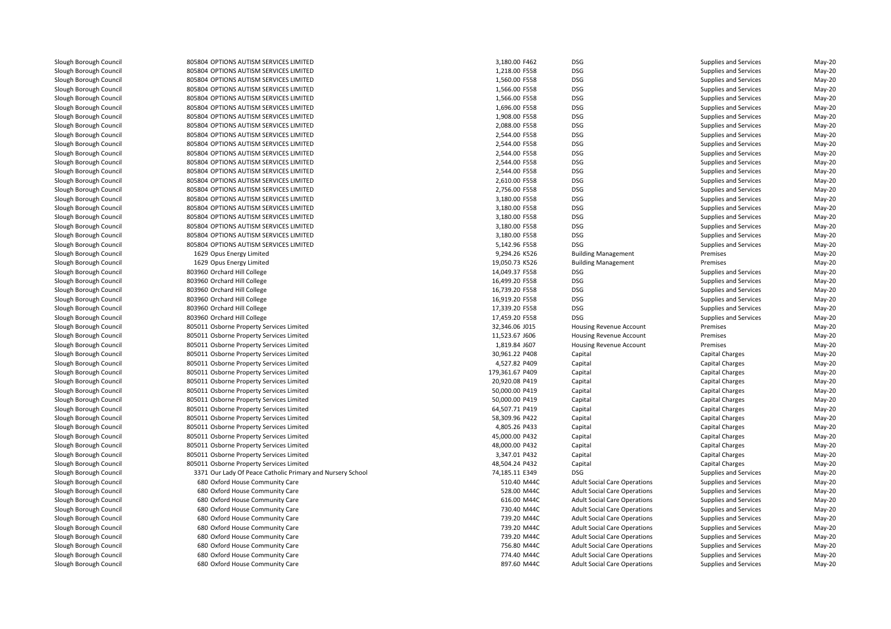| | | | | | | |
|---|---|---|---|---|---|---|
| Slough Borough Council | 805804 OPTIONS AUTISM SERVICES LIMITED | 3,180.00 F462 | DSG | Supplies and Services | May-20 |
| Slough Borough Council | 805804 OPTIONS AUTISM SERVICES LIMITED | 1,218.00 F558 | DSG | Supplies and Services | May-20 |
| Slough Borough Council | 805804 OPTIONS AUTISM SERVICES LIMITED | 1,560.00 F558 | DSG | Supplies and Services | May-20 |
| Slough Borough Council | 805804 OPTIONS AUTISM SERVICES LIMITED | 1,566.00 F558 | DSG | Supplies and Services | May-20 |
| Slough Borough Council | 805804 OPTIONS AUTISM SERVICES LIMITED | 1,566.00 F558 | DSG | Supplies and Services | May-20 |
| Slough Borough Council | 805804 OPTIONS AUTISM SERVICES LIMITED | 1,696.00 F558 | DSG | Supplies and Services | May-20 |
| Slough Borough Council | 805804 OPTIONS AUTISM SERVICES LIMITED | 1,908.00 F558 | DSG | Supplies and Services | May-20 |
| Slough Borough Council | 805804 OPTIONS AUTISM SERVICES LIMITED | 2,088.00 F558 | DSG | Supplies and Services | May-20 |
| Slough Borough Council | 805804 OPTIONS AUTISM SERVICES LIMITED | 2,544.00 F558 | DSG | Supplies and Services | May-20 |
| Slough Borough Council | 805804 OPTIONS AUTISM SERVICES LIMITED | 2,544.00 F558 | DSG | Supplies and Services | May-20 |
| Slough Borough Council | 805804 OPTIONS AUTISM SERVICES LIMITED | 2,544.00 F558 | DSG | Supplies and Services | May-20 |
| Slough Borough Council | 805804 OPTIONS AUTISM SERVICES LIMITED | 2,544.00 F558 | DSG | Supplies and Services | May-20 |
| Slough Borough Council | 805804 OPTIONS AUTISM SERVICES LIMITED | 2,544.00 F558 | DSG | Supplies and Services | May-20 |
| Slough Borough Council | 805804 OPTIONS AUTISM SERVICES LIMITED | 2,610.00 F558 | DSG | Supplies and Services | May-20 |
| Slough Borough Council | 805804 OPTIONS AUTISM SERVICES LIMITED | 2,756.00 F558 | DSG | Supplies and Services | May-20 |
| Slough Borough Council | 805804 OPTIONS AUTISM SERVICES LIMITED | 3,180.00 F558 | DSG | Supplies and Services | May-20 |
| Slough Borough Council | 805804 OPTIONS AUTISM SERVICES LIMITED | 3,180.00 F558 | DSG | Supplies and Services | May-20 |
| Slough Borough Council | 805804 OPTIONS AUTISM SERVICES LIMITED | 3,180.00 F558 | DSG | Supplies and Services | May-20 |
| Slough Borough Council | 805804 OPTIONS AUTISM SERVICES LIMITED | 3,180.00 F558 | DSG | Supplies and Services | May-20 |
| Slough Borough Council | 805804 OPTIONS AUTISM SERVICES LIMITED | 3,180.00 F558 | DSG | Supplies and Services | May-20 |
| Slough Borough Council | 805804 OPTIONS AUTISM SERVICES LIMITED | 5,142.96 F558 | DSG | Supplies and Services | May-20 |
| Slough Borough Council | 1629 Opus Energy Limited | 9,294.26 K526 | Building Management | Premises | May-20 |
| Slough Borough Council | 1629 Opus Energy Limited | 19,050.73 K526 | Building Management | Premises | May-20 |
| Slough Borough Council | 803960 Orchard Hill College | 14,049.37 F558 | DSG | Supplies and Services | May-20 |
| Slough Borough Council | 803960 Orchard Hill College | 16,499.20 F558 | DSG | Supplies and Services | May-20 |
| Slough Borough Council | 803960 Orchard Hill College | 16,739.20 F558 | DSG | Supplies and Services | May-20 |
| Slough Borough Council | 803960 Orchard Hill College | 16,919.20 F558 | DSG | Supplies and Services | May-20 |
| Slough Borough Council | 803960 Orchard Hill College | 17,339.20 F558 | DSG | Supplies and Services | May-20 |
| Slough Borough Council | 803960 Orchard Hill College | 17,459.20 F558 | DSG | Supplies and Services | May-20 |
| Slough Borough Council | 805011 Osborne Property Services Limited | 32,346.06 J015 | Housing Revenue Account | Premises | May-20 |
| Slough Borough Council | 805011 Osborne Property Services Limited | 11,523.67 J606 | Housing Revenue Account | Premises | May-20 |
| Slough Borough Council | 805011 Osborne Property Services Limited | 1,819.84 J607 | Housing Revenue Account | Premises | May-20 |
| Slough Borough Council | 805011 Osborne Property Services Limited | 30,961.22 P408 | Capital | Capital Charges | May-20 |
| Slough Borough Council | 805011 Osborne Property Services Limited | 4,527.82 P409 | Capital | Capital Charges | May-20 |
| Slough Borough Council | 805011 Osborne Property Services Limited | 179,361.67 P409 | Capital | Capital Charges | May-20 |
| Slough Borough Council | 805011 Osborne Property Services Limited | 20,920.08 P419 | Capital | Capital Charges | May-20 |
| Slough Borough Council | 805011 Osborne Property Services Limited | 50,000.00 P419 | Capital | Capital Charges | May-20 |
| Slough Borough Council | 805011 Osborne Property Services Limited | 50,000.00 P419 | Capital | Capital Charges | May-20 |
| Slough Borough Council | 805011 Osborne Property Services Limited | 64,507.71 P419 | Capital | Capital Charges | May-20 |
| Slough Borough Council | 805011 Osborne Property Services Limited | 58,309.96 P422 | Capital | Capital Charges | May-20 |
| Slough Borough Council | 805011 Osborne Property Services Limited | 4,805.26 P433 | Capital | Capital Charges | May-20 |
| Slough Borough Council | 805011 Osborne Property Services Limited | 45,000.00 P432 | Capital | Capital Charges | May-20 |
| Slough Borough Council | 805011 Osborne Property Services Limited | 48,000.00 P432 | Capital | Capital Charges | May-20 |
| Slough Borough Council | 805011 Osborne Property Services Limited | 3,347.01 P432 | Capital | Capital Charges | May-20 |
| Slough Borough Council | 805011 Osborne Property Services Limited | 48,504.24 P432 | Capital | Capital Charges | May-20 |
| Slough Borough Council | 3371 Our Lady Of Peace Catholic Primary and Nursery School | 74,185.11 E349 | DSG | Supplies and Services | May-20 |
| Slough Borough Council | 680 Oxford House Community Care | 510.40 M44C | Adult Social Care Operations | Supplies and Services | May-20 |
| Slough Borough Council | 680 Oxford House Community Care | 528.00 M44C | Adult Social Care Operations | Supplies and Services | May-20 |
| Slough Borough Council | 680 Oxford House Community Care | 616.00 M44C | Adult Social Care Operations | Supplies and Services | May-20 |
| Slough Borough Council | 680 Oxford House Community Care | 730.40 M44C | Adult Social Care Operations | Supplies and Services | May-20 |
| Slough Borough Council | 680 Oxford House Community Care | 739.20 M44C | Adult Social Care Operations | Supplies and Services | May-20 |
| Slough Borough Council | 680 Oxford House Community Care | 739.20 M44C | Adult Social Care Operations | Supplies and Services | May-20 |
| Slough Borough Council | 680 Oxford House Community Care | 739.20 M44C | Adult Social Care Operations | Supplies and Services | May-20 |
| Slough Borough Council | 680 Oxford House Community Care | 756.80 M44C | Adult Social Care Operations | Supplies and Services | May-20 |
| Slough Borough Council | 680 Oxford House Community Care | 774.40 M44C | Adult Social Care Operations | Supplies and Services | May-20 |
| Slough Borough Council | 680 Oxford House Community Care | 897.60 M44C | Adult Social Care Operations | Supplies and Services | May-20 |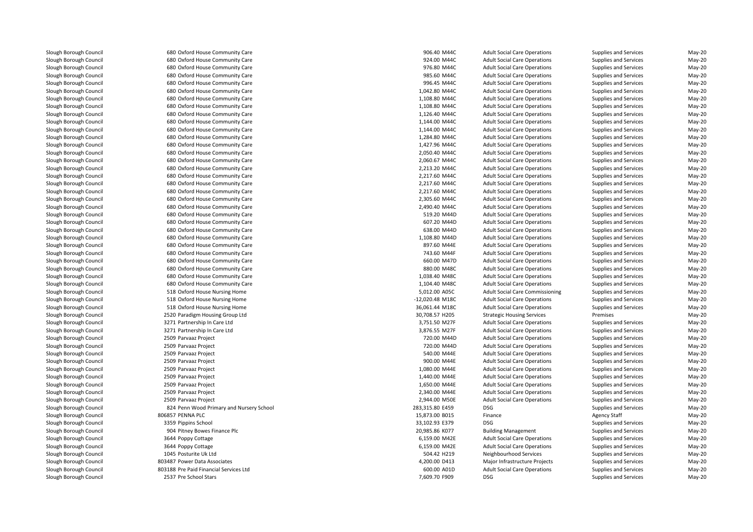| | | | | | | |
|---|---|---|---|---|---|---|
| Slough Borough Council | 680 Oxford House Community Care | 906.40 M44C | Adult Social Care Operations | Supplies and Services | May-20 |
| Slough Borough Council | 680 Oxford House Community Care | 924.00 M44C | Adult Social Care Operations | Supplies and Services | May-20 |
| Slough Borough Council | 680 Oxford House Community Care | 976.80 M44C | Adult Social Care Operations | Supplies and Services | May-20 |
| Slough Borough Council | 680 Oxford House Community Care | 985.60 M44C | Adult Social Care Operations | Supplies and Services | May-20 |
| Slough Borough Council | 680 Oxford House Community Care | 996.45 M44C | Adult Social Care Operations | Supplies and Services | May-20 |
| Slough Borough Council | 680 Oxford House Community Care | 1,042.80 M44C | Adult Social Care Operations | Supplies and Services | May-20 |
| Slough Borough Council | 680 Oxford House Community Care | 1,108.80 M44C | Adult Social Care Operations | Supplies and Services | May-20 |
| Slough Borough Council | 680 Oxford House Community Care | 1,108.80 M44C | Adult Social Care Operations | Supplies and Services | May-20 |
| Slough Borough Council | 680 Oxford House Community Care | 1,126.40 M44C | Adult Social Care Operations | Supplies and Services | May-20 |
| Slough Borough Council | 680 Oxford House Community Care | 1,144.00 M44C | Adult Social Care Operations | Supplies and Services | May-20 |
| Slough Borough Council | 680 Oxford House Community Care | 1,144.00 M44C | Adult Social Care Operations | Supplies and Services | May-20 |
| Slough Borough Council | 680 Oxford House Community Care | 1,284.80 M44C | Adult Social Care Operations | Supplies and Services | May-20 |
| Slough Borough Council | 680 Oxford House Community Care | 1,427.96 M44C | Adult Social Care Operations | Supplies and Services | May-20 |
| Slough Borough Council | 680 Oxford House Community Care | 2,050.40 M44C | Adult Social Care Operations | Supplies and Services | May-20 |
| Slough Borough Council | 680 Oxford House Community Care | 2,060.67 M44C | Adult Social Care Operations | Supplies and Services | May-20 |
| Slough Borough Council | 680 Oxford House Community Care | 2,213.20 M44C | Adult Social Care Operations | Supplies and Services | May-20 |
| Slough Borough Council | 680 Oxford House Community Care | 2,217.60 M44C | Adult Social Care Operations | Supplies and Services | May-20 |
| Slough Borough Council | 680 Oxford House Community Care | 2,217.60 M44C | Adult Social Care Operations | Supplies and Services | May-20 |
| Slough Borough Council | 680 Oxford House Community Care | 2,217.60 M44C | Adult Social Care Operations | Supplies and Services | May-20 |
| Slough Borough Council | 680 Oxford House Community Care | 2,305.60 M44C | Adult Social Care Operations | Supplies and Services | May-20 |
| Slough Borough Council | 680 Oxford House Community Care | 2,490.40 M44C | Adult Social Care Operations | Supplies and Services | May-20 |
| Slough Borough Council | 680 Oxford House Community Care | 519.20 M44D | Adult Social Care Operations | Supplies and Services | May-20 |
| Slough Borough Council | 680 Oxford House Community Care | 607.20 M44D | Adult Social Care Operations | Supplies and Services | May-20 |
| Slough Borough Council | 680 Oxford House Community Care | 638.00 M44D | Adult Social Care Operations | Supplies and Services | May-20 |
| Slough Borough Council | 680 Oxford House Community Care | 1,108.80 M44D | Adult Social Care Operations | Supplies and Services | May-20 |
| Slough Borough Council | 680 Oxford House Community Care | 897.60 M44E | Adult Social Care Operations | Supplies and Services | May-20 |
| Slough Borough Council | 680 Oxford House Community Care | 743.60 M44F | Adult Social Care Operations | Supplies and Services | May-20 |
| Slough Borough Council | 680 Oxford House Community Care | 660.00 M47D | Adult Social Care Operations | Supplies and Services | May-20 |
| Slough Borough Council | 680 Oxford House Community Care | 880.00 M48C | Adult Social Care Operations | Supplies and Services | May-20 |
| Slough Borough Council | 680 Oxford House Community Care | 1,038.40 M48C | Adult Social Care Operations | Supplies and Services | May-20 |
| Slough Borough Council | 680 Oxford House Community Care | 1,104.40 M48C | Adult Social Care Operations | Supplies and Services | May-20 |
| Slough Borough Council | 518 Oxford House Nursing Home | 5,012.00 A05C | Adult Social Care Commissioning | Supplies and Services | May-20 |
| Slough Borough Council | 518 Oxford House Nursing Home | -12,020.48 M18C | Adult Social Care Operations | Supplies and Services | May-20 |
| Slough Borough Council | 518 Oxford House Nursing Home | 36,061.44 M18C | Adult Social Care Operations | Supplies and Services | May-20 |
| Slough Borough Council | 2520 Paradigm Housing Group Ltd | 30,708.57 H205 | Strategic Housing Services | Premises | May-20 |
| Slough Borough Council | 3271 Partnership In Care Ltd | 3,751.50 M27F | Adult Social Care Operations | Supplies and Services | May-20 |
| Slough Borough Council | 3271 Partnership In Care Ltd | 3,876.55 M27F | Adult Social Care Operations | Supplies and Services | May-20 |
| Slough Borough Council | 2509 Parvaaz Project | 720.00 M44D | Adult Social Care Operations | Supplies and Services | May-20 |
| Slough Borough Council | 2509 Parvaaz Project | 720.00 M44D | Adult Social Care Operations | Supplies and Services | May-20 |
| Slough Borough Council | 2509 Parvaaz Project | 540.00 M44E | Adult Social Care Operations | Supplies and Services | May-20 |
| Slough Borough Council | 2509 Parvaaz Project | 900.00 M44E | Adult Social Care Operations | Supplies and Services | May-20 |
| Slough Borough Council | 2509 Parvaaz Project | 1,080.00 M44E | Adult Social Care Operations | Supplies and Services | May-20 |
| Slough Borough Council | 2509 Parvaaz Project | 1,440.00 M44E | Adult Social Care Operations | Supplies and Services | May-20 |
| Slough Borough Council | 2509 Parvaaz Project | 1,650.00 M44E | Adult Social Care Operations | Supplies and Services | May-20 |
| Slough Borough Council | 2509 Parvaaz Project | 2,340.00 M44E | Adult Social Care Operations | Supplies and Services | May-20 |
| Slough Borough Council | 2509 Parvaaz Project | 2,944.00 M50E | Adult Social Care Operations | Supplies and Services | May-20 |
| Slough Borough Council | 824 Penn Wood Primary and Nursery School | 283,315.80 E459 | DSG | Supplies and Services | May-20 |
| Slough Borough Council | 806857 PENNA PLC | 15,873.00 B015 | Finance | Agency Staff | May-20 |
| Slough Borough Council | 3359 Pippins School | 33,102.93 E379 | DSG | Supplies and Services | May-20 |
| Slough Borough Council | 904 Pitney Bowes Finance Plc | 20,985.86 K077 | Building Management | Supplies and Services | May-20 |
| Slough Borough Council | 3644 Poppy Cottage | 6,159.00 M42E | Adult Social Care Operations | Supplies and Services | May-20 |
| Slough Borough Council | 3644 Poppy Cottage | 6,159.00 M42E | Adult Social Care Operations | Supplies and Services | May-20 |
| Slough Borough Council | 1045 Posturite Uk Ltd | 504.42 H219 | Neighbourhood Services | Supplies and Services | May-20 |
| Slough Borough Council | 803487 Power Data Associates | 4,200.00 D413 | Major Infrastructure Projects | Supplies and Services | May-20 |
| Slough Borough Council | 803188 Pre Paid Financial Services Ltd | 600.00 A01D | Adult Social Care Operations | Supplies and Services | May-20 |
| Slough Borough Council | 2537 Pre School Stars | 7,609.70 F909 | DSG | Supplies and Services | May-20 |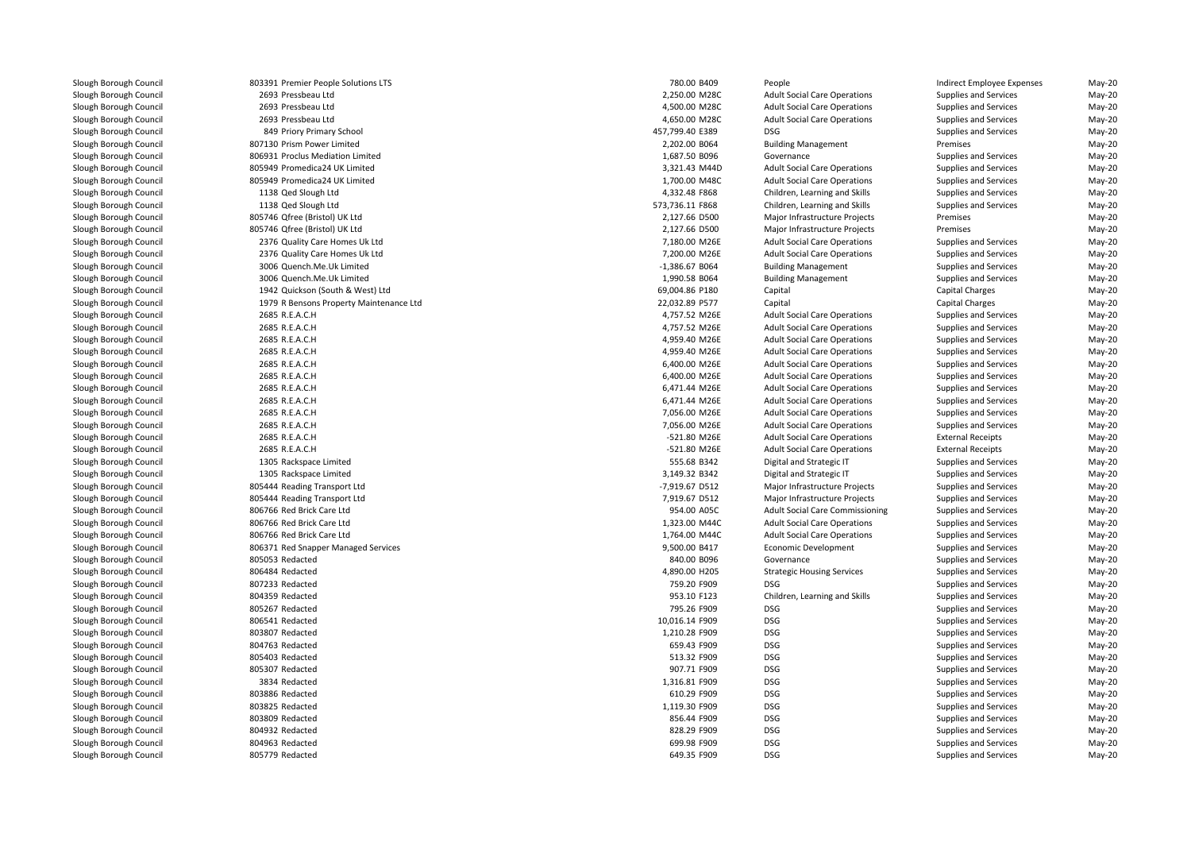| | | | | | | |
|---|---|---|---|---|---|---|
| Slough Borough Council | 803391 Premier People Solutions LTS | 780.00 B409 | People | Indirect Employee Expenses | May-20 |
| Slough Borough Council | 2693 Pressbeau Ltd | 2,250.00 M28C | Adult Social Care Operations | Supplies and Services | May-20 |
| Slough Borough Council | 2693 Pressbeau Ltd | 4,500.00 M28C | Adult Social Care Operations | Supplies and Services | May-20 |
| Slough Borough Council | 2693 Pressbeau Ltd | 4,650.00 M28C | Adult Social Care Operations | Supplies and Services | May-20 |
| Slough Borough Council | 849 Priory Primary School | 457,799.40 E389 | DSG | Supplies and Services | May-20 |
| Slough Borough Council | 807130 Prism Power Limited | 2,202.00 B064 | Building Management | Premises | May-20 |
| Slough Borough Council | 806931 Proclus Mediation Limited | 1,687.50 B096 | Governance | Supplies and Services | May-20 |
| Slough Borough Council | 805949 Promedica24 UK Limited | 3,321.43 M44D | Adult Social Care Operations | Supplies and Services | May-20 |
| Slough Borough Council | 805949 Promedica24 UK Limited | 1,700.00 M48C | Adult Social Care Operations | Supplies and Services | May-20 |
| Slough Borough Council | 1138 Qed Slough Ltd | 4,332.48 F868 | Children, Learning and Skills | Supplies and Services | May-20 |
| Slough Borough Council | 1138 Qed Slough Ltd | 573,736.11 F868 | Children, Learning and Skills | Supplies and Services | May-20 |
| Slough Borough Council | 805746 Qfree (Bristol) UK Ltd | 2,127.66 D500 | Major Infrastructure Projects | Premises | May-20 |
| Slough Borough Council | 805746 Qfree (Bristol) UK Ltd | 2,127.66 D500 | Major Infrastructure Projects | Premises | May-20 |
| Slough Borough Council | 2376 Quality Care Homes Uk Ltd | 7,180.00 M26E | Adult Social Care Operations | Supplies and Services | May-20 |
| Slough Borough Council | 2376 Quality Care Homes Uk Ltd | 7,200.00 M26E | Adult Social Care Operations | Supplies and Services | May-20 |
| Slough Borough Council | 3006 Quench.Me.Uk Limited | -1,386.67 B064 | Building Management | Supplies and Services | May-20 |
| Slough Borough Council | 3006 Quench.Me.Uk Limited | 1,990.58 B064 | Building Management | Supplies and Services | May-20 |
| Slough Borough Council | 1942 Quickson (South & West) Ltd | 69,004.86 P180 | Capital | Capital Charges | May-20 |
| Slough Borough Council | 1979 R Bensons Property Maintenance Ltd | 22,032.89 P577 | Capital | Capital Charges | May-20 |
| Slough Borough Council | 2685 R.E.A.C.H | 4,757.52 M26E | Adult Social Care Operations | Supplies and Services | May-20 |
| Slough Borough Council | 2685 R.E.A.C.H | 4,757.52 M26E | Adult Social Care Operations | Supplies and Services | May-20 |
| Slough Borough Council | 2685 R.E.A.C.H | 4,959.40 M26E | Adult Social Care Operations | Supplies and Services | May-20 |
| Slough Borough Council | 2685 R.E.A.C.H | 4,959.40 M26E | Adult Social Care Operations | Supplies and Services | May-20 |
| Slough Borough Council | 2685 R.E.A.C.H | 6,400.00 M26E | Adult Social Care Operations | Supplies and Services | May-20 |
| Slough Borough Council | 2685 R.E.A.C.H | 6,400.00 M26E | Adult Social Care Operations | Supplies and Services | May-20 |
| Slough Borough Council | 2685 R.E.A.C.H | 6,471.44 M26E | Adult Social Care Operations | Supplies and Services | May-20 |
| Slough Borough Council | 2685 R.E.A.C.H | 6,471.44 M26E | Adult Social Care Operations | Supplies and Services | May-20 |
| Slough Borough Council | 2685 R.E.A.C.H | 7,056.00 M26E | Adult Social Care Operations | Supplies and Services | May-20 |
| Slough Borough Council | 2685 R.E.A.C.H | 7,056.00 M26E | Adult Social Care Operations | Supplies and Services | May-20 |
| Slough Borough Council | 2685 R.E.A.C.H | -521.80 M26E | Adult Social Care Operations | External Receipts | May-20 |
| Slough Borough Council | 2685 R.E.A.C.H | -521.80 M26E | Adult Social Care Operations | External Receipts | May-20 |
| Slough Borough Council | 1305 Rackspace Limited | 555.68 B342 | Digital and Strategic IT | Supplies and Services | May-20 |
| Slough Borough Council | 1305 Rackspace Limited | 3,149.32 B342 | Digital and Strategic IT | Supplies and Services | May-20 |
| Slough Borough Council | 805444 Reading Transport Ltd | -7,919.67 D512 | Major Infrastructure Projects | Supplies and Services | May-20 |
| Slough Borough Council | 805444 Reading Transport Ltd | 7,919.67 D512 | Major Infrastructure Projects | Supplies and Services | May-20 |
| Slough Borough Council | 806766 Red Brick Care Ltd | 954.00 A05C | Adult Social Care Commissioning | Supplies and Services | May-20 |
| Slough Borough Council | 806766 Red Brick Care Ltd | 1,323.00 M44C | Adult Social Care Operations | Supplies and Services | May-20 |
| Slough Borough Council | 806766 Red Brick Care Ltd | 1,764.00 M44C | Adult Social Care Operations | Supplies and Services | May-20 |
| Slough Borough Council | 806371 Red Snapper Managed Services | 9,500.00 B417 | Economic Development | Supplies and Services | May-20 |
| Slough Borough Council | 805053 Redacted | 840.00 B096 | Governance | Supplies and Services | May-20 |
| Slough Borough Council | 806484 Redacted | 4,890.00 H205 | Strategic Housing Services | Supplies and Services | May-20 |
| Slough Borough Council | 807233 Redacted | 759.20 F909 | DSG | Supplies and Services | May-20 |
| Slough Borough Council | 804359 Redacted | 953.10 F123 | Children, Learning and Skills | Supplies and Services | May-20 |
| Slough Borough Council | 805267 Redacted | 795.26 F909 | DSG | Supplies and Services | May-20 |
| Slough Borough Council | 806541 Redacted | 10,016.14 F909 | DSG | Supplies and Services | May-20 |
| Slough Borough Council | 803807 Redacted | 1,210.28 F909 | DSG | Supplies and Services | May-20 |
| Slough Borough Council | 804763 Redacted | 659.43 F909 | DSG | Supplies and Services | May-20 |
| Slough Borough Council | 805403 Redacted | 513.32 F909 | DSG | Supplies and Services | May-20 |
| Slough Borough Council | 805307 Redacted | 907.71 F909 | DSG | Supplies and Services | May-20 |
| Slough Borough Council | 3834 Redacted | 1,316.81 F909 | DSG | Supplies and Services | May-20 |
| Slough Borough Council | 803886 Redacted | 610.29 F909 | DSG | Supplies and Services | May-20 |
| Slough Borough Council | 803825 Redacted | 1,119.30 F909 | DSG | Supplies and Services | May-20 |
| Slough Borough Council | 803809 Redacted | 856.44 F909 | DSG | Supplies and Services | May-20 |
| Slough Borough Council | 804932 Redacted | 828.29 F909 | DSG | Supplies and Services | May-20 |
| Slough Borough Council | 804963 Redacted | 699.98 F909 | DSG | Supplies and Services | May-20 |
| Slough Borough Council | 805779 Redacted | 649.35 F909 | DSG | Supplies and Services | May-20 |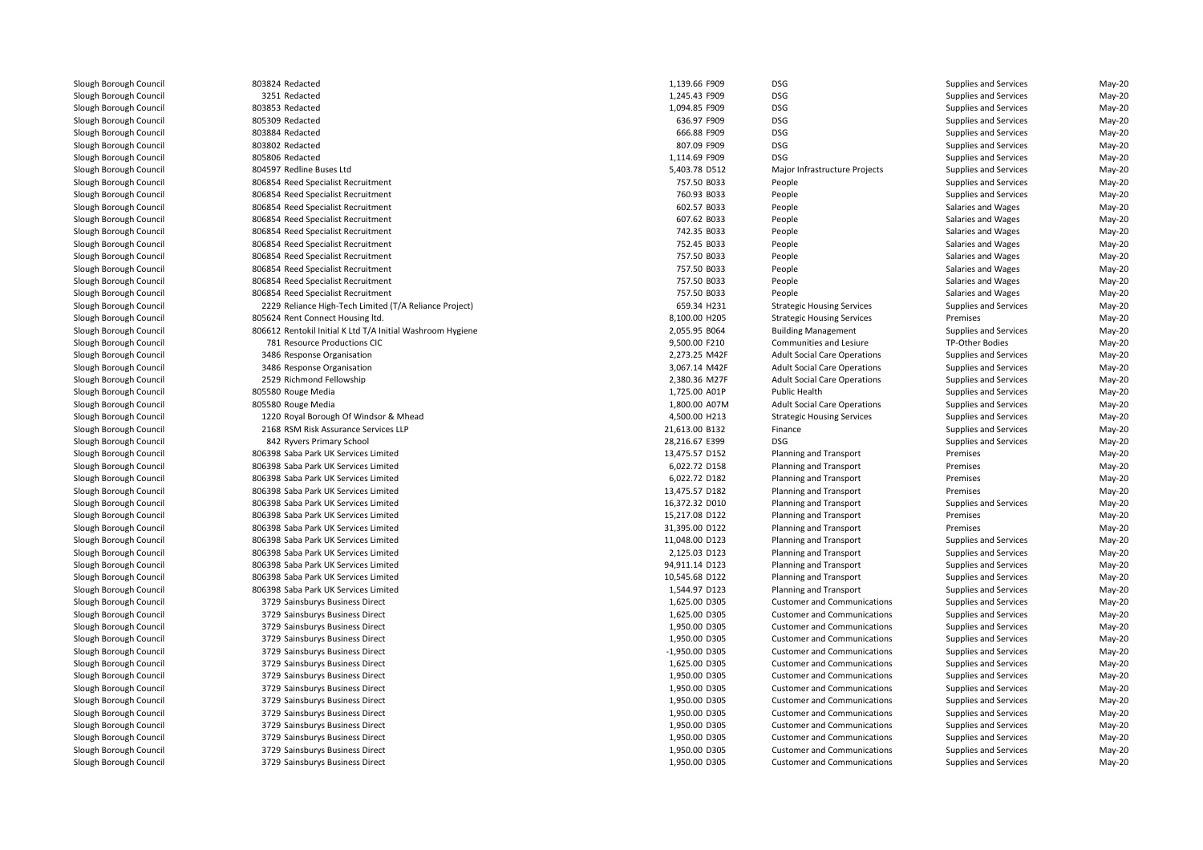| | | | | | | |
|---|---|---|---|---|---|---|
| Slough Borough Council | 803824 Redacted | 1,139.66 F909 | DSG | Supplies and Services | May-20 |
| Slough Borough Council | 3251 Redacted | 1,245.43 F909 | DSG | Supplies and Services | May-20 |
| Slough Borough Council | 803853 Redacted | 1,094.85 F909 | DSG | Supplies and Services | May-20 |
| Slough Borough Council | 805309 Redacted | 636.97 F909 | DSG | Supplies and Services | May-20 |
| Slough Borough Council | 803884 Redacted | 666.88 F909 | DSG | Supplies and Services | May-20 |
| Slough Borough Council | 803802 Redacted | 807.09 F909 | DSG | Supplies and Services | May-20 |
| Slough Borough Council | 805806 Redacted | 1,114.69 F909 | DSG | Supplies and Services | May-20 |
| Slough Borough Council | 804597 Redline Buses Ltd | 5,403.78 D512 | Major Infrastructure Projects | Supplies and Services | May-20 |
| Slough Borough Council | 806854 Reed Specialist Recruitment | 757.50 B033 | People | Supplies and Services | May-20 |
| Slough Borough Council | 806854 Reed Specialist Recruitment | 760.93 B033 | People | Supplies and Services | May-20 |
| Slough Borough Council | 806854 Reed Specialist Recruitment | 602.57 B033 | People | Salaries and Wages | May-20 |
| Slough Borough Council | 806854 Reed Specialist Recruitment | 607.62 B033 | People | Salaries and Wages | May-20 |
| Slough Borough Council | 806854 Reed Specialist Recruitment | 742.35 B033 | People | Salaries and Wages | May-20 |
| Slough Borough Council | 806854 Reed Specialist Recruitment | 752.45 B033 | People | Salaries and Wages | May-20 |
| Slough Borough Council | 806854 Reed Specialist Recruitment | 757.50 B033 | People | Salaries and Wages | May-20 |
| Slough Borough Council | 806854 Reed Specialist Recruitment | 757.50 B033 | People | Salaries and Wages | May-20 |
| Slough Borough Council | 806854 Reed Specialist Recruitment | 757.50 B033 | People | Salaries and Wages | May-20 |
| Slough Borough Council | 806854 Reed Specialist Recruitment | 757.50 B033 | People | Salaries and Wages | May-20 |
| Slough Borough Council | 2229 Reliance High-Tech Limited (T/A Reliance Project) | 659.34 H231 | Strategic Housing Services | Supplies and Services | May-20 |
| Slough Borough Council | 805624 Rent Connect Housing ltd. | 8,100.00 H205 | Strategic Housing Services | Premises | May-20 |
| Slough Borough Council | 806612 Rentokil Initial K Ltd T/A Initial Washroom Hygiene | 2,055.95 B064 | Building Management | Supplies and Services | May-20 |
| Slough Borough Council | 781 Resource Productions CIC | 9,500.00 F210 | Communities and Lesiure | TP-Other Bodies | May-20 |
| Slough Borough Council | 3486 Response Organisation | 2,273.25 M42F | Adult Social Care Operations | Supplies and Services | May-20 |
| Slough Borough Council | 3486 Response Organisation | 3,067.14 M42F | Adult Social Care Operations | Supplies and Services | May-20 |
| Slough Borough Council | 2529 Richmond Fellowship | 2,380.36 M27F | Adult Social Care Operations | Supplies and Services | May-20 |
| Slough Borough Council | 805580 Rouge Media | 1,725.00 A01P | Public Health | Supplies and Services | May-20 |
| Slough Borough Council | 805580 Rouge Media | 1,800.00 A07M | Adult Social Care Operations | Supplies and Services | May-20 |
| Slough Borough Council | 1220 Royal Borough Of Windsor & Mhead | 4,500.00 H213 | Strategic Housing Services | Supplies and Services | May-20 |
| Slough Borough Council | 2168 RSM Risk Assurance Services LLP | 21,613.00 B132 | Finance | Supplies and Services | May-20 |
| Slough Borough Council | 842 Ryvers Primary School | 28,216.67 E399 | DSG | Supplies and Services | May-20 |
| Slough Borough Council | 806398 Saba Park UK Services Limited | 13,475.57 D152 | Planning and Transport | Premises | May-20 |
| Slough Borough Council | 806398 Saba Park UK Services Limited | 6,022.72 D158 | Planning and Transport | Premises | May-20 |
| Slough Borough Council | 806398 Saba Park UK Services Limited | 6,022.72 D182 | Planning and Transport | Premises | May-20 |
| Slough Borough Council | 806398 Saba Park UK Services Limited | 13,475.57 D182 | Planning and Transport | Premises | May-20 |
| Slough Borough Council | 806398 Saba Park UK Services Limited | 16,372.32 D010 | Planning and Transport | Supplies and Services | May-20 |
| Slough Borough Council | 806398 Saba Park UK Services Limited | 15,217.08 D122 | Planning and Transport | Premises | May-20 |
| Slough Borough Council | 806398 Saba Park UK Services Limited | 31,395.00 D122 | Planning and Transport | Premises | May-20 |
| Slough Borough Council | 806398 Saba Park UK Services Limited | 11,048.00 D123 | Planning and Transport | Supplies and Services | May-20 |
| Slough Borough Council | 806398 Saba Park UK Services Limited | 2,125.03 D123 | Planning and Transport | Supplies and Services | May-20 |
| Slough Borough Council | 806398 Saba Park UK Services Limited | 94,911.14 D123 | Planning and Transport | Supplies and Services | May-20 |
| Slough Borough Council | 806398 Saba Park UK Services Limited | 10,545.68 D122 | Planning and Transport | Supplies and Services | May-20 |
| Slough Borough Council | 806398 Saba Park UK Services Limited | 1,544.97 D123 | Planning and Transport | Supplies and Services | May-20 |
| Slough Borough Council | 3729 Sainsburys Business Direct | 1,625.00 D305 | Customer and Communications | Supplies and Services | May-20 |
| Slough Borough Council | 3729 Sainsburys Business Direct | 1,625.00 D305 | Customer and Communications | Supplies and Services | May-20 |
| Slough Borough Council | 3729 Sainsburys Business Direct | 1,950.00 D305 | Customer and Communications | Supplies and Services | May-20 |
| Slough Borough Council | 3729 Sainsburys Business Direct | 1,950.00 D305 | Customer and Communications | Supplies and Services | May-20 |
| Slough Borough Council | 3729 Sainsburys Business Direct | -1,950.00 D305 | Customer and Communications | Supplies and Services | May-20 |
| Slough Borough Council | 3729 Sainsburys Business Direct | 1,625.00 D305 | Customer and Communications | Supplies and Services | May-20 |
| Slough Borough Council | 3729 Sainsburys Business Direct | 1,950.00 D305 | Customer and Communications | Supplies and Services | May-20 |
| Slough Borough Council | 3729 Sainsburys Business Direct | 1,950.00 D305 | Customer and Communications | Supplies and Services | May-20 |
| Slough Borough Council | 3729 Sainsburys Business Direct | 1,950.00 D305 | Customer and Communications | Supplies and Services | May-20 |
| Slough Borough Council | 3729 Sainsburys Business Direct | 1,950.00 D305 | Customer and Communications | Supplies and Services | May-20 |
| Slough Borough Council | 3729 Sainsburys Business Direct | 1,950.00 D305 | Customer and Communications | Supplies and Services | May-20 |
| Slough Borough Council | 3729 Sainsburys Business Direct | 1,950.00 D305 | Customer and Communications | Supplies and Services | May-20 |
| Slough Borough Council | 3729 Sainsburys Business Direct | 1,950.00 D305 | Customer and Communications | Supplies and Services | May-20 |
| Slough Borough Council | 3729 Sainsburys Business Direct | 1,950.00 D305 | Customer and Communications | Supplies and Services | May-20 |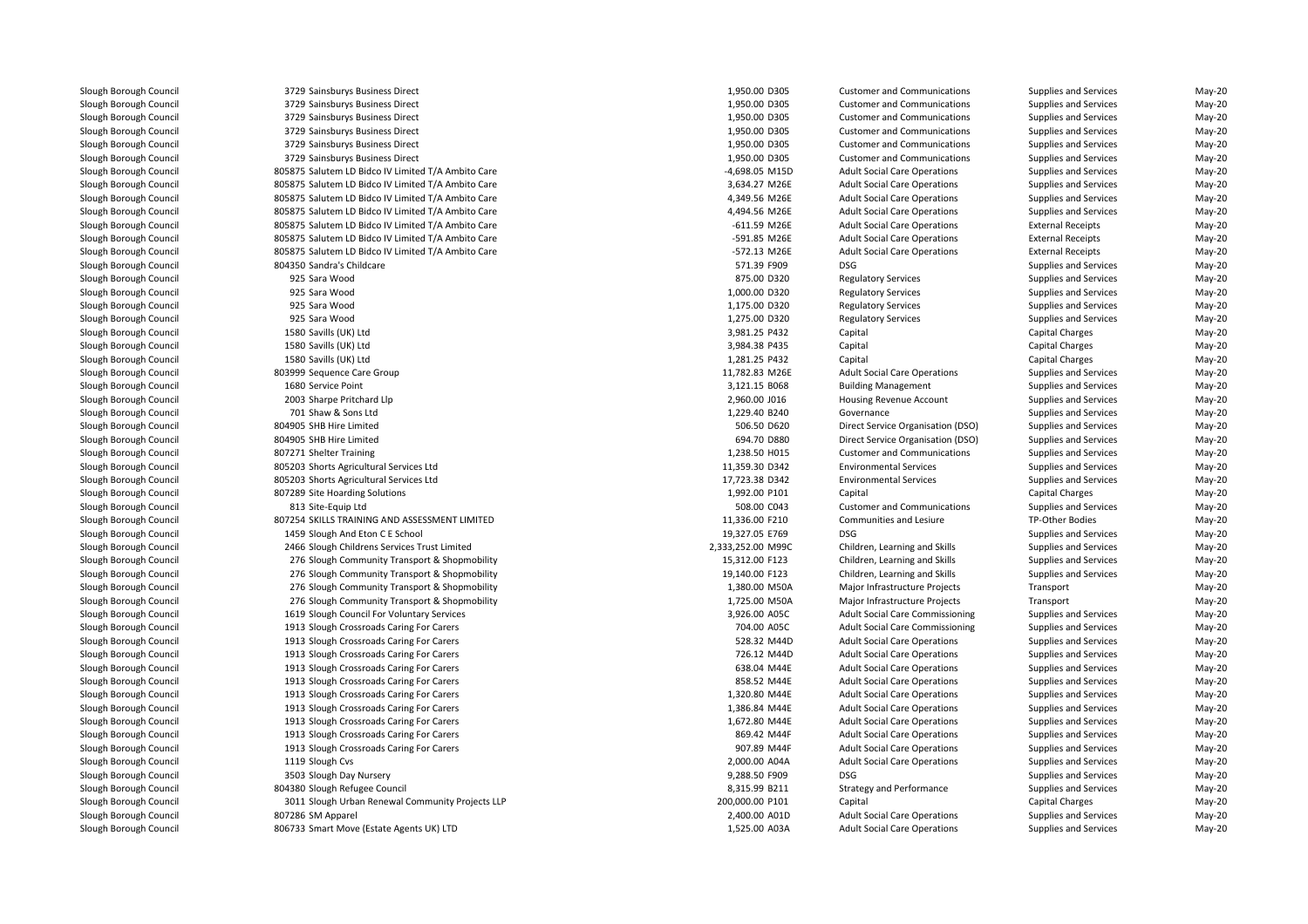| | | | | | | | |
|---|---|---|---|---|---|---|---|
| Slough Borough Council | 3729 Sainsburys Business Direct | 1,950.00 | D305 | Customer and Communications | Supplies and Services | May-20 |
| Slough Borough Council | 3729 Sainsburys Business Direct | 1,950.00 | D305 | Customer and Communications | Supplies and Services | May-20 |
| Slough Borough Council | 3729 Sainsburys Business Direct | 1,950.00 | D305 | Customer and Communications | Supplies and Services | May-20 |
| Slough Borough Council | 3729 Sainsburys Business Direct | 1,950.00 | D305 | Customer and Communications | Supplies and Services | May-20 |
| Slough Borough Council | 3729 Sainsburys Business Direct | 1,950.00 | D305 | Customer and Communications | Supplies and Services | May-20 |
| Slough Borough Council | 3729 Sainsburys Business Direct | 1,950.00 | D305 | Customer and Communications | Supplies and Services | May-20 |
| Slough Borough Council | 805875 Salutem LD Bidco IV Limited T/A Ambito Care | -4,698.05 | M15D | Adult Social Care Operations | Supplies and Services | May-20 |
| Slough Borough Council | 805875 Salutem LD Bidco IV Limited T/A Ambito Care | 3,634.27 | M26E | Adult Social Care Operations | Supplies and Services | May-20 |
| Slough Borough Council | 805875 Salutem LD Bidco IV Limited T/A Ambito Care | 4,349.56 | M26E | Adult Social Care Operations | Supplies and Services | May-20 |
| Slough Borough Council | 805875 Salutem LD Bidco IV Limited T/A Ambito Care | 4,494.56 | M26E | Adult Social Care Operations | Supplies and Services | May-20 |
| Slough Borough Council | 805875 Salutem LD Bidco IV Limited T/A Ambito Care | -611.59 | M26E | Adult Social Care Operations | External Receipts | May-20 |
| Slough Borough Council | 805875 Salutem LD Bidco IV Limited T/A Ambito Care | -591.85 | M26E | Adult Social Care Operations | External Receipts | May-20 |
| Slough Borough Council | 805875 Salutem LD Bidco IV Limited T/A Ambito Care | -572.13 | M26E | Adult Social Care Operations | External Receipts | May-20 |
| Slough Borough Council | 804350 Sandra's Childcare | 571.39 | F909 | DSG | Supplies and Services | May-20 |
| Slough Borough Council | 925 Sara Wood | 875.00 | D320 | Regulatory Services | Supplies and Services | May-20 |
| Slough Borough Council | 925 Sara Wood | 1,000.00 | D320 | Regulatory Services | Supplies and Services | May-20 |
| Slough Borough Council | 925 Sara Wood | 1,175.00 | D320 | Regulatory Services | Supplies and Services | May-20 |
| Slough Borough Council | 925 Sara Wood | 1,275.00 | D320 | Regulatory Services | Supplies and Services | May-20 |
| Slough Borough Council | 1580 Savills (UK) Ltd | 3,981.25 | P432 | Capital | Capital Charges | May-20 |
| Slough Borough Council | 1580 Savills (UK) Ltd | 3,984.38 | P435 | Capital | Capital Charges | May-20 |
| Slough Borough Council | 1580 Savills (UK) Ltd | 1,281.25 | P432 | Capital | Capital Charges | May-20 |
| Slough Borough Council | 803999 Sequence Care Group | 11,782.83 | M26E | Adult Social Care Operations | Supplies and Services | May-20 |
| Slough Borough Council | 1680 Service Point | 3,121.15 | B068 | Building Management | Supplies and Services | May-20 |
| Slough Borough Council | 2003 Sharpe Pritchard Llp | 2,960.00 | J016 | Housing Revenue Account | Supplies and Services | May-20 |
| Slough Borough Council | 701 Shaw & Sons Ltd | 1,229.40 | B240 | Governance | Supplies and Services | May-20 |
| Slough Borough Council | 804905 SHB Hire Limited | 506.50 | D620 | Direct Service Organisation (DSO) | Supplies and Services | May-20 |
| Slough Borough Council | 804905 SHB Hire Limited | 694.70 | D880 | Direct Service Organisation (DSO) | Supplies and Services | May-20 |
| Slough Borough Council | 807271 Shelter Training | 1,238.50 | H015 | Customer and Communications | Supplies and Services | May-20 |
| Slough Borough Council | 805203 Shorts Agricultural Services Ltd | 11,359.30 | D342 | Environmental Services | Supplies and Services | May-20 |
| Slough Borough Council | 805203 Shorts Agricultural Services Ltd | 17,723.38 | D342 | Environmental Services | Supplies and Services | May-20 |
| Slough Borough Council | 807289 Site Hoarding Solutions | 1,992.00 | P101 | Capital | Capital Charges | May-20 |
| Slough Borough Council | 813 Site-Equip Ltd | 508.00 | C043 | Customer and Communications | Supplies and Services | May-20 |
| Slough Borough Council | 807254 SKILLS TRAINING AND ASSESSMENT LIMITED | 11,336.00 | F210 | Communities and Lesiure | TP-Other Bodies | May-20 |
| Slough Borough Council | 1459 Slough And Eton C E School | 19,327.05 | E769 | DSG | Supplies and Services | May-20 |
| Slough Borough Council | 2466 Slough Childrens Services Trust Limited | 2,333,252.00 | M99C | Children, Learning and Skills | Supplies and Services | May-20 |
| Slough Borough Council | 276 Slough Community Transport & Shopmobility | 15,312.00 | F123 | Children, Learning and Skills | Supplies and Services | May-20 |
| Slough Borough Council | 276 Slough Community Transport & Shopmobility | 19,140.00 | F123 | Children, Learning and Skills | Supplies and Services | May-20 |
| Slough Borough Council | 276 Slough Community Transport & Shopmobility | 1,380.00 | M50A | Major Infrastructure Projects | Transport | May-20 |
| Slough Borough Council | 276 Slough Community Transport & Shopmobility | 1,725.00 | M50A | Major Infrastructure Projects | Transport | May-20 |
| Slough Borough Council | 1619 Slough Council For Voluntary Services | 3,926.00 | A05C | Adult Social Care Commissioning | Supplies and Services | May-20 |
| Slough Borough Council | 1913 Slough Crossroads Caring For Carers | 704.00 | A05C | Adult Social Care Commissioning | Supplies and Services | May-20 |
| Slough Borough Council | 1913 Slough Crossroads Caring For Carers | 528.32 | M44D | Adult Social Care Operations | Supplies and Services | May-20 |
| Slough Borough Council | 1913 Slough Crossroads Caring For Carers | 726.12 | M44D | Adult Social Care Operations | Supplies and Services | May-20 |
| Slough Borough Council | 1913 Slough Crossroads Caring For Carers | 638.04 | M44E | Adult Social Care Operations | Supplies and Services | May-20 |
| Slough Borough Council | 1913 Slough Crossroads Caring For Carers | 858.52 | M44E | Adult Social Care Operations | Supplies and Services | May-20 |
| Slough Borough Council | 1913 Slough Crossroads Caring For Carers | 1,320.80 | M44E | Adult Social Care Operations | Supplies and Services | May-20 |
| Slough Borough Council | 1913 Slough Crossroads Caring For Carers | 1,386.84 | M44E | Adult Social Care Operations | Supplies and Services | May-20 |
| Slough Borough Council | 1913 Slough Crossroads Caring For Carers | 1,672.80 | M44E | Adult Social Care Operations | Supplies and Services | May-20 |
| Slough Borough Council | 1913 Slough Crossroads Caring For Carers | 869.42 | M44F | Adult Social Care Operations | Supplies and Services | May-20 |
| Slough Borough Council | 1913 Slough Crossroads Caring For Carers | 907.89 | M44F | Adult Social Care Operations | Supplies and Services | May-20 |
| Slough Borough Council | 1119 Slough Cvs | 2,000.00 | A04A | Adult Social Care Operations | Supplies and Services | May-20 |
| Slough Borough Council | 3503 Slough Day Nursery | 9,288.50 | F909 | DSG | Supplies and Services | May-20 |
| Slough Borough Council | 804380 Slough Refugee Council | 8,315.99 | B211 | Strategy and Performance | Supplies and Services | May-20 |
| Slough Borough Council | 3011 Slough Urban Renewal Community Projects LLP | 200,000.00 | P101 | Capital | Capital Charges | May-20 |
| Slough Borough Council | 807286 SM Apparel | 2,400.00 | A01D | Adult Social Care Operations | Supplies and Services | May-20 |
| Slough Borough Council | 806733 Smart Move (Estate Agents UK) LTD | 1,525.00 | A03A | Adult Social Care Operations | Supplies and Services | May-20 |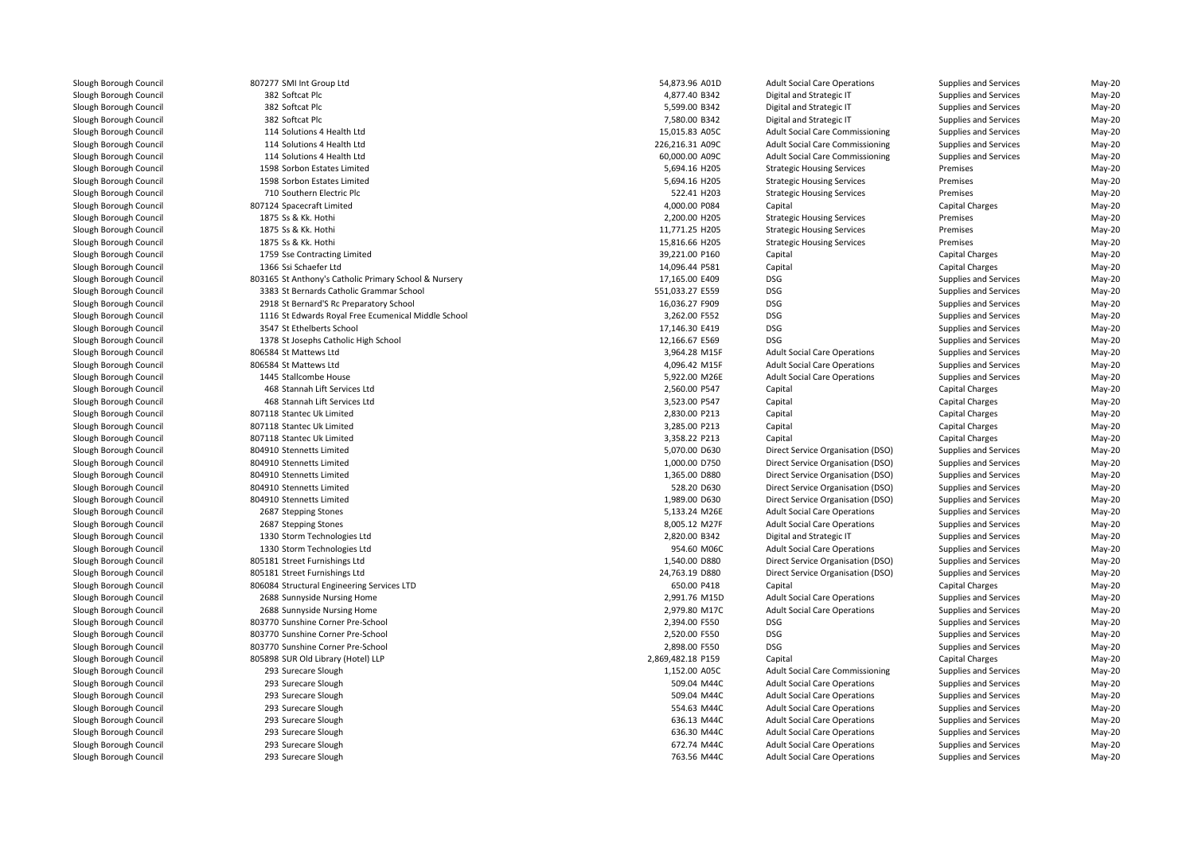| | | | | | | | |
|---|---|---|---|---|---|---|---|
| Slough Borough Council | 807277 SMI Int Group Ltd | 54,873.96 | A01D | Adult Social Care Operations | Supplies and Services | May-20 |
| Slough Borough Council | 382 Softcat Plc | 4,877.40 | B342 | Digital and Strategic IT | Supplies and Services | May-20 |
| Slough Borough Council | 382 Softcat Plc | 5,599.00 | B342 | Digital and Strategic IT | Supplies and Services | May-20 |
| Slough Borough Council | 382 Softcat Plc | 7,580.00 | B342 | Digital and Strategic IT | Supplies and Services | May-20 |
| Slough Borough Council | 114 Solutions 4 Health Ltd | 15,015.83 | A05C | Adult Social Care Commissioning | Supplies and Services | May-20 |
| Slough Borough Council | 114 Solutions 4 Health Ltd | 226,216.31 | A09C | Adult Social Care Commissioning | Supplies and Services | May-20 |
| Slough Borough Council | 114 Solutions 4 Health Ltd | 60,000.00 | A09C | Adult Social Care Commissioning | Supplies and Services | May-20 |
| Slough Borough Council | 1598 Sorbon Estates Limited | 5,694.16 | H205 | Strategic Housing Services | Premises | May-20 |
| Slough Borough Council | 1598 Sorbon Estates Limited | 5,694.16 | H205 | Strategic Housing Services | Premises | May-20 |
| Slough Borough Council | 710 Southern Electric Plc | 522.41 | H203 | Strategic Housing Services | Premises | May-20 |
| Slough Borough Council | 807124 Spacecraft Limited | 4,000.00 | P084 | Capital | Capital Charges | May-20 |
| Slough Borough Council | 1875 Ss & Kk. Hothi | 2,200.00 | H205 | Strategic Housing Services | Premises | May-20 |
| Slough Borough Council | 1875 Ss & Kk. Hothi | 11,771.25 | H205 | Strategic Housing Services | Premises | May-20 |
| Slough Borough Council | 1875 Ss & Kk. Hothi | 15,816.66 | H205 | Strategic Housing Services | Premises | May-20 |
| Slough Borough Council | 1759 Sse Contracting Limited | 39,221.00 | P160 | Capital | Capital Charges | May-20 |
| Slough Borough Council | 1366 Ssi Schaefer Ltd | 14,096.44 | P581 | Capital | Capital Charges | May-20 |
| Slough Borough Council | 803165 St Anthony's Catholic Primary School & Nursery | 17,165.00 | E409 | DSG | Supplies and Services | May-20 |
| Slough Borough Council | 3383 St Bernards Catholic Grammar School | 551,033.27 | E559 | DSG | Supplies and Services | May-20 |
| Slough Borough Council | 2918 St Bernard'S Rc Preparatory School | 16,036.27 | F909 | DSG | Supplies and Services | May-20 |
| Slough Borough Council | 1116 St Edwards Royal Free Ecumenical Middle School | 3,262.00 | F552 | DSG | Supplies and Services | May-20 |
| Slough Borough Council | 3547 St Ethelberts School | 17,146.30 | E419 | DSG | Supplies and Services | May-20 |
| Slough Borough Council | 1378 St Josephs Catholic High School | 12,166.67 | E569 | DSG | Supplies and Services | May-20 |
| Slough Borough Council | 806584 St Mattews Ltd | 3,964.28 | M15F | Adult Social Care Operations | Supplies and Services | May-20 |
| Slough Borough Council | 806584 St Mattews Ltd | 4,096.42 | M15F | Adult Social Care Operations | Supplies and Services | May-20 |
| Slough Borough Council | 1445 Stallcombe House | 5,922.00 | M26E | Adult Social Care Operations | Supplies and Services | May-20 |
| Slough Borough Council | 468 Stannah Lift Services Ltd | 2,560.00 | P547 | Capital | Capital Charges | May-20 |
| Slough Borough Council | 468 Stannah Lift Services Ltd | 3,523.00 | P547 | Capital | Capital Charges | May-20 |
| Slough Borough Council | 807118 Stantec Uk Limited | 2,830.00 | P213 | Capital | Capital Charges | May-20 |
| Slough Borough Council | 807118 Stantec Uk Limited | 3,285.00 | P213 | Capital | Capital Charges | May-20 |
| Slough Borough Council | 807118 Stantec Uk Limited | 3,358.22 | P213 | Capital | Capital Charges | May-20 |
| Slough Borough Council | 804910 Stennetts Limited | 5,070.00 | D630 | Direct Service Organisation (DSO) | Supplies and Services | May-20 |
| Slough Borough Council | 804910 Stennetts Limited | 1,000.00 | D750 | Direct Service Organisation (DSO) | Supplies and Services | May-20 |
| Slough Borough Council | 804910 Stennetts Limited | 1,365.00 | D880 | Direct Service Organisation (DSO) | Supplies and Services | May-20 |
| Slough Borough Council | 804910 Stennetts Limited | 528.20 | D630 | Direct Service Organisation (DSO) | Supplies and Services | May-20 |
| Slough Borough Council | 804910 Stennetts Limited | 1,989.00 | D630 | Direct Service Organisation (DSO) | Supplies and Services | May-20 |
| Slough Borough Council | 2687 Stepping Stones | 5,133.24 | M26E | Adult Social Care Operations | Supplies and Services | May-20 |
| Slough Borough Council | 2687 Stepping Stones | 8,005.12 | M27F | Adult Social Care Operations | Supplies and Services | May-20 |
| Slough Borough Council | 1330 Storm Technologies Ltd | 2,820.00 | B342 | Digital and Strategic IT | Supplies and Services | May-20 |
| Slough Borough Council | 1330 Storm Technologies Ltd | 954.60 | M06C | Adult Social Care Operations | Supplies and Services | May-20 |
| Slough Borough Council | 805181 Street Furnishings Ltd | 1,540.00 | D880 | Direct Service Organisation (DSO) | Supplies and Services | May-20 |
| Slough Borough Council | 805181 Street Furnishings Ltd | 24,763.19 | D880 | Direct Service Organisation (DSO) | Supplies and Services | May-20 |
| Slough Borough Council | 806084 Structural Engineering Services LTD | 650.00 | P418 | Capital | Capital Charges | May-20 |
| Slough Borough Council | 2688 Sunnyside Nursing Home | 2,991.76 | M15D | Adult Social Care Operations | Supplies and Services | May-20 |
| Slough Borough Council | 2688 Sunnyside Nursing Home | 2,979.80 | M17C | Adult Social Care Operations | Supplies and Services | May-20 |
| Slough Borough Council | 803770 Sunshine Corner Pre-School | 2,394.00 | F550 | DSG | Supplies and Services | May-20 |
| Slough Borough Council | 803770 Sunshine Corner Pre-School | 2,520.00 | F550 | DSG | Supplies and Services | May-20 |
| Slough Borough Council | 803770 Sunshine Corner Pre-School | 2,898.00 | F550 | DSG | Supplies and Services | May-20 |
| Slough Borough Council | 805898 SUR Old Library (Hotel) LLP | 2,869,482.18 | P159 | Capital | Capital Charges | May-20 |
| Slough Borough Council | 293 Surecare Slough | 1,152.00 | A05C | Adult Social Care Commissioning | Supplies and Services | May-20 |
| Slough Borough Council | 293 Surecare Slough | 509.04 | M44C | Adult Social Care Operations | Supplies and Services | May-20 |
| Slough Borough Council | 293 Surecare Slough | 509.04 | M44C | Adult Social Care Operations | Supplies and Services | May-20 |
| Slough Borough Council | 293 Surecare Slough | 554.63 | M44C | Adult Social Care Operations | Supplies and Services | May-20 |
| Slough Borough Council | 293 Surecare Slough | 636.13 | M44C | Adult Social Care Operations | Supplies and Services | May-20 |
| Slough Borough Council | 293 Surecare Slough | 636.30 | M44C | Adult Social Care Operations | Supplies and Services | May-20 |
| Slough Borough Council | 293 Surecare Slough | 672.74 | M44C | Adult Social Care Operations | Supplies and Services | May-20 |
| Slough Borough Council | 293 Surecare Slough | 763.56 | M44C | Adult Social Care Operations | Supplies and Services | May-20 |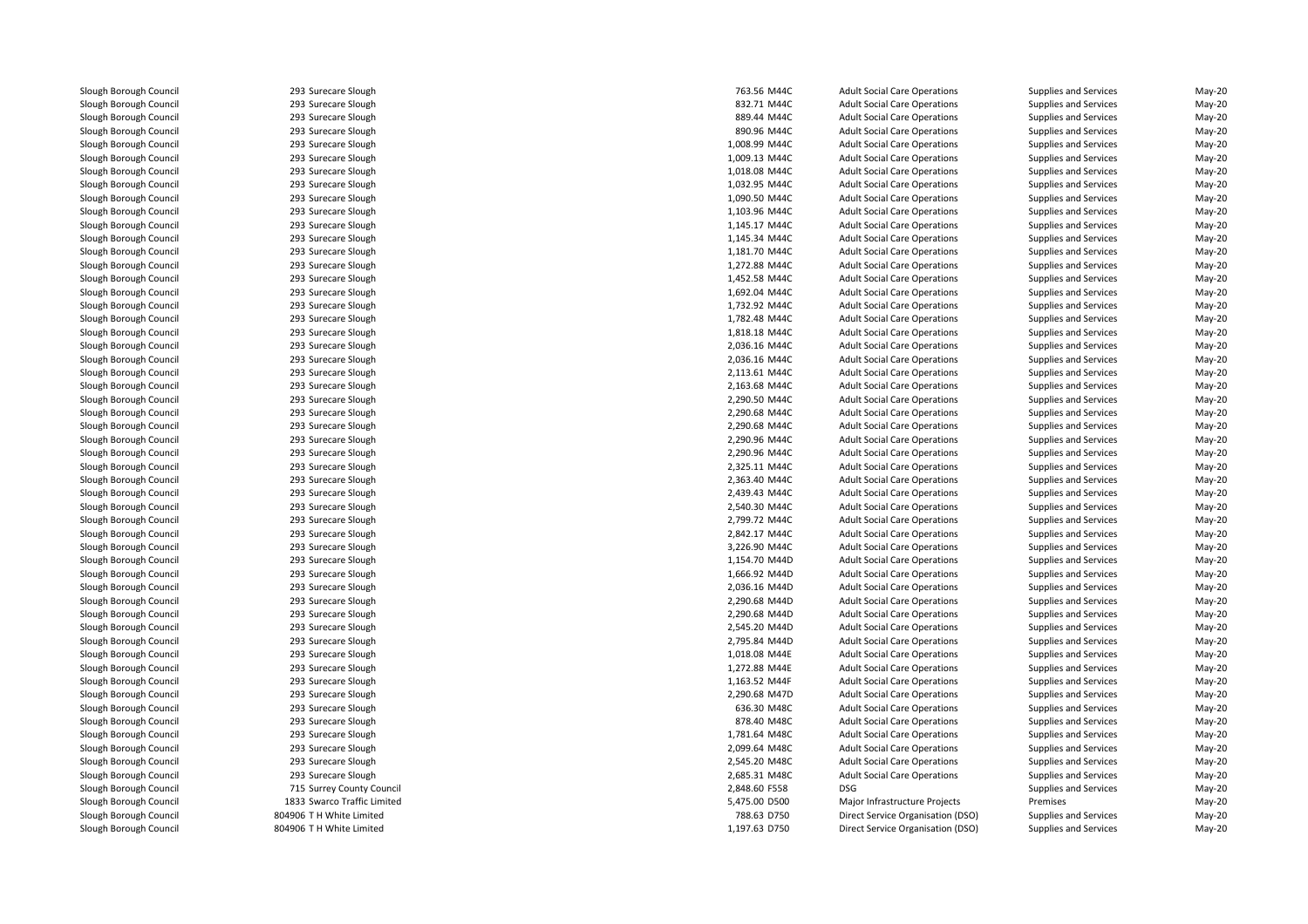| | | | | | | |
|---|---|---|---|---|---|---|
| Slough Borough Council | 293 Surecare Slough | 763.56 | M44C | Adult Social Care Operations | Supplies and Services | May-20 |
| Slough Borough Council | 293 Surecare Slough | 832.71 | M44C | Adult Social Care Operations | Supplies and Services | May-20 |
| Slough Borough Council | 293 Surecare Slough | 889.44 | M44C | Adult Social Care Operations | Supplies and Services | May-20 |
| Slough Borough Council | 293 Surecare Slough | 890.96 | M44C | Adult Social Care Operations | Supplies and Services | May-20 |
| Slough Borough Council | 293 Surecare Slough | 1,008.99 | M44C | Adult Social Care Operations | Supplies and Services | May-20 |
| Slough Borough Council | 293 Surecare Slough | 1,009.13 | M44C | Adult Social Care Operations | Supplies and Services | May-20 |
| Slough Borough Council | 293 Surecare Slough | 1,018.08 | M44C | Adult Social Care Operations | Supplies and Services | May-20 |
| Slough Borough Council | 293 Surecare Slough | 1,032.95 | M44C | Adult Social Care Operations | Supplies and Services | May-20 |
| Slough Borough Council | 293 Surecare Slough | 1,090.50 | M44C | Adult Social Care Operations | Supplies and Services | May-20 |
| Slough Borough Council | 293 Surecare Slough | 1,103.96 | M44C | Adult Social Care Operations | Supplies and Services | May-20 |
| Slough Borough Council | 293 Surecare Slough | 1,145.17 | M44C | Adult Social Care Operations | Supplies and Services | May-20 |
| Slough Borough Council | 293 Surecare Slough | 1,145.34 | M44C | Adult Social Care Operations | Supplies and Services | May-20 |
| Slough Borough Council | 293 Surecare Slough | 1,181.70 | M44C | Adult Social Care Operations | Supplies and Services | May-20 |
| Slough Borough Council | 293 Surecare Slough | 1,272.88 | M44C | Adult Social Care Operations | Supplies and Services | May-20 |
| Slough Borough Council | 293 Surecare Slough | 1,452.58 | M44C | Adult Social Care Operations | Supplies and Services | May-20 |
| Slough Borough Council | 293 Surecare Slough | 1,692.04 | M44C | Adult Social Care Operations | Supplies and Services | May-20 |
| Slough Borough Council | 293 Surecare Slough | 1,732.92 | M44C | Adult Social Care Operations | Supplies and Services | May-20 |
| Slough Borough Council | 293 Surecare Slough | 1,782.48 | M44C | Adult Social Care Operations | Supplies and Services | May-20 |
| Slough Borough Council | 293 Surecare Slough | 1,818.18 | M44C | Adult Social Care Operations | Supplies and Services | May-20 |
| Slough Borough Council | 293 Surecare Slough | 2,036.16 | M44C | Adult Social Care Operations | Supplies and Services | May-20 |
| Slough Borough Council | 293 Surecare Slough | 2,036.16 | M44C | Adult Social Care Operations | Supplies and Services | May-20 |
| Slough Borough Council | 293 Surecare Slough | 2,113.61 | M44C | Adult Social Care Operations | Supplies and Services | May-20 |
| Slough Borough Council | 293 Surecare Slough | 2,163.68 | M44C | Adult Social Care Operations | Supplies and Services | May-20 |
| Slough Borough Council | 293 Surecare Slough | 2,290.50 | M44C | Adult Social Care Operations | Supplies and Services | May-20 |
| Slough Borough Council | 293 Surecare Slough | 2,290.68 | M44C | Adult Social Care Operations | Supplies and Services | May-20 |
| Slough Borough Council | 293 Surecare Slough | 2,290.68 | M44C | Adult Social Care Operations | Supplies and Services | May-20 |
| Slough Borough Council | 293 Surecare Slough | 2,290.96 | M44C | Adult Social Care Operations | Supplies and Services | May-20 |
| Slough Borough Council | 293 Surecare Slough | 2,290.96 | M44C | Adult Social Care Operations | Supplies and Services | May-20 |
| Slough Borough Council | 293 Surecare Slough | 2,325.11 | M44C | Adult Social Care Operations | Supplies and Services | May-20 |
| Slough Borough Council | 293 Surecare Slough | 2,363.40 | M44C | Adult Social Care Operations | Supplies and Services | May-20 |
| Slough Borough Council | 293 Surecare Slough | 2,439.43 | M44C | Adult Social Care Operations | Supplies and Services | May-20 |
| Slough Borough Council | 293 Surecare Slough | 2,540.30 | M44C | Adult Social Care Operations | Supplies and Services | May-20 |
| Slough Borough Council | 293 Surecare Slough | 2,799.72 | M44C | Adult Social Care Operations | Supplies and Services | May-20 |
| Slough Borough Council | 293 Surecare Slough | 2,842.17 | M44C | Adult Social Care Operations | Supplies and Services | May-20 |
| Slough Borough Council | 293 Surecare Slough | 3,226.90 | M44C | Adult Social Care Operations | Supplies and Services | May-20 |
| Slough Borough Council | 293 Surecare Slough | 1,154.70 | M44D | Adult Social Care Operations | Supplies and Services | May-20 |
| Slough Borough Council | 293 Surecare Slough | 1,666.92 | M44D | Adult Social Care Operations | Supplies and Services | May-20 |
| Slough Borough Council | 293 Surecare Slough | 2,036.16 | M44D | Adult Social Care Operations | Supplies and Services | May-20 |
| Slough Borough Council | 293 Surecare Slough | 2,290.68 | M44D | Adult Social Care Operations | Supplies and Services | May-20 |
| Slough Borough Council | 293 Surecare Slough | 2,290.68 | M44D | Adult Social Care Operations | Supplies and Services | May-20 |
| Slough Borough Council | 293 Surecare Slough | 2,545.20 | M44D | Adult Social Care Operations | Supplies and Services | May-20 |
| Slough Borough Council | 293 Surecare Slough | 2,795.84 | M44D | Adult Social Care Operations | Supplies and Services | May-20 |
| Slough Borough Council | 293 Surecare Slough | 1,018.08 | M44E | Adult Social Care Operations | Supplies and Services | May-20 |
| Slough Borough Council | 293 Surecare Slough | 1,272.88 | M44E | Adult Social Care Operations | Supplies and Services | May-20 |
| Slough Borough Council | 293 Surecare Slough | 1,163.52 | M44F | Adult Social Care Operations | Supplies and Services | May-20 |
| Slough Borough Council | 293 Surecare Slough | 2,290.68 | M47D | Adult Social Care Operations | Supplies and Services | May-20 |
| Slough Borough Council | 293 Surecare Slough | 636.30 | M48C | Adult Social Care Operations | Supplies and Services | May-20 |
| Slough Borough Council | 293 Surecare Slough | 878.40 | M48C | Adult Social Care Operations | Supplies and Services | May-20 |
| Slough Borough Council | 293 Surecare Slough | 1,781.64 | M48C | Adult Social Care Operations | Supplies and Services | May-20 |
| Slough Borough Council | 293 Surecare Slough | 2,099.64 | M48C | Adult Social Care Operations | Supplies and Services | May-20 |
| Slough Borough Council | 293 Surecare Slough | 2,545.20 | M48C | Adult Social Care Operations | Supplies and Services | May-20 |
| Slough Borough Council | 293 Surecare Slough | 2,685.31 | M48C | Adult Social Care Operations | Supplies and Services | May-20 |
| Slough Borough Council | 715 Surrey County Council | 2,848.60 | F558 | DSG | Supplies and Services | May-20 |
| Slough Borough Council | 1833 Swarco Traffic Limited | 5,475.00 | D500 | Major Infrastructure Projects | Premises | May-20 |
| Slough Borough Council | 804906 T H White Limited | 788.63 | D750 | Direct Service Organisation (DSO) | Supplies and Services | May-20 |
| Slough Borough Council | 804906 T H White Limited | 1,197.63 | D750 | Direct Service Organisation (DSO) | Supplies and Services | May-20 |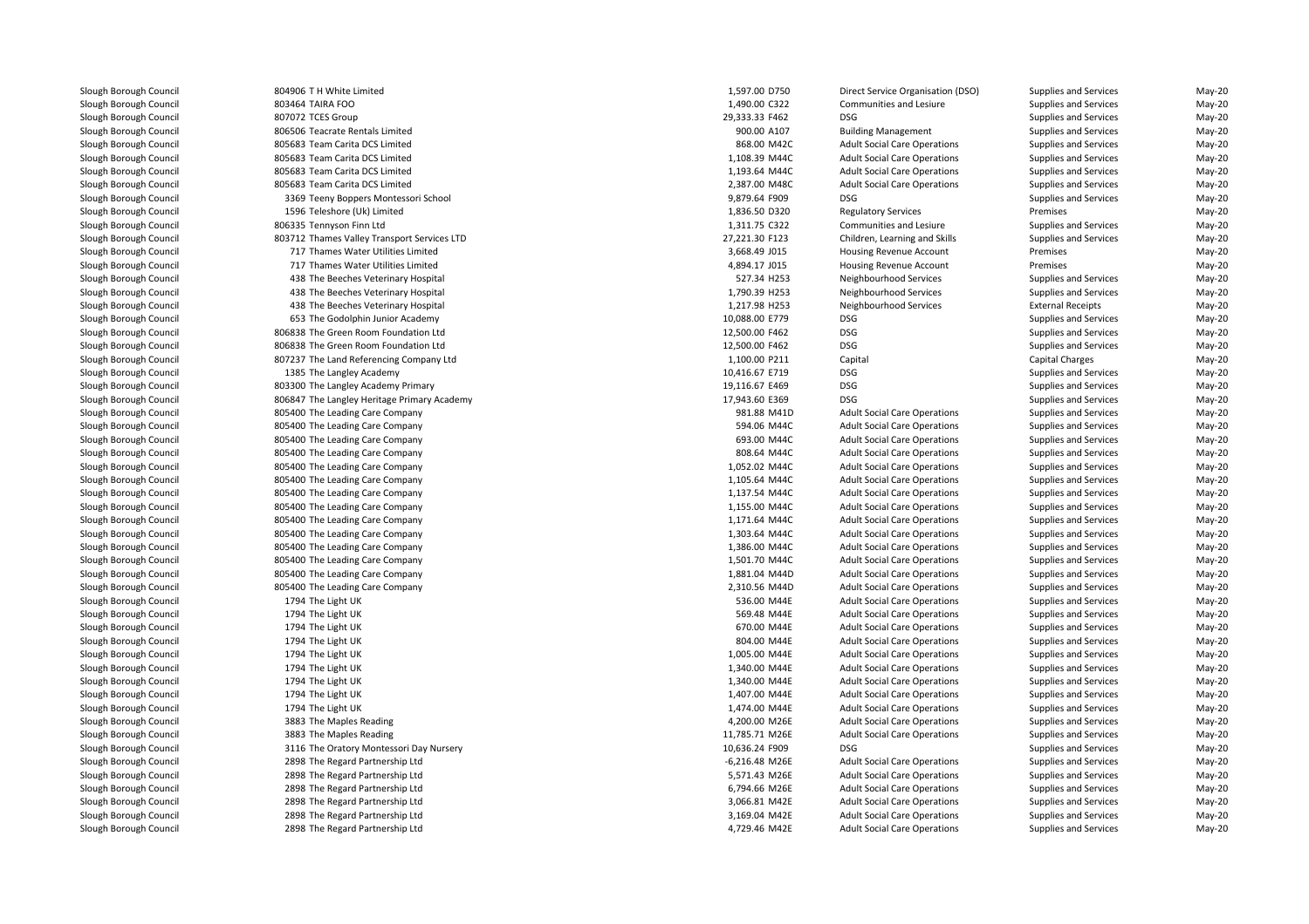| | | | | | | |
|---|---|---|---|---|---|---|
| Slough Borough Council | 804906 T H White Limited | 1,597.00 D750 | Direct Service Organisation (DSO) | Supplies and Services | May-20 |
| Slough Borough Council | 803464 TAIRA FOO | 1,490.00 C322 | Communities and Lesiure | Supplies and Services | May-20 |
| Slough Borough Council | 807072 TCES Group | 29,333.33 F462 | DSG | Supplies and Services | May-20 |
| Slough Borough Council | 806506 Teacrate Rentals Limited | 900.00 A107 | Building Management | Supplies and Services | May-20 |
| Slough Borough Council | 805683 Team Carita DCS Limited | 868.00 M42C | Adult Social Care Operations | Supplies and Services | May-20 |
| Slough Borough Council | 805683 Team Carita DCS Limited | 1,108.39 M44C | Adult Social Care Operations | Supplies and Services | May-20 |
| Slough Borough Council | 805683 Team Carita DCS Limited | 1,193.64 M44C | Adult Social Care Operations | Supplies and Services | May-20 |
| Slough Borough Council | 805683 Team Carita DCS Limited | 2,387.00 M48C | Adult Social Care Operations | Supplies and Services | May-20 |
| Slough Borough Council | 3369 Teeny Boppers Montessori School | 9,879.64 F909 | DSG | Supplies and Services | May-20 |
| Slough Borough Council | 1596 Teleshore (Uk) Limited | 1,836.50 D320 | Regulatory Services | Premises | May-20 |
| Slough Borough Council | 806335 Tennyson Finn Ltd | 1,311.75 C322 | Communities and Lesiure | Supplies and Services | May-20 |
| Slough Borough Council | 803712 Thames Valley Transport Services LTD | 27,221.30 F123 | Children, Learning and Skills | Supplies and Services | May-20 |
| Slough Borough Council | 717 Thames Water Utilities Limited | 3,668.49 J015 | Housing Revenue Account | Premises | May-20 |
| Slough Borough Council | 717 Thames Water Utilities Limited | 4,894.17 J015 | Housing Revenue Account | Premises | May-20 |
| Slough Borough Council | 438 The Beeches Veterinary Hospital | 527.34 H253 | Neighbourhood Services | Supplies and Services | May-20 |
| Slough Borough Council | 438 The Beeches Veterinary Hospital | 1,790.39 H253 | Neighbourhood Services | Supplies and Services | May-20 |
| Slough Borough Council | 438 The Beeches Veterinary Hospital | 1,217.98 H253 | Neighbourhood Services | External Receipts | May-20 |
| Slough Borough Council | 653 The Godolphin Junior Academy | 10,088.00 E779 | DSG | Supplies and Services | May-20 |
| Slough Borough Council | 806838 The Green Room Foundation Ltd | 12,500.00 F462 | DSG | Supplies and Services | May-20 |
| Slough Borough Council | 806838 The Green Room Foundation Ltd | 12,500.00 F462 | DSG | Supplies and Services | May-20 |
| Slough Borough Council | 807237 The Land Referencing Company Ltd | 1,100.00 P211 | Capital | Capital Charges | May-20 |
| Slough Borough Council | 1385 The Langley Academy | 10,416.67 E719 | DSG | Supplies and Services | May-20 |
| Slough Borough Council | 803300 The Langley Academy Primary | 19,116.67 E469 | DSG | Supplies and Services | May-20 |
| Slough Borough Council | 806847 The Langley Heritage Primary Academy | 17,943.60 E369 | DSG | Supplies and Services | May-20 |
| Slough Borough Council | 805400 The Leading Care Company | 981.88 M41D | Adult Social Care Operations | Supplies and Services | May-20 |
| Slough Borough Council | 805400 The Leading Care Company | 594.06 M44C | Adult Social Care Operations | Supplies and Services | May-20 |
| Slough Borough Council | 805400 The Leading Care Company | 693.00 M44C | Adult Social Care Operations | Supplies and Services | May-20 |
| Slough Borough Council | 805400 The Leading Care Company | 808.64 M44C | Adult Social Care Operations | Supplies and Services | May-20 |
| Slough Borough Council | 805400 The Leading Care Company | 1,052.02 M44C | Adult Social Care Operations | Supplies and Services | May-20 |
| Slough Borough Council | 805400 The Leading Care Company | 1,105.64 M44C | Adult Social Care Operations | Supplies and Services | May-20 |
| Slough Borough Council | 805400 The Leading Care Company | 1,137.54 M44C | Adult Social Care Operations | Supplies and Services | May-20 |
| Slough Borough Council | 805400 The Leading Care Company | 1,155.00 M44C | Adult Social Care Operations | Supplies and Services | May-20 |
| Slough Borough Council | 805400 The Leading Care Company | 1,171.64 M44C | Adult Social Care Operations | Supplies and Services | May-20 |
| Slough Borough Council | 805400 The Leading Care Company | 1,303.64 M44C | Adult Social Care Operations | Supplies and Services | May-20 |
| Slough Borough Council | 805400 The Leading Care Company | 1,386.00 M44C | Adult Social Care Operations | Supplies and Services | May-20 |
| Slough Borough Council | 805400 The Leading Care Company | 1,501.70 M44C | Adult Social Care Operations | Supplies and Services | May-20 |
| Slough Borough Council | 805400 The Leading Care Company | 1,881.04 M44D | Adult Social Care Operations | Supplies and Services | May-20 |
| Slough Borough Council | 805400 The Leading Care Company | 2,310.56 M44D | Adult Social Care Operations | Supplies and Services | May-20 |
| Slough Borough Council | 1794 The Light UK | 536.00 M44E | Adult Social Care Operations | Supplies and Services | May-20 |
| Slough Borough Council | 1794 The Light UK | 569.48 M44E | Adult Social Care Operations | Supplies and Services | May-20 |
| Slough Borough Council | 1794 The Light UK | 670.00 M44E | Adult Social Care Operations | Supplies and Services | May-20 |
| Slough Borough Council | 1794 The Light UK | 804.00 M44E | Adult Social Care Operations | Supplies and Services | May-20 |
| Slough Borough Council | 1794 The Light UK | 1,005.00 M44E | Adult Social Care Operations | Supplies and Services | May-20 |
| Slough Borough Council | 1794 The Light UK | 1,340.00 M44E | Adult Social Care Operations | Supplies and Services | May-20 |
| Slough Borough Council | 1794 The Light UK | 1,340.00 M44E | Adult Social Care Operations | Supplies and Services | May-20 |
| Slough Borough Council | 1794 The Light UK | 1,407.00 M44E | Adult Social Care Operations | Supplies and Services | May-20 |
| Slough Borough Council | 1794 The Light UK | 1,474.00 M44E | Adult Social Care Operations | Supplies and Services | May-20 |
| Slough Borough Council | 3883 The Maples Reading | 4,200.00 M26E | Adult Social Care Operations | Supplies and Services | May-20 |
| Slough Borough Council | 3883 The Maples Reading | 11,785.71 M26E | Adult Social Care Operations | Supplies and Services | May-20 |
| Slough Borough Council | 3116 The Oratory Montessori Day Nursery | 10,636.24 F909 | DSG | Supplies and Services | May-20 |
| Slough Borough Council | 2898 The Regard Partnership Ltd | -6,216.48 M26E | Adult Social Care Operations | Supplies and Services | May-20 |
| Slough Borough Council | 2898 The Regard Partnership Ltd | 5,571.43 M26E | Adult Social Care Operations | Supplies and Services | May-20 |
| Slough Borough Council | 2898 The Regard Partnership Ltd | 6,794.66 M26E | Adult Social Care Operations | Supplies and Services | May-20 |
| Slough Borough Council | 2898 The Regard Partnership Ltd | 3,066.81 M42E | Adult Social Care Operations | Supplies and Services | May-20 |
| Slough Borough Council | 2898 The Regard Partnership Ltd | 3,169.04 M42E | Adult Social Care Operations | Supplies and Services | May-20 |
| Slough Borough Council | 2898 The Regard Partnership Ltd | 4,729.46 M42E | Adult Social Care Operations | Supplies and Services | May-20 |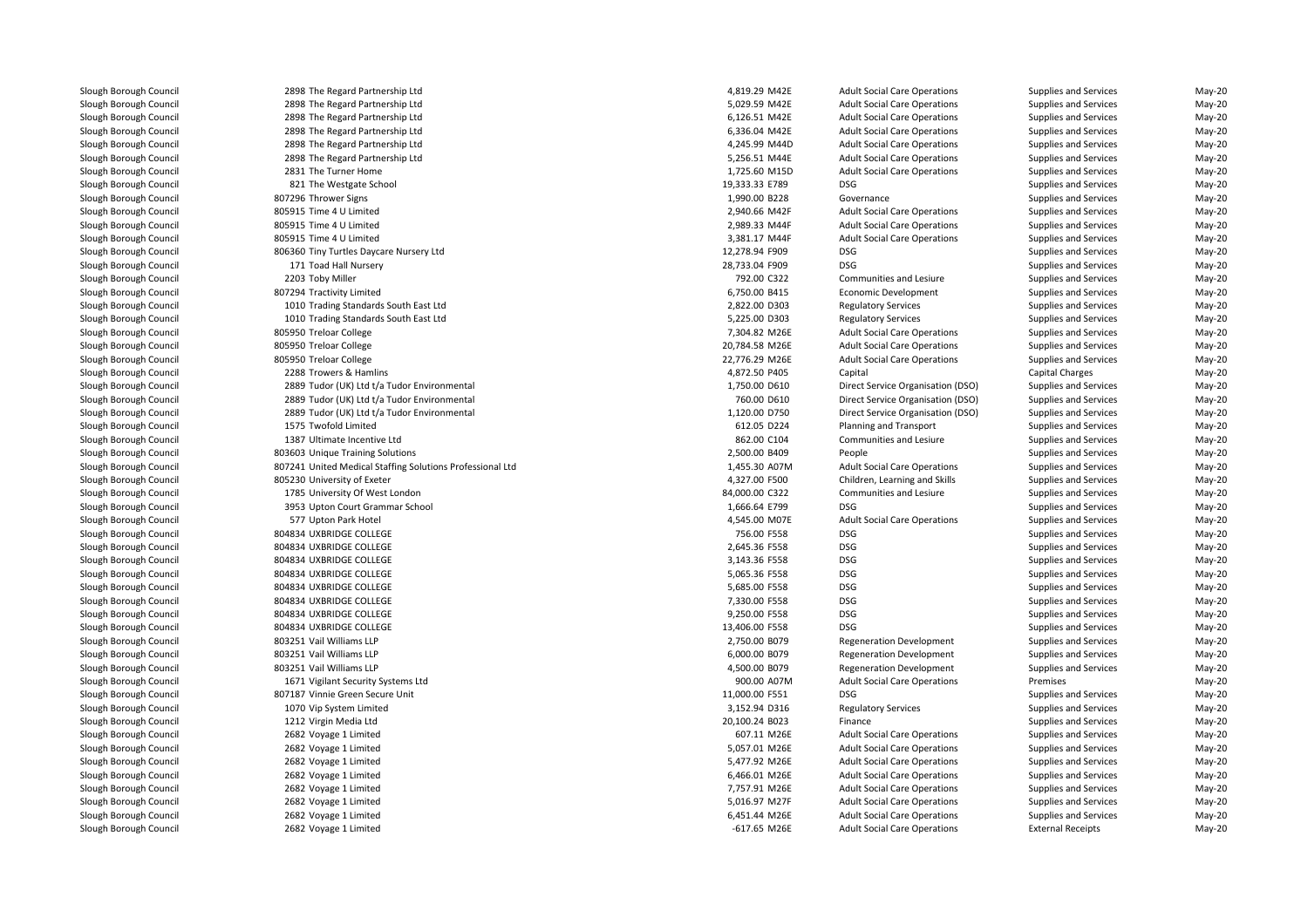| | | | | | | |
|---|---|---|---|---|---|---|
| Slough Borough Council | 2898 The Regard Partnership Ltd | 4,819.29 M42E | Adult Social Care Operations | Supplies and Services | May-20 |
| Slough Borough Council | 2898 The Regard Partnership Ltd | 5,029.59 M42E | Adult Social Care Operations | Supplies and Services | May-20 |
| Slough Borough Council | 2898 The Regard Partnership Ltd | 6,126.51 M42E | Adult Social Care Operations | Supplies and Services | May-20 |
| Slough Borough Council | 2898 The Regard Partnership Ltd | 6,336.04 M42E | Adult Social Care Operations | Supplies and Services | May-20 |
| Slough Borough Council | 2898 The Regard Partnership Ltd | 4,245.99 M44D | Adult Social Care Operations | Supplies and Services | May-20 |
| Slough Borough Council | 2898 The Regard Partnership Ltd | 5,256.51 M44E | Adult Social Care Operations | Supplies and Services | May-20 |
| Slough Borough Council | 2831 The Turner Home | 1,725.60 M15D | Adult Social Care Operations | Supplies and Services | May-20 |
| Slough Borough Council | 821 The Westgate School | 19,333.33 E789 | DSG | Supplies and Services | May-20 |
| Slough Borough Council | 807296 Thrower Signs | 1,990.00 B228 | Governance | Supplies and Services | May-20 |
| Slough Borough Council | 805915 Time 4 U Limited | 2,940.66 M42F | Adult Social Care Operations | Supplies and Services | May-20 |
| Slough Borough Council | 805915 Time 4 U Limited | 2,989.33 M44F | Adult Social Care Operations | Supplies and Services | May-20 |
| Slough Borough Council | 805915 Time 4 U Limited | 3,381.17 M44F | Adult Social Care Operations | Supplies and Services | May-20 |
| Slough Borough Council | 806360 Tiny Turtles Daycare Nursery Ltd | 12,278.94 F909 | DSG | Supplies and Services | May-20 |
| Slough Borough Council | 171 Toad Hall Nursery | 28,733.04 F909 | DSG | Supplies and Services | May-20 |
| Slough Borough Council | 2203 Toby Miller | 792.00 C322 | Communities and Lesiure | Supplies and Services | May-20 |
| Slough Borough Council | 807294 Tractivity Limited | 6,750.00 B415 | Economic Development | Supplies and Services | May-20 |
| Slough Borough Council | 1010 Trading Standards South East Ltd | 2,822.00 D303 | Regulatory Services | Supplies and Services | May-20 |
| Slough Borough Council | 1010 Trading Standards South East Ltd | 5,225.00 D303 | Regulatory Services | Supplies and Services | May-20 |
| Slough Borough Council | 805950 Treloar College | 7,304.82 M26E | Adult Social Care Operations | Supplies and Services | May-20 |
| Slough Borough Council | 805950 Treloar College | 20,784.58 M26E | Adult Social Care Operations | Supplies and Services | May-20 |
| Slough Borough Council | 805950 Treloar College | 22,776.29 M26E | Adult Social Care Operations | Supplies and Services | May-20 |
| Slough Borough Council | 2288 Trowers & Hamlins | 4,872.50 P405 | Capital | Capital Charges | May-20 |
| Slough Borough Council | 2889 Tudor (UK) Ltd t/a Tudor Environmental | 1,750.00 D610 | Direct Service Organisation (DSO) | Supplies and Services | May-20 |
| Slough Borough Council | 2889 Tudor (UK) Ltd t/a Tudor Environmental | 760.00 D610 | Direct Service Organisation (DSO) | Supplies and Services | May-20 |
| Slough Borough Council | 2889 Tudor (UK) Ltd t/a Tudor Environmental | 1,120.00 D750 | Direct Service Organisation (DSO) | Supplies and Services | May-20 |
| Slough Borough Council | 1575 Twofold Limited | 612.05 D224 | Planning and Transport | Supplies and Services | May-20 |
| Slough Borough Council | 1387 Ultimate Incentive Ltd | 862.00 C104 | Communities and Lesiure | Supplies and Services | May-20 |
| Slough Borough Council | 803603 Unique Training Solutions | 2,500.00 B409 | People | Supplies and Services | May-20 |
| Slough Borough Council | 807241 United Medical Staffing Solutions Professional Ltd | 1,455.30 A07M | Adult Social Care Operations | Supplies and Services | May-20 |
| Slough Borough Council | 805230 University of Exeter | 4,327.00 F500 | Children, Learning and Skills | Supplies and Services | May-20 |
| Slough Borough Council | 1785 University Of West London | 84,000.00 C322 | Communities and Lesiure | Supplies and Services | May-20 |
| Slough Borough Council | 3953 Upton Court Grammar School | 1,666.64 E799 | DSG | Supplies and Services | May-20 |
| Slough Borough Council | 577 Upton Park Hotel | 4,545.00 M07E | Adult Social Care Operations | Supplies and Services | May-20 |
| Slough Borough Council | 804834 UXBRIDGE COLLEGE | 756.00 F558 | DSG | Supplies and Services | May-20 |
| Slough Borough Council | 804834 UXBRIDGE COLLEGE | 2,645.36 F558 | DSG | Supplies and Services | May-20 |
| Slough Borough Council | 804834 UXBRIDGE COLLEGE | 3,143.36 F558 | DSG | Supplies and Services | May-20 |
| Slough Borough Council | 804834 UXBRIDGE COLLEGE | 5,065.36 F558 | DSG | Supplies and Services | May-20 |
| Slough Borough Council | 804834 UXBRIDGE COLLEGE | 5,685.00 F558 | DSG | Supplies and Services | May-20 |
| Slough Borough Council | 804834 UXBRIDGE COLLEGE | 7,330.00 F558 | DSG | Supplies and Services | May-20 |
| Slough Borough Council | 804834 UXBRIDGE COLLEGE | 9,250.00 F558 | DSG | Supplies and Services | May-20 |
| Slough Borough Council | 804834 UXBRIDGE COLLEGE | 13,406.00 F558 | DSG | Supplies and Services | May-20 |
| Slough Borough Council | 803251 Vail Williams LLP | 2,750.00 B079 | Regeneration Development | Supplies and Services | May-20 |
| Slough Borough Council | 803251 Vail Williams LLP | 6,000.00 B079 | Regeneration Development | Supplies and Services | May-20 |
| Slough Borough Council | 803251 Vail Williams LLP | 4,500.00 B079 | Regeneration Development | Supplies and Services | May-20 |
| Slough Borough Council | 1671 Vigilant Security Systems Ltd | 900.00 A07M | Adult Social Care Operations | Premises | May-20 |
| Slough Borough Council | 807187 Vinnie Green Secure Unit | 11,000.00 F551 | DSG | Supplies and Services | May-20 |
| Slough Borough Council | 1070 Vip System Limited | 3,152.94 D316 | Regulatory Services | Supplies and Services | May-20 |
| Slough Borough Council | 1212 Virgin Media Ltd | 20,100.24 B023 | Finance | Supplies and Services | May-20 |
| Slough Borough Council | 2682 Voyage 1 Limited | 607.11 M26E | Adult Social Care Operations | Supplies and Services | May-20 |
| Slough Borough Council | 2682 Voyage 1 Limited | 5,057.01 M26E | Adult Social Care Operations | Supplies and Services | May-20 |
| Slough Borough Council | 2682 Voyage 1 Limited | 5,477.92 M26E | Adult Social Care Operations | Supplies and Services | May-20 |
| Slough Borough Council | 2682 Voyage 1 Limited | 6,466.01 M26E | Adult Social Care Operations | Supplies and Services | May-20 |
| Slough Borough Council | 2682 Voyage 1 Limited | 7,757.91 M26E | Adult Social Care Operations | Supplies and Services | May-20 |
| Slough Borough Council | 2682 Voyage 1 Limited | 5,016.97 M27F | Adult Social Care Operations | Supplies and Services | May-20 |
| Slough Borough Council | 2682 Voyage 1 Limited | 6,451.44 M26E | Adult Social Care Operations | Supplies and Services | May-20 |
| Slough Borough Council | 2682 Voyage 1 Limited | -617.65 M26E | Adult Social Care Operations | External Receipts | May-20 |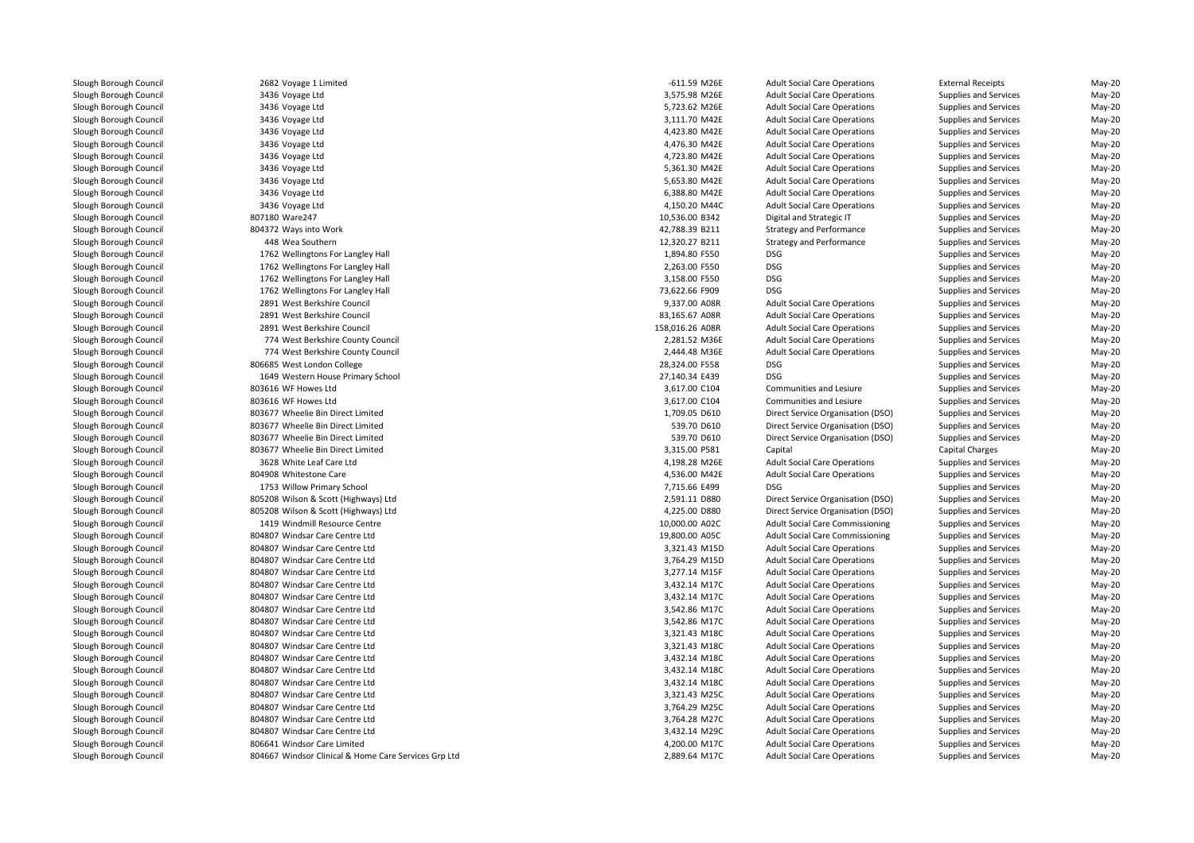| | | | | | | |
|---|---|---|---|---|---|---|
| Slough Borough Council | 2682 Voyage 1 Limited | -611.59 | M26E | Adult Social Care Operations | External Receipts | May-20 |
| Slough Borough Council | 3436 Voyage Ltd | 3,575.98 | M26E | Adult Social Care Operations | Supplies and Services | May-20 |
| Slough Borough Council | 3436 Voyage Ltd | 5,723.62 | M26E | Adult Social Care Operations | Supplies and Services | May-20 |
| Slough Borough Council | 3436 Voyage Ltd | 3,111.70 | M42E | Adult Social Care Operations | Supplies and Services | May-20 |
| Slough Borough Council | 3436 Voyage Ltd | 4,423.80 | M42E | Adult Social Care Operations | Supplies and Services | May-20 |
| Slough Borough Council | 3436 Voyage Ltd | 4,476.30 | M42E | Adult Social Care Operations | Supplies and Services | May-20 |
| Slough Borough Council | 3436 Voyage Ltd | 4,723.80 | M42E | Adult Social Care Operations | Supplies and Services | May-20 |
| Slough Borough Council | 3436 Voyage Ltd | 5,361.30 | M42E | Adult Social Care Operations | Supplies and Services | May-20 |
| Slough Borough Council | 3436 Voyage Ltd | 5,653.80 | M42E | Adult Social Care Operations | Supplies and Services | May-20 |
| Slough Borough Council | 3436 Voyage Ltd | 6,388.80 | M42E | Adult Social Care Operations | Supplies and Services | May-20 |
| Slough Borough Council | 3436 Voyage Ltd | 4,150.20 | M44C | Adult Social Care Operations | Supplies and Services | May-20 |
| Slough Borough Council | 807180 Ware247 | 10,536.00 | B342 | Digital and Strategic IT | Supplies and Services | May-20 |
| Slough Borough Council | 804372 Ways into Work | 42,788.39 | B211 | Strategy and Performance | Supplies and Services | May-20 |
| Slough Borough Council | 448 Wea Southern | 12,320.27 | B211 | Strategy and Performance | Supplies and Services | May-20 |
| Slough Borough Council | 1762 Wellingtons For Langley Hall | 1,894.80 | F550 | DSG | Supplies and Services | May-20 |
| Slough Borough Council | 1762 Wellingtons For Langley Hall | 2,263.00 | F550 | DSG | Supplies and Services | May-20 |
| Slough Borough Council | 1762 Wellingtons For Langley Hall | 3,158.00 | F550 | DSG | Supplies and Services | May-20 |
| Slough Borough Council | 1762 Wellingtons For Langley Hall | 73,622.66 | F909 | DSG | Supplies and Services | May-20 |
| Slough Borough Council | 2891 West Berkshire Council | 9,337.00 | A08R | Adult Social Care Operations | Supplies and Services | May-20 |
| Slough Borough Council | 2891 West Berkshire Council | 83,165.67 | A08R | Adult Social Care Operations | Supplies and Services | May-20 |
| Slough Borough Council | 2891 West Berkshire Council | 158,016.26 | A08R | Adult Social Care Operations | Supplies and Services | May-20 |
| Slough Borough Council | 774 West Berkshire County Council | 2,281.52 | M36E | Adult Social Care Operations | Supplies and Services | May-20 |
| Slough Borough Council | 774 West Berkshire County Council | 2,444.48 | M36E | Adult Social Care Operations | Supplies and Services | May-20 |
| Slough Borough Council | 806685 West London College | 28,324.00 | F558 | DSG | Supplies and Services | May-20 |
| Slough Borough Council | 1649 Western House Primary School | 27,140.34 | E439 | DSG | Supplies and Services | May-20 |
| Slough Borough Council | 803616 WF Howes Ltd | 3,617.00 | C104 | Communities and Lesiure | Supplies and Services | May-20 |
| Slough Borough Council | 803616 WF Howes Ltd | 3,617.00 | C104 | Communities and Lesiure | Supplies and Services | May-20 |
| Slough Borough Council | 803677 Wheelie Bin Direct Limited | 1,709.05 | D610 | Direct Service Organisation (DSO) | Supplies and Services | May-20 |
| Slough Borough Council | 803677 Wheelie Bin Direct Limited | 539.70 | D610 | Direct Service Organisation (DSO) | Supplies and Services | May-20 |
| Slough Borough Council | 803677 Wheelie Bin Direct Limited | 539.70 | D610 | Direct Service Organisation (DSO) | Supplies and Services | May-20 |
| Slough Borough Council | 803677 Wheelie Bin Direct Limited | 3,315.00 | P581 | Capital | Capital Charges | May-20 |
| Slough Borough Council | 3628 White Leaf Care Ltd | 4,198.28 | M26E | Adult Social Care Operations | Supplies and Services | May-20 |
| Slough Borough Council | 804908 Whitestone Care | 4,536.00 | M42E | Adult Social Care Operations | Supplies and Services | May-20 |
| Slough Borough Council | 1753 Willow Primary School | 7,715.66 | E499 | DSG | Supplies and Services | May-20 |
| Slough Borough Council | 805208 Wilson & Scott (Highways) Ltd | 2,591.11 | D880 | Direct Service Organisation (DSO) | Supplies and Services | May-20 |
| Slough Borough Council | 805208 Wilson & Scott (Highways) Ltd | 4,225.00 | D880 | Direct Service Organisation (DSO) | Supplies and Services | May-20 |
| Slough Borough Council | 1419 Windmill Resource Centre | 10,000.00 | A02C | Adult Social Care Commissioning | Supplies and Services | May-20 |
| Slough Borough Council | 804807 Windsar Care Centre Ltd | 19,800.00 | A05C | Adult Social Care Commissioning | Supplies and Services | May-20 |
| Slough Borough Council | 804807 Windsar Care Centre Ltd | 3,321.43 | M15D | Adult Social Care Operations | Supplies and Services | May-20 |
| Slough Borough Council | 804807 Windsar Care Centre Ltd | 3,764.29 | M15D | Adult Social Care Operations | Supplies and Services | May-20 |
| Slough Borough Council | 804807 Windsar Care Centre Ltd | 3,277.14 | M15F | Adult Social Care Operations | Supplies and Services | May-20 |
| Slough Borough Council | 804807 Windsar Care Centre Ltd | 3,432.14 | M17C | Adult Social Care Operations | Supplies and Services | May-20 |
| Slough Borough Council | 804807 Windsar Care Centre Ltd | 3,432.14 | M17C | Adult Social Care Operations | Supplies and Services | May-20 |
| Slough Borough Council | 804807 Windsar Care Centre Ltd | 3,542.86 | M17C | Adult Social Care Operations | Supplies and Services | May-20 |
| Slough Borough Council | 804807 Windsar Care Centre Ltd | 3,542.86 | M17C | Adult Social Care Operations | Supplies and Services | May-20 |
| Slough Borough Council | 804807 Windsar Care Centre Ltd | 3,321.43 | M18C | Adult Social Care Operations | Supplies and Services | May-20 |
| Slough Borough Council | 804807 Windsar Care Centre Ltd | 3,321.43 | M18C | Adult Social Care Operations | Supplies and Services | May-20 |
| Slough Borough Council | 804807 Windsar Care Centre Ltd | 3,432.14 | M18C | Adult Social Care Operations | Supplies and Services | May-20 |
| Slough Borough Council | 804807 Windsar Care Centre Ltd | 3,432.14 | M18C | Adult Social Care Operations | Supplies and Services | May-20 |
| Slough Borough Council | 804807 Windsar Care Centre Ltd | 3,432.14 | M18C | Adult Social Care Operations | Supplies and Services | May-20 |
| Slough Borough Council | 804807 Windsar Care Centre Ltd | 3,321.43 | M25C | Adult Social Care Operations | Supplies and Services | May-20 |
| Slough Borough Council | 804807 Windsar Care Centre Ltd | 3,764.29 | M25C | Adult Social Care Operations | Supplies and Services | May-20 |
| Slough Borough Council | 804807 Windsar Care Centre Ltd | 3,764.28 | M27C | Adult Social Care Operations | Supplies and Services | May-20 |
| Slough Borough Council | 804807 Windsar Care Centre Ltd | 3,432.14 | M29C | Adult Social Care Operations | Supplies and Services | May-20 |
| Slough Borough Council | 806641 Windsor Care Limited | 4,200.00 | M17C | Adult Social Care Operations | Supplies and Services | May-20 |
| Slough Borough Council | 804667 Windsor Clinical & Home Care Services Grp Ltd | 2,889.64 | M17C | Adult Social Care Operations | Supplies and Services | May-20 |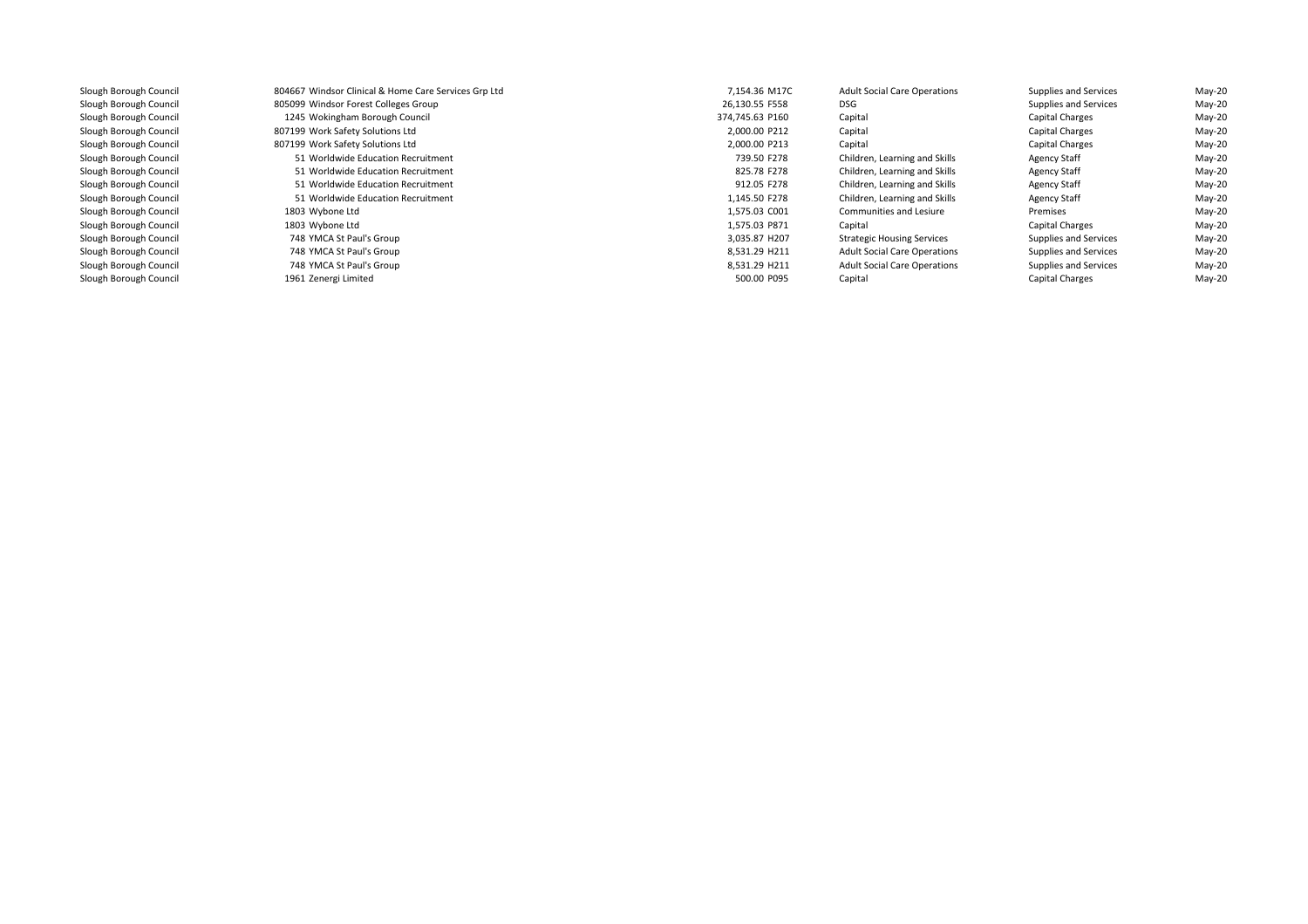| | | | | | | | |
|---|---|---|---|---|---|---|---|
| Slough Borough Council | 804667 | Windsor Clinical & Home Care Services Grp Ltd | 7,154.36 | M17C | Adult Social Care Operations | Supplies and Services | May-20 |
| Slough Borough Council | 805099 | Windsor Forest Colleges Group | 26,130.55 | F558 | DSG | Supplies and Services | May-20 |
| Slough Borough Council | 1245 | Wokingham Borough Council | 374,745.63 | P160 | Capital | Capital Charges | May-20 |
| Slough Borough Council | 807199 | Work Safety Solutions Ltd | 2,000.00 | P212 | Capital | Capital Charges | May-20 |
| Slough Borough Council | 807199 | Work Safety Solutions Ltd | 2,000.00 | P213 | Capital | Capital Charges | May-20 |
| Slough Borough Council | 51 | Worldwide Education Recruitment | 739.50 | F278 | Children, Learning and Skills | Agency Staff | May-20 |
| Slough Borough Council | 51 | Worldwide Education Recruitment | 825.78 | F278 | Children, Learning and Skills | Agency Staff | May-20 |
| Slough Borough Council | 51 | Worldwide Education Recruitment | 912.05 | F278 | Children, Learning and Skills | Agency Staff | May-20 |
| Slough Borough Council | 51 | Worldwide Education Recruitment | 1,145.50 | F278 | Children, Learning and Skills | Agency Staff | May-20 |
| Slough Borough Council | 1803 | Wybone Ltd | 1,575.03 | C001 | Communities and Lesiure | Premises | May-20 |
| Slough Borough Council | 1803 | Wybone Ltd | 1,575.03 | P871 | Capital | Capital Charges | May-20 |
| Slough Borough Council | 748 | YMCA St Paul's Group | 3,035.87 | H207 | Strategic Housing Services | Supplies and Services | May-20 |
| Slough Borough Council | 748 | YMCA St Paul's Group | 8,531.29 | H211 | Adult Social Care Operations | Supplies and Services | May-20 |
| Slough Borough Council | 748 | YMCA St Paul's Group | 8,531.29 | H211 | Adult Social Care Operations | Supplies and Services | May-20 |
| Slough Borough Council | 1961 | Zenergi Limited | 500.00 | P095 | Capital | Capital Charges | May-20 |